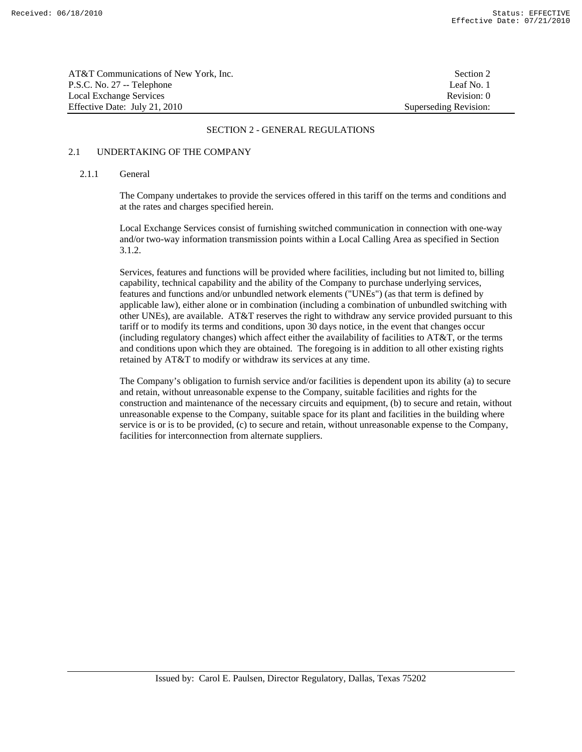# SECTION 2 - GENERAL REGULATIONS

## 2.1 UNDERTAKING OF THE COMPANY

### 2.1.1 General

The Company undertakes to provide the services offered in this tariff on the terms and conditions and at the rates and charges specified herein.

Local Exchange Services consist of furnishing switched communication in connection with one-way and/or two-way information transmission points within a Local Calling Area as specified in Section 3.1.2.

Services, features and functions will be provided where facilities, including but not limited to, billing capability, technical capability and the ability of the Company to purchase underlying services, features and functions and/or unbundled network elements ("UNEs") (as that term is defined by applicable law), either alone or in combination (including a combination of unbundled switching with other UNEs), are available. AT&T reserves the right to withdraw any service provided pursuant to this tariff or to modify its terms and conditions, upon 30 days notice, in the event that changes occur (including regulatory changes) which affect either the availability of facilities to AT&T, or the terms and conditions upon which they are obtained. The foregoing is in addition to all other existing rights retained by AT&T to modify or withdraw its services at any time.

The Company's obligation to furnish service and/or facilities is dependent upon its ability (a) to secure and retain, without unreasonable expense to the Company, suitable facilities and rights for the construction and maintenance of the necessary circuits and equipment, (b) to secure and retain, without unreasonable expense to the Company, suitable space for its plant and facilities in the building where service is or is to be provided, (c) to secure and retain, without unreasonable expense to the Company, facilities for interconnection from alternate suppliers.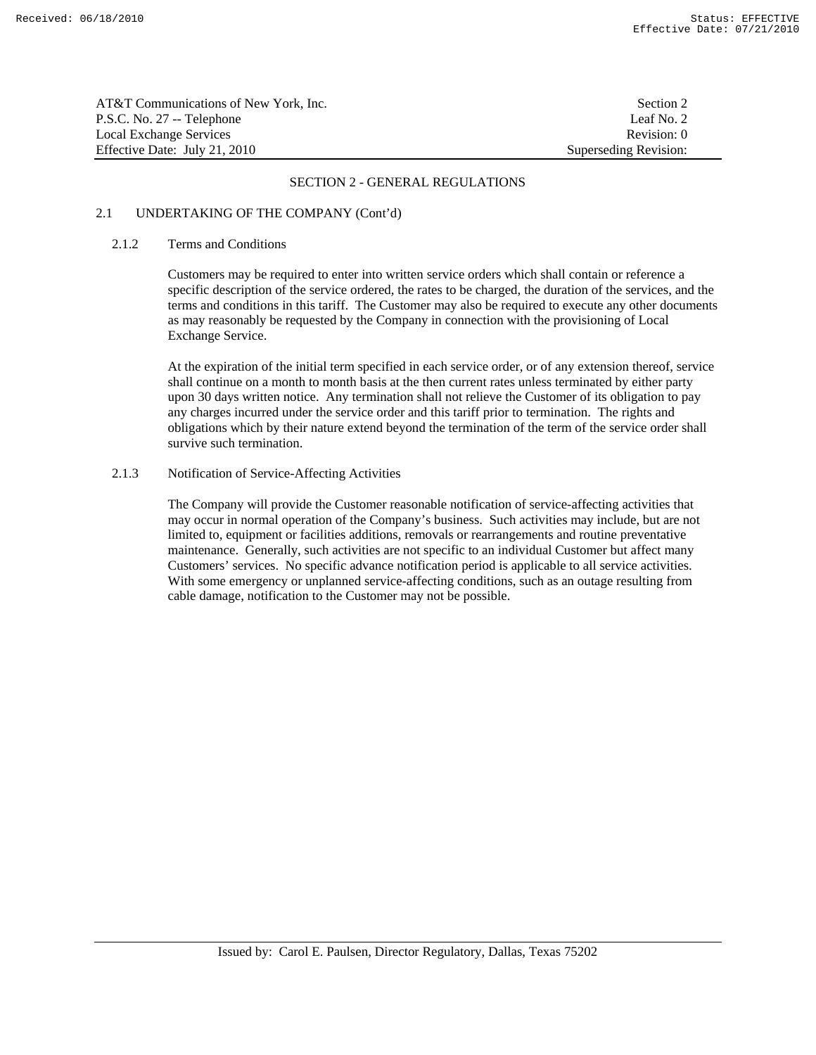## SECTION 2 - GENERAL REGULATIONS

### 2.1 UNDERTAKING OF THE COMPANY (Cont'd)

#### 2.1.2 Terms and Conditions

Customers may be required to enter into written service orders which shall contain or reference a specific description of the service ordered, the rates to be charged, the duration of the services, and the terms and conditions in this tariff. The Customer may also be required to execute any other documents as may reasonably be requested by the Company in connection with the provisioning of Local Exchange Service.

At the expiration of the initial term specified in each service order, or of any extension thereof, service shall continue on a month to month basis at the then current rates unless terminated by either party upon 30 days written notice. Any termination shall not relieve the Customer of its obligation to pay any charges incurred under the service order and this tariff prior to termination. The rights and obligations which by their nature extend beyond the termination of the term of the service order shall survive such termination.

#### 2.1.3 Notification of Service-Affecting Activities

The Company will provide the Customer reasonable notification of service-affecting activities that may occur in normal operation of the Company's business. Such activities may include, but are not limited to, equipment or facilities additions, removals or rearrangements and routine preventative maintenance. Generally, such activities are not specific to an individual Customer but affect many Customers' services. No specific advance notification period is applicable to all service activities. With some emergency or unplanned service-affecting conditions, such as an outage resulting from cable damage, notification to the Customer may not be possible.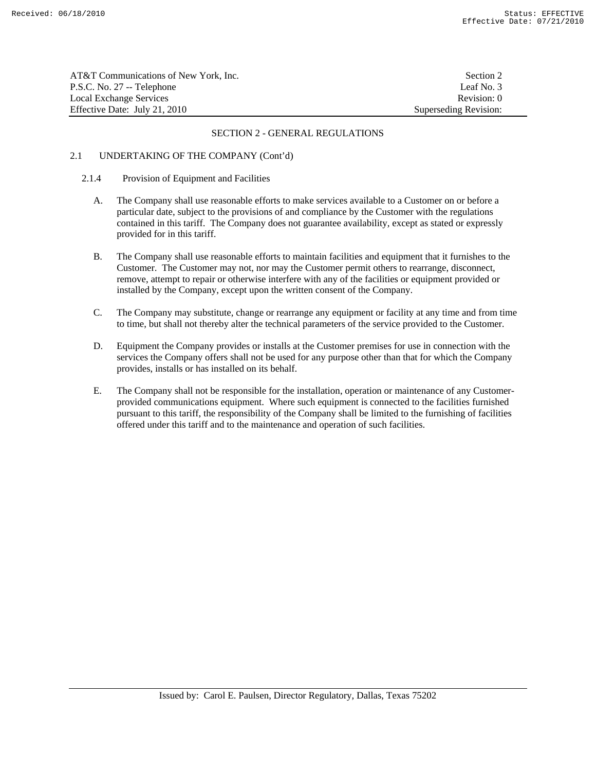## SECTION 2 - GENERAL REGULATIONS

### 2.1 UNDERTAKING OF THE COMPANY (Cont'd)

#### 2.1.4 Provision of Equipment and Facilities

A. The Company shall use reasonable efforts to make services available to a Customer on or before a particular date, subject to the provisions of and compliance by the Customer with the regulations contained in this tariff. The Company does not guarantee availability, except as stated or expressly provided for in this tariff.

B. The Company shall use reasonable efforts to maintain facilities and equipment that it furnishes to the Customer. The Customer may not, nor may the Customer permit others to rearrange, disconnect, remove, attempt to repair or otherwise interfere with any of the facilities or equipment provided or installed by the Company, except upon the written consent of the Company.

C. The Company may substitute, change or rearrange any equipment or facility at any time and from time to time, but shall not thereby alter the technical parameters of the service provided to the Customer.

D. Equipment the Company provides or installs at the Customer premises for use in connection with the services the Company offers shall not be used for any purpose other than that for which the Company provides, installs or has installed on its behalf.

E. The Company shall not be responsible for the installation, operation or maintenance of any Customer-provided communications equipment. Where such equipment is connected to the facilities furnished pursuant to this tariff, the responsibility of the Company shall be limited to the furnishing of facilities offered under this tariff and to the maintenance and operation of such facilities.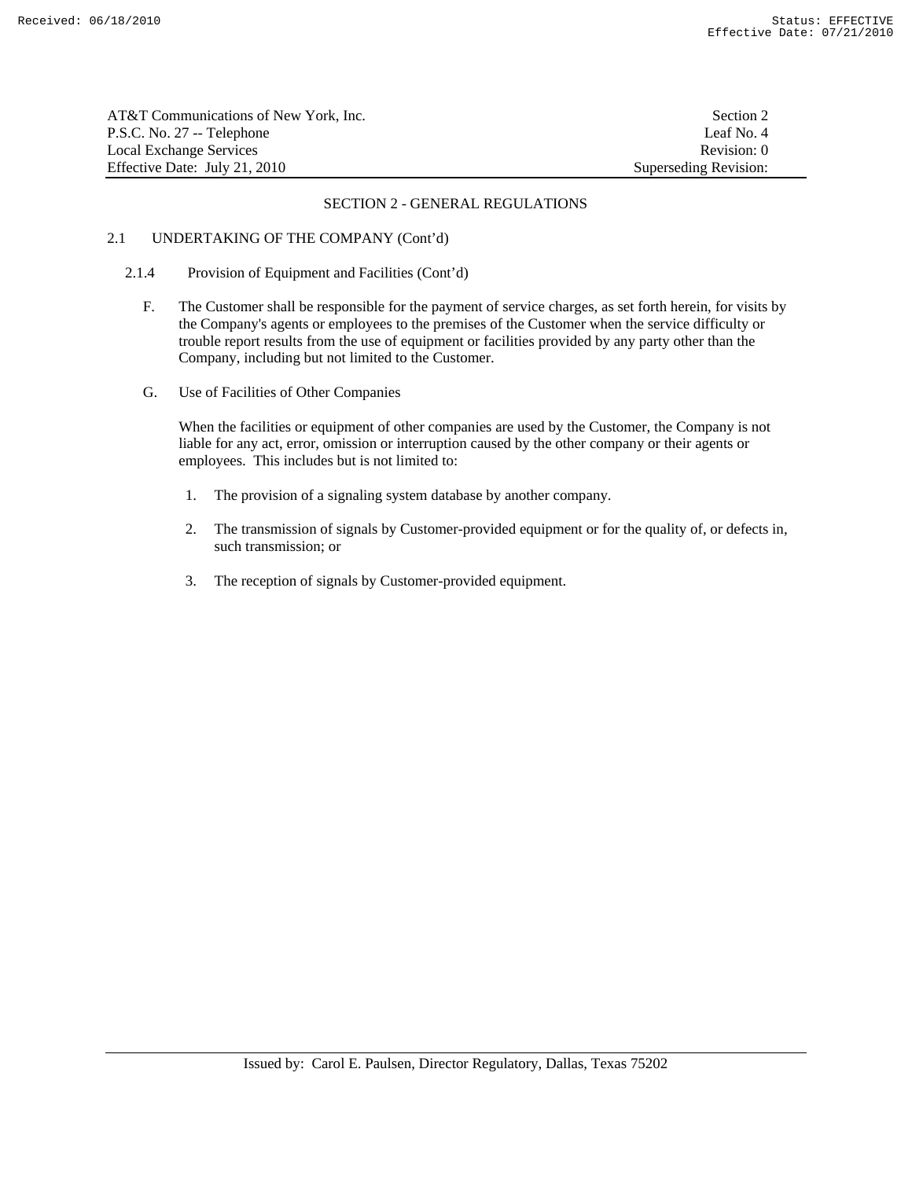## SECTION 2 - GENERAL REGULATIONS

### 2.1 UNDERTAKING OF THE COMPANY (Cont'd)

#### 2.1.4 Provision of Equipment and Facilities (Cont'd)

F. The Customer shall be responsible for the payment of service charges, as set forth herein, for visits by the Company's agents or employees to the premises of the Customer when the service difficulty or trouble report results from the use of equipment or facilities provided by any party other than the Company, including but not limited to the Customer.

G. Use of Facilities of Other Companies

When the facilities or equipment of other companies are used by the Customer, the Company is not liable for any act, error, omission or interruption caused by the other company or their agents or employees. This includes but is not limited to:

1. The provision of a signaling system database by another company.
2. The transmission of signals by Customer-provided equipment or for the quality of, or defects in, such transmission; or
3. The reception of signals by Customer-provided equipment.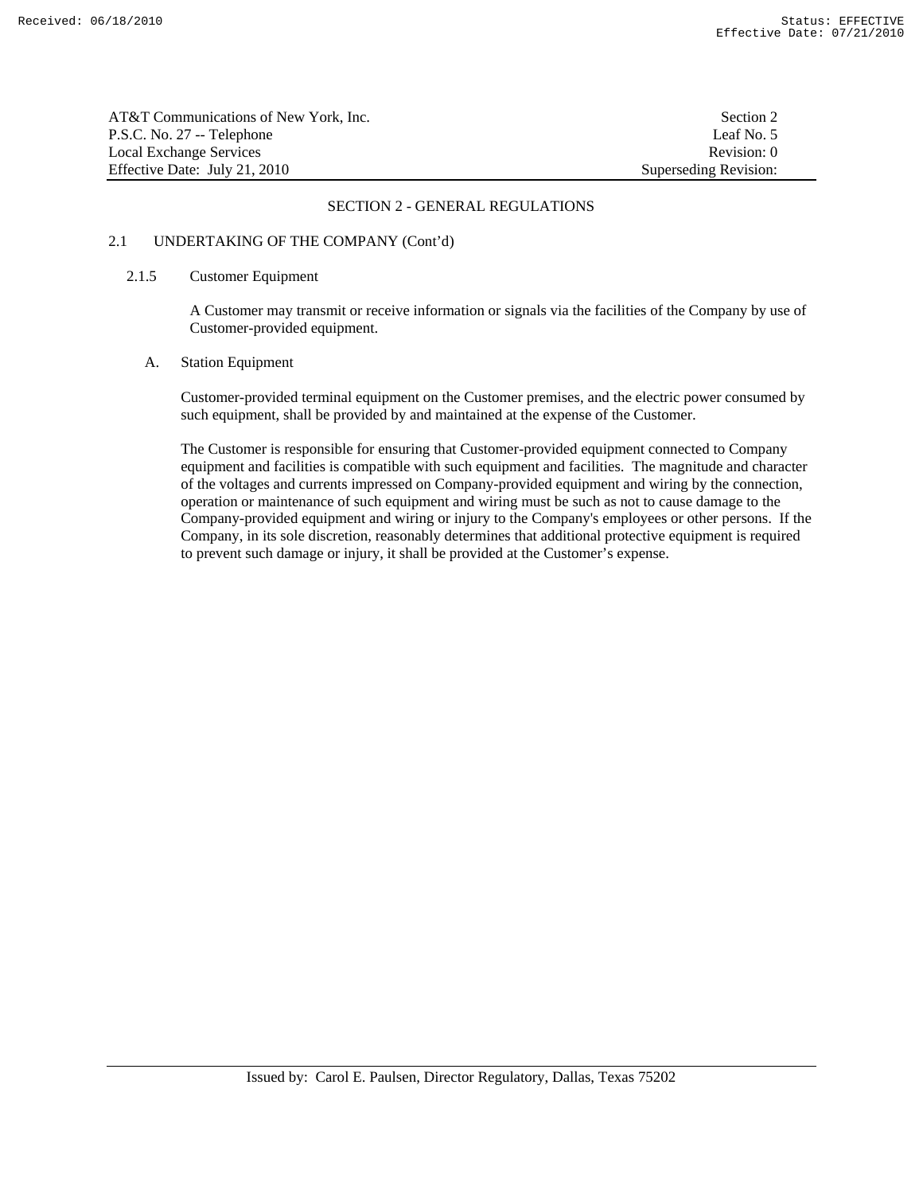## SECTION 2 - GENERAL REGULATIONS

### 2.1 UNDERTAKING OF THE COMPANY (Cont'd)

#### 2.1.5 Customer Equipment

A Customer may transmit or receive information or signals via the facilities of the Company by use of Customer-provided equipment.

A. Station Equipment

Customer-provided terminal equipment on the Customer premises, and the electric power consumed by such equipment, shall be provided by and maintained at the expense of the Customer.

The Customer is responsible for ensuring that Customer-provided equipment connected to Company equipment and facilities is compatible with such equipment and facilities. The magnitude and character of the voltages and currents impressed on Company-provided equipment and wiring by the connection, operation or maintenance of such equipment and wiring must be such as not to cause damage to the Company-provided equipment and wiring or injury to the Company's employees or other persons. If the Company, in its sole discretion, reasonably determines that additional protective equipment is required to prevent such damage or injury, it shall be provided at the Customer's expense.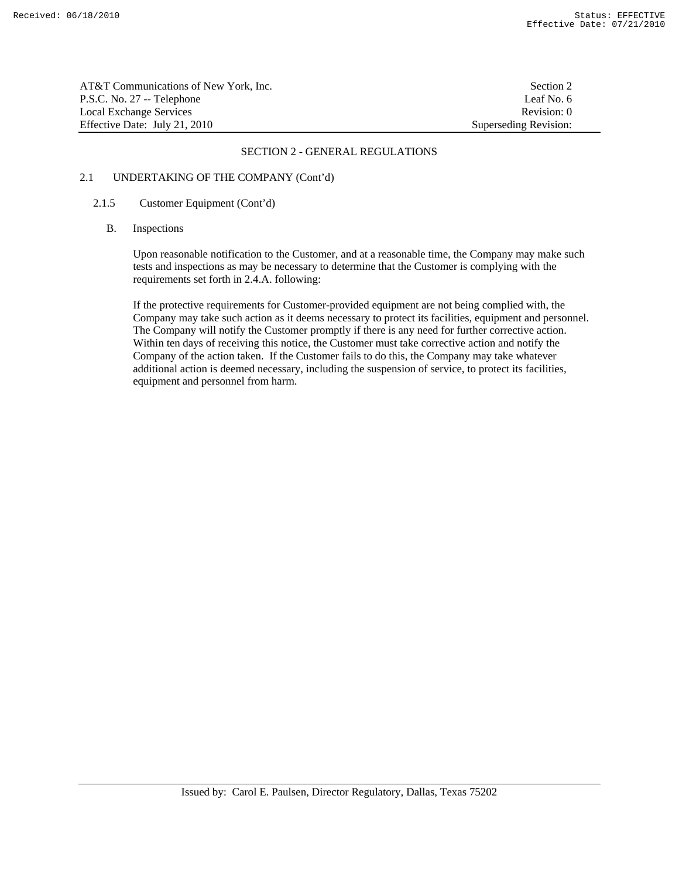## SECTION 2 - GENERAL REGULATIONS

### 2.1 UNDERTAKING OF THE COMPANY (Cont'd)

#### 2.1.5 Customer Equipment (Cont'd)

##### B. Inspections

Upon reasonable notification to the Customer, and at a reasonable time, the Company may make such tests and inspections as may be necessary to determine that the Customer is complying with the requirements set forth in 2.4.A. following:

If the protective requirements for Customer-provided equipment are not being complied with, the Company may take such action as it deems necessary to protect its facilities, equipment and personnel. The Company will notify the Customer promptly if there is any need for further corrective action. Within ten days of receiving this notice, the Customer must take corrective action and notify the Company of the action taken. If the Customer fails to do this, the Company may take whatever additional action is deemed necessary, including the suspension of service, to protect its facilities, equipment and personnel from harm.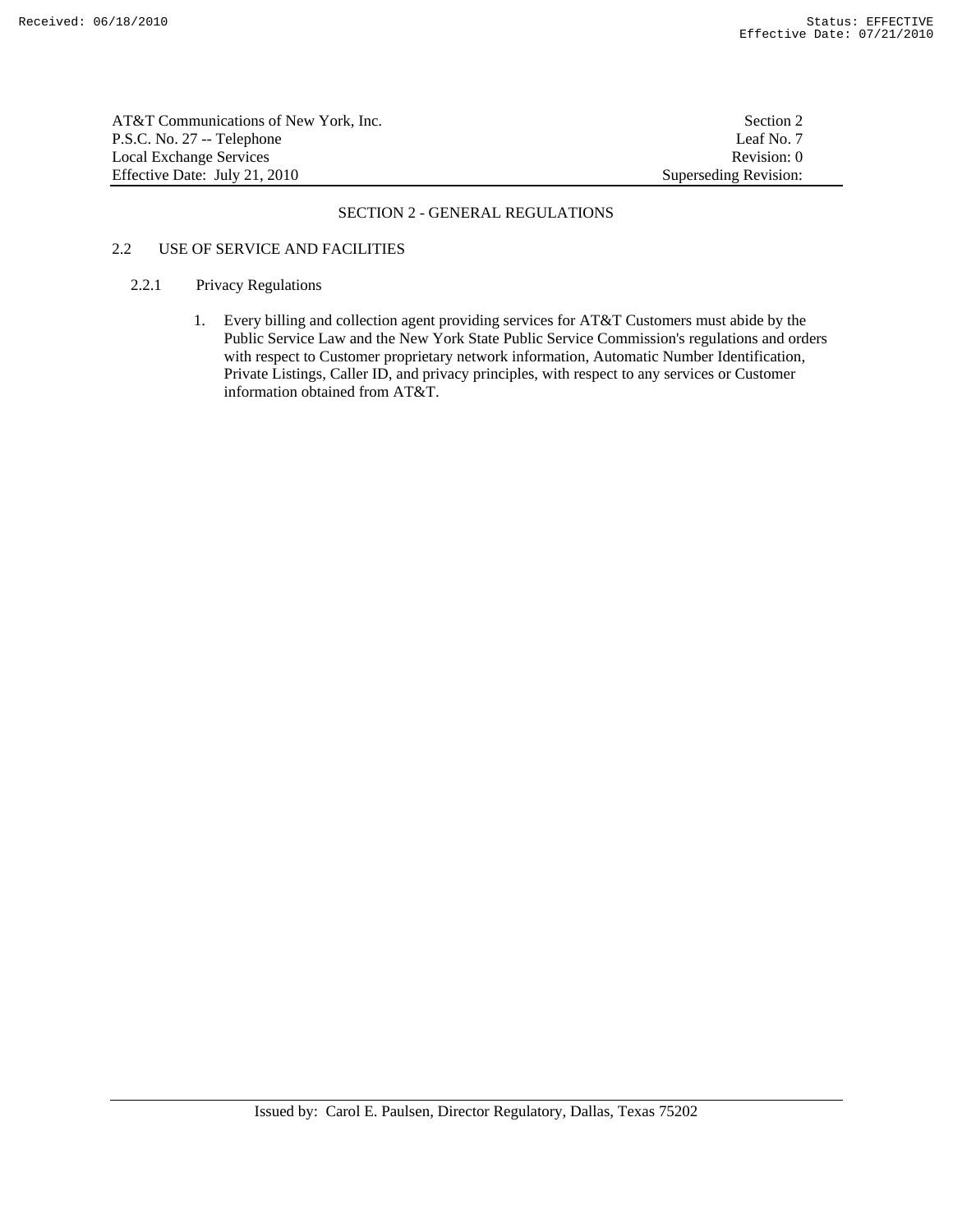## SECTION 2 - GENERAL REGULATIONS

### 2.2 USE OF SERVICE AND FACILITIES

#### 2.2.1 Privacy Regulations

1. Every billing and collection agent providing services for AT&T Customers must abide by the Public Service Law and the New York State Public Service Commission's regulations and orders with respect to Customer proprietary network information, Automatic Number Identification, Private Listings, Caller ID, and privacy principles, with respect to any services or Customer information obtained from AT&T.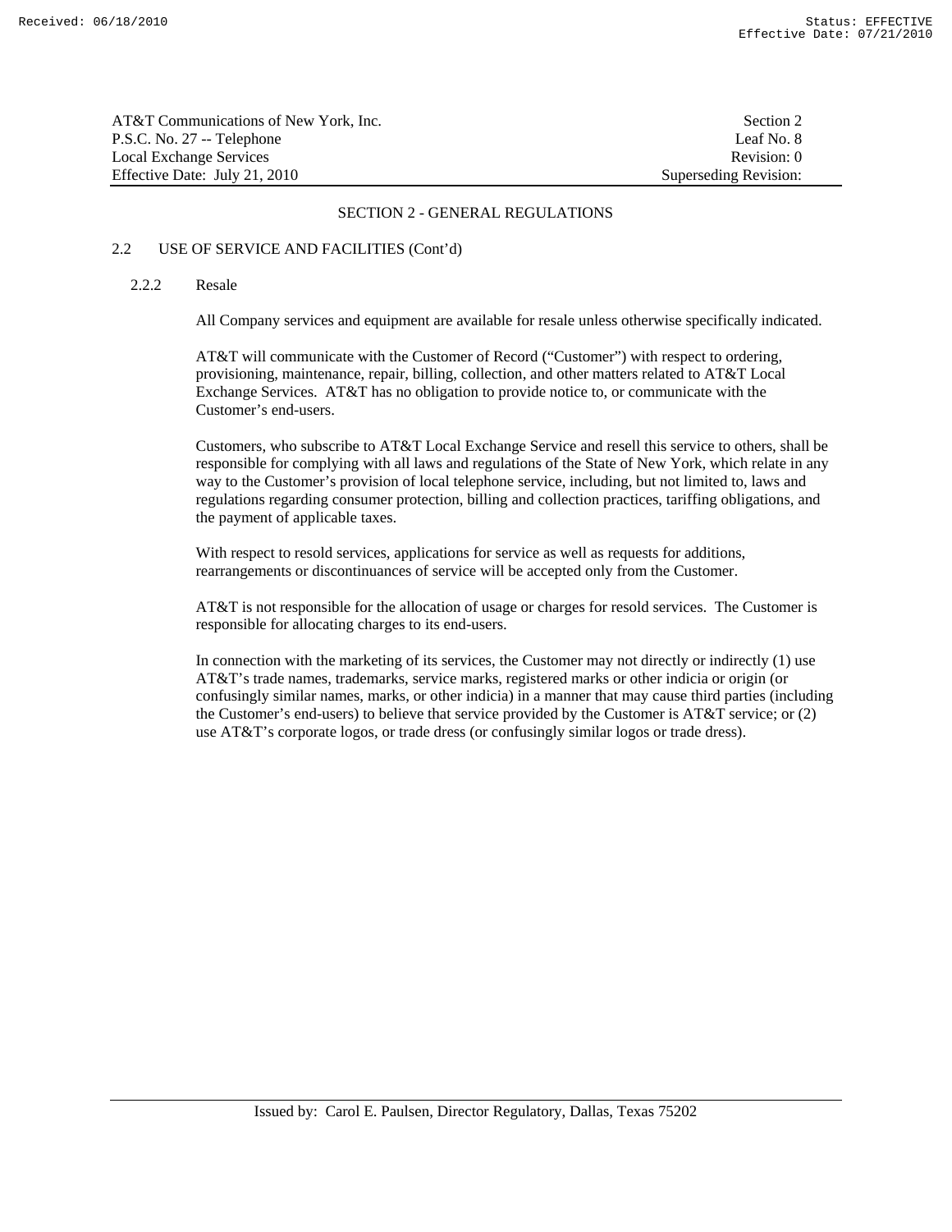## SECTION 2 - GENERAL REGULATIONS

### 2.2 USE OF SERVICE AND FACILITIES (Cont'd)

#### 2.2.2 Resale

All Company services and equipment are available for resale unless otherwise specifically indicated.

AT&T will communicate with the Customer of Record ("Customer") with respect to ordering, provisioning, maintenance, repair, billing, collection, and other matters related to AT&T Local Exchange Services. AT&T has no obligation to provide notice to, or communicate with the Customer's end-users.

Customers, who subscribe to AT&T Local Exchange Service and resell this service to others, shall be responsible for complying with all laws and regulations of the State of New York, which relate in any way to the Customer's provision of local telephone service, including, but not limited to, laws and regulations regarding consumer protection, billing and collection practices, tariffing obligations, and the payment of applicable taxes.

With respect to resold services, applications for service as well as requests for additions, rearrangements or discontinuances of service will be accepted only from the Customer.

AT&T is not responsible for the allocation of usage or charges for resold services. The Customer is responsible for allocating charges to its end-users.

In connection with the marketing of its services, the Customer may not directly or indirectly (1) use AT&T's trade names, trademarks, service marks, registered marks or other indicia or origin (or confusingly similar names, marks, or other indicia) in a manner that may cause third parties (including the Customer's end-users) to believe that service provided by the Customer is AT&T service; or (2) use AT&T's corporate logos, or trade dress (or confusingly similar logos or trade dress).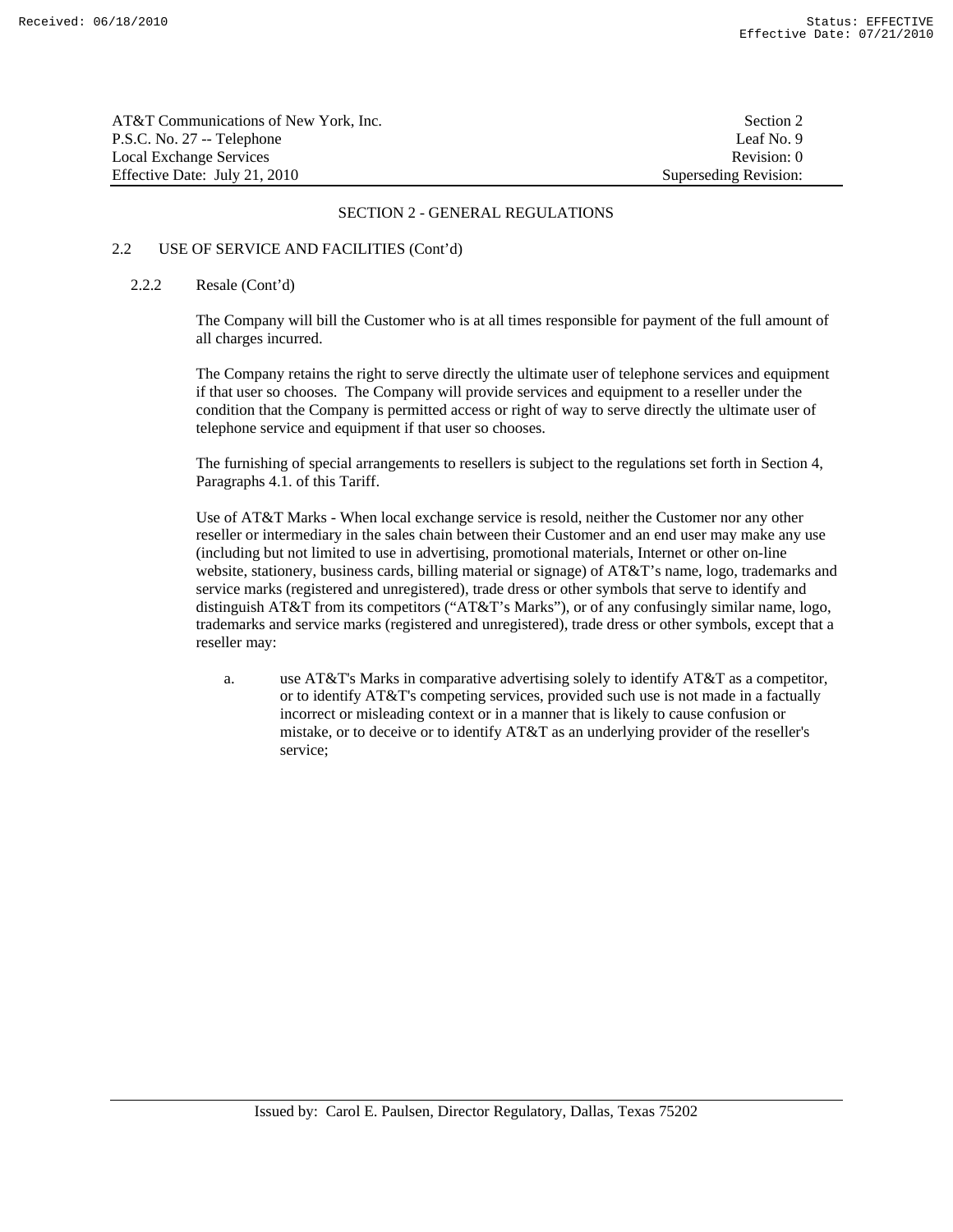SECTION 2 - GENERAL REGULATIONS

2.2 USE OF SERVICE AND FACILITIES (Cont'd)

2.2.2 Resale (Cont'd)

The Company will bill the Customer who is at all times responsible for payment of the full amount of all charges incurred.

The Company retains the right to serve directly the ultimate user of telephone services and equipment if that user so chooses. The Company will provide services and equipment to a reseller under the condition that the Company is permitted access or right of way to serve directly the ultimate user of telephone service and equipment if that user so chooses.

The furnishing of special arrangements to resellers is subject to the regulations set forth in Section 4, Paragraphs 4.1. of this Tariff.

Use of AT&T Marks - When local exchange service is resold, neither the Customer nor any other reseller or intermediary in the sales chain between their Customer and an end user may make any use (including but not limited to use in advertising, promotional materials, Internet or other on-line website, stationery, business cards, billing material or signage) of AT&T's name, logo, trademarks and service marks (registered and unregistered), trade dress or other symbols that serve to identify and distinguish AT&T from its competitors ("AT&T's Marks"), or of any confusingly similar name, logo, trademarks and service marks (registered and unregistered), trade dress or other symbols, except that a reseller may:

a. use AT&T's Marks in comparative advertising solely to identify AT&T as a competitor, or to identify AT&T's competing services, provided such use is not made in a factually incorrect or misleading context or in a manner that is likely to cause confusion or mistake, or to deceive or to identify AT&T as an underlying provider of the reseller's service;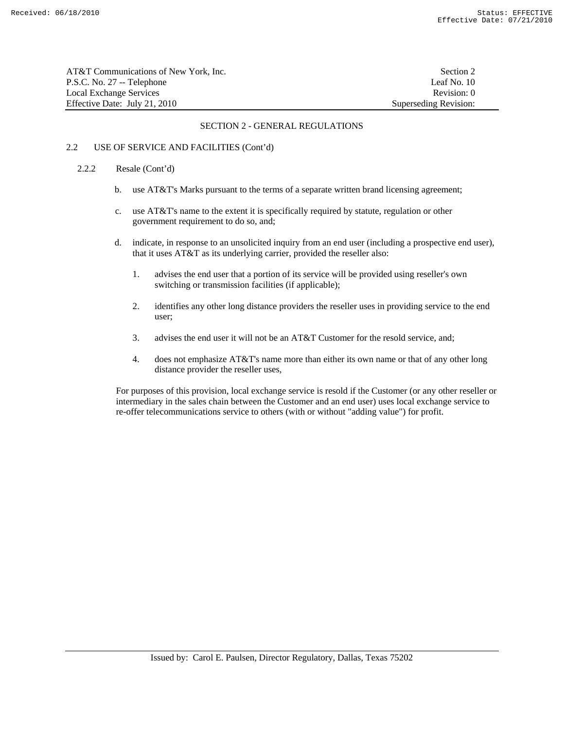SECTION 2 - GENERAL REGULATIONS

2.2 USE OF SERVICE AND FACILITIES (Cont'd)

2.2.2 Resale (Cont'd)

b. use AT&T's Marks pursuant to the terms of a separate written brand licensing agreement;

c. use AT&T's name to the extent it is specifically required by statute, regulation or other government requirement to do so, and;

d. indicate, in response to an unsolicited inquiry from an end user (including a prospective end user), that it uses AT&T as its underlying carrier, provided the reseller also:

1. advises the end user that a portion of its service will be provided using reseller's own switching or transmission facilities (if applicable);

2. identifies any other long distance providers the reseller uses in providing service to the end user;

3. advises the end user it will not be an AT&T Customer for the resold service, and;

4. does not emphasize AT&T's name more than either its own name or that of any other long distance provider the reseller uses,

For purposes of this provision, local exchange service is resold if the Customer (or any other reseller or intermediary in the sales chain between the Customer and an end user) uses local exchange service to re-offer telecommunications service to others (with or without "adding value") for profit.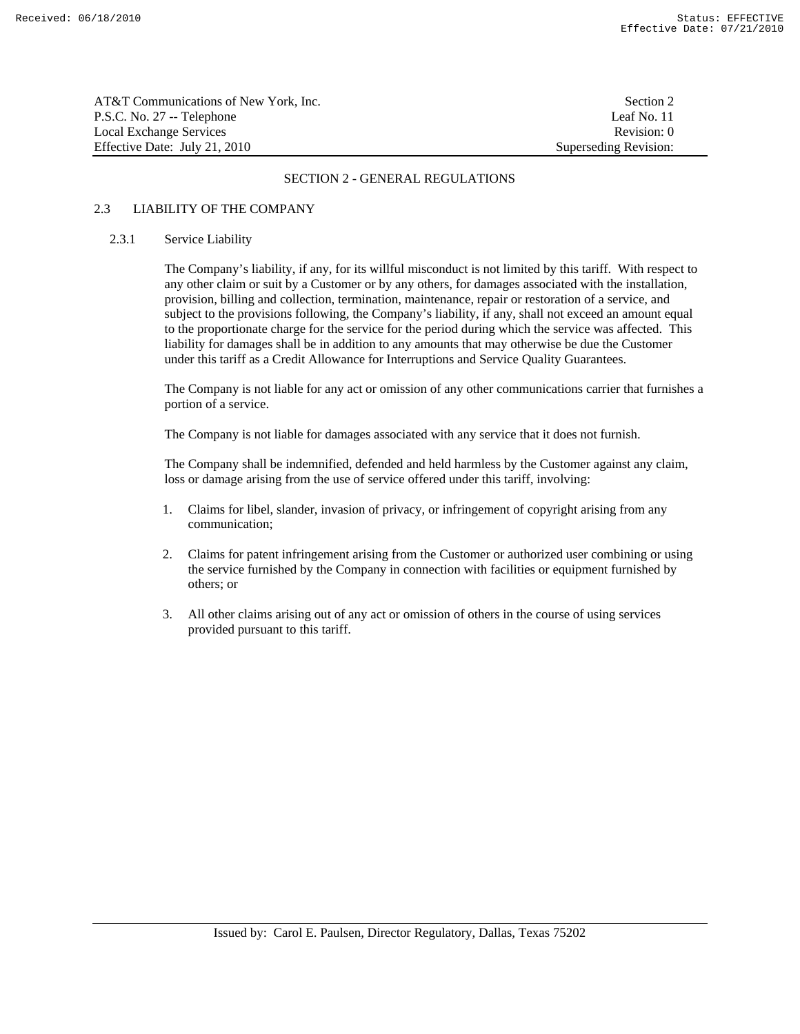## SECTION 2 - GENERAL REGULATIONS

### 2.3 LIABILITY OF THE COMPANY

#### 2.3.1 Service Liability

The Company's liability, if any, for its willful misconduct is not limited by this tariff. With respect to any other claim or suit by a Customer or by any others, for damages associated with the installation, provision, billing and collection, termination, maintenance, repair or restoration of a service, and subject to the provisions following, the Company's liability, if any, shall not exceed an amount equal to the proportionate charge for the service for the period during which the service was affected. This liability for damages shall be in addition to any amounts that may otherwise be due the Customer under this tariff as a Credit Allowance for Interruptions and Service Quality Guarantees.

The Company is not liable for any act or omission of any other communications carrier that furnishes a portion of a service.

The Company is not liable for damages associated with any service that it does not furnish.

The Company shall be indemnified, defended and held harmless by the Customer against any claim, loss or damage arising from the use of service offered under this tariff, involving:

1. Claims for libel, slander, invasion of privacy, or infringement of copyright arising from any communication;
2. Claims for patent infringement arising from the Customer or authorized user combining or using the service furnished by the Company in connection with facilities or equipment furnished by others; or
3. All other claims arising out of any act or omission of others in the course of using services provided pursuant to this tariff.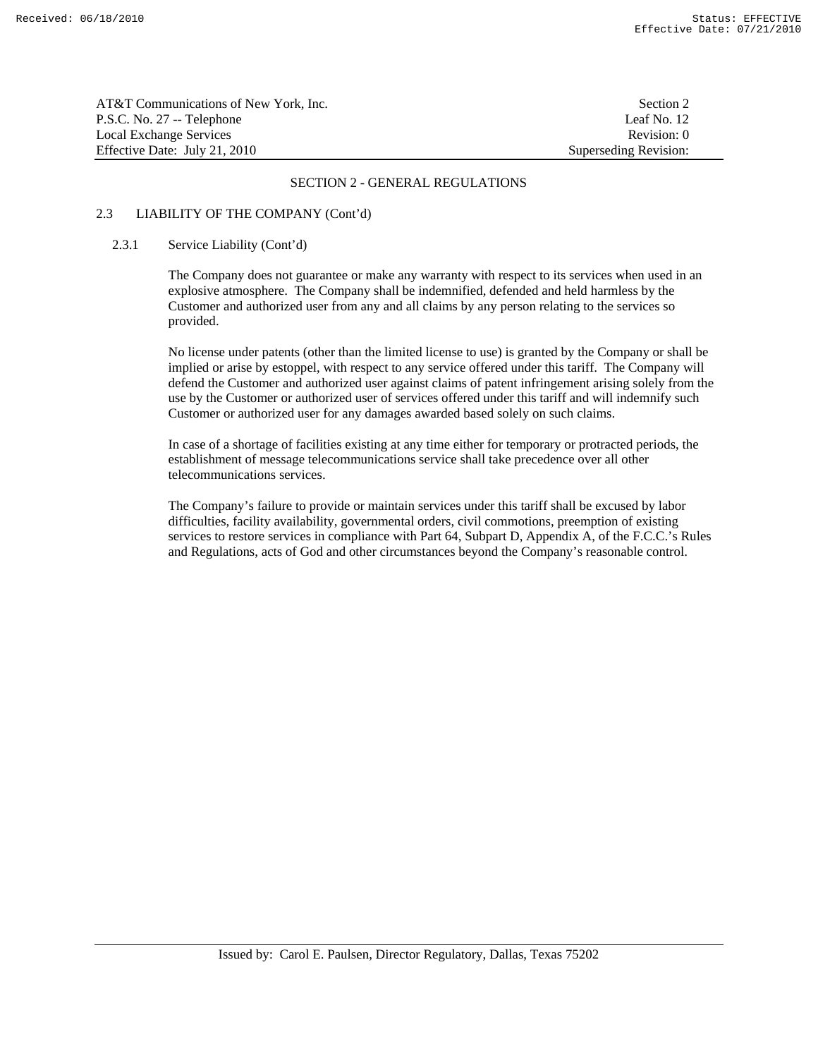## SECTION 2 - GENERAL REGULATIONS

### 2.3 LIABILITY OF THE COMPANY (Cont'd)

#### 2.3.1 Service Liability (Cont'd)

The Company does not guarantee or make any warranty with respect to its services when used in an explosive atmosphere. The Company shall be indemnified, defended and held harmless by the Customer and authorized user from any and all claims by any person relating to the services so provided.

No license under patents (other than the limited license to use) is granted by the Company or shall be implied or arise by estoppel, with respect to any service offered under this tariff. The Company will defend the Customer and authorized user against claims of patent infringement arising solely from the use by the Customer or authorized user of services offered under this tariff and will indemnify such Customer or authorized user for any damages awarded based solely on such claims.

In case of a shortage of facilities existing at any time either for temporary or protracted periods, the establishment of message telecommunications service shall take precedence over all other telecommunications services.

The Company's failure to provide or maintain services under this tariff shall be excused by labor difficulties, facility availability, governmental orders, civil commotions, preemption of existing services to restore services in compliance with Part 64, Subpart D, Appendix A, of the F.C.C.'s Rules and Regulations, acts of God and other circumstances beyond the Company's reasonable control.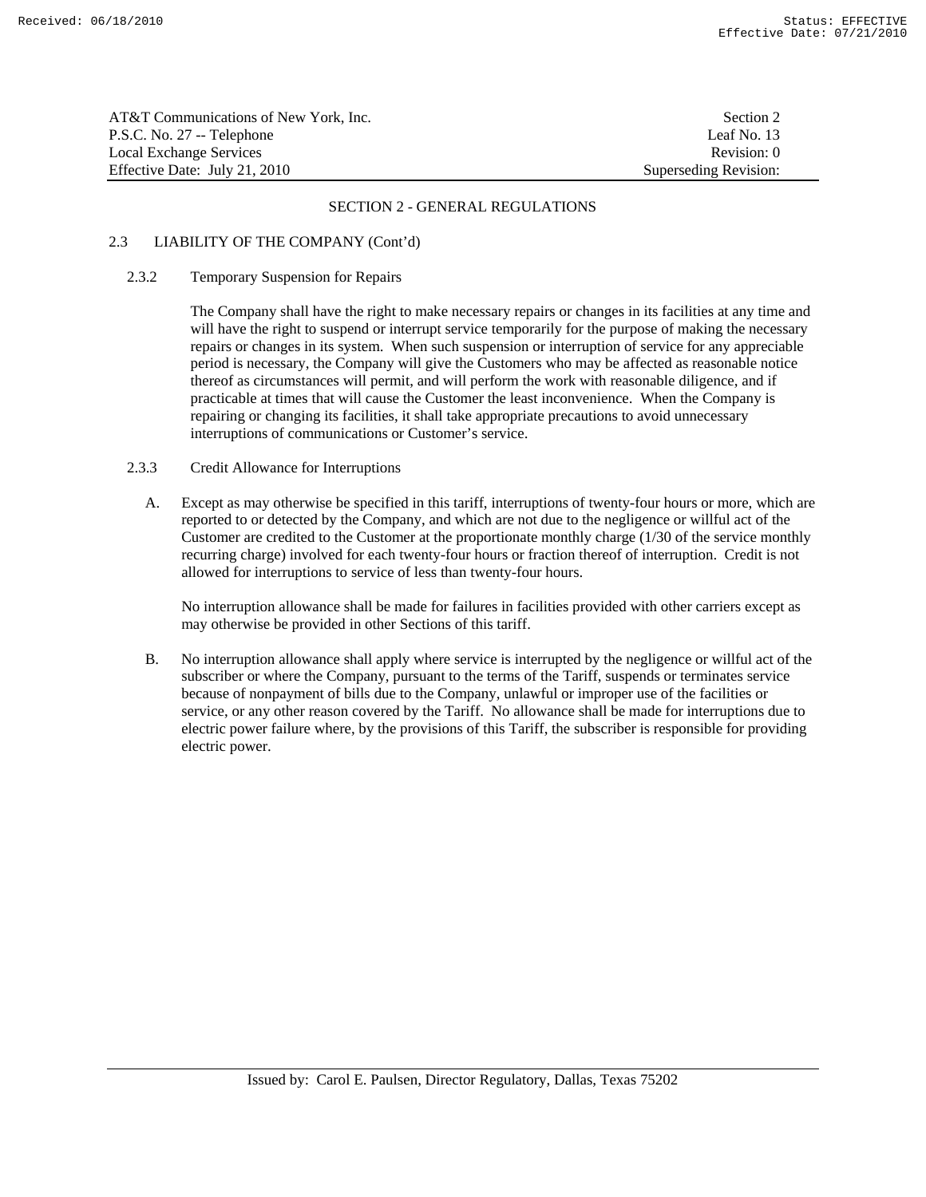## SECTION 2 - GENERAL REGULATIONS

### 2.3 LIABILITY OF THE COMPANY (Cont'd)

#### 2.3.2 Temporary Suspension for Repairs

The Company shall have the right to make necessary repairs or changes in its facilities at any time and will have the right to suspend or interrupt service temporarily for the purpose of making the necessary repairs or changes in its system. When such suspension or interruption of service for any appreciable period is necessary, the Company will give the Customers who may be affected as reasonable notice thereof as circumstances will permit, and will perform the work with reasonable diligence, and if practicable at times that will cause the Customer the least inconvenience. When the Company is repairing or changing its facilities, it shall take appropriate precautions to avoid unnecessary interruptions of communications or Customer's service.

#### 2.3.3 Credit Allowance for Interruptions

A. Except as may otherwise be specified in this tariff, interruptions of twenty-four hours or more, which are reported to or detected by the Company, and which are not due to the negligence or willful act of the Customer are credited to the Customer at the proportionate monthly charge (1/30 of the service monthly recurring charge) involved for each twenty-four hours or fraction thereof of interruption. Credit is not allowed for interruptions to service of less than twenty-four hours.

   No interruption allowance shall be made for failures in facilities provided with other carriers except as may otherwise be provided in other Sections of this tariff.

B. No interruption allowance shall apply where service is interrupted by the negligence or willful act of the subscriber or where the Company, pursuant to the terms of the Tariff, suspends or terminates service because of nonpayment of bills due to the Company, unlawful or improper use of the facilities or service, or any other reason covered by the Tariff. No allowance shall be made for interruptions due to electric power failure where, by the provisions of this Tariff, the subscriber is responsible for providing electric power.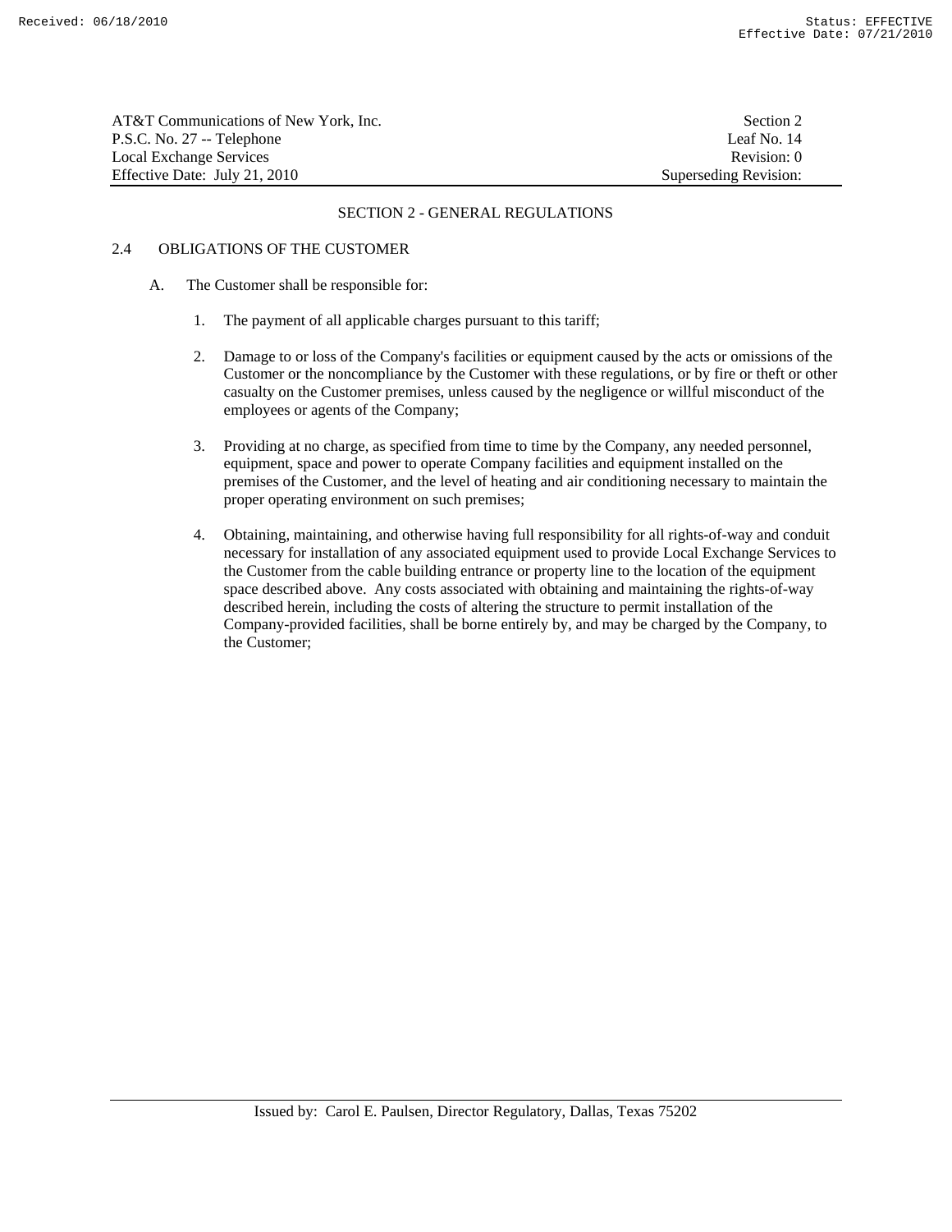## SECTION 2 - GENERAL REGULATIONS

### 2.4 OBLIGATIONS OF THE CUSTOMER

A. The Customer shall be responsible for:

1. The payment of all applicable charges pursuant to this tariff;

2. Damage to or loss of the Company's facilities or equipment caused by the acts or omissions of the Customer or the noncompliance by the Customer with these regulations, or by fire or theft or other casualty on the Customer premises, unless caused by the negligence or willful misconduct of the employees or agents of the Company;

3. Providing at no charge, as specified from time to time by the Company, any needed personnel, equipment, space and power to operate Company facilities and equipment installed on the premises of the Customer, and the level of heating and air conditioning necessary to maintain the proper operating environment on such premises;

4. Obtaining, maintaining, and otherwise having full responsibility for all rights-of-way and conduit necessary for installation of any associated equipment used to provide Local Exchange Services to the Customer from the cable building entrance or property line to the location of the equipment space described above. Any costs associated with obtaining and maintaining the rights-of-way described herein, including the costs of altering the structure to permit installation of the Company-provided facilities, shall be borne entirely by, and may be charged by the Company, to the Customer;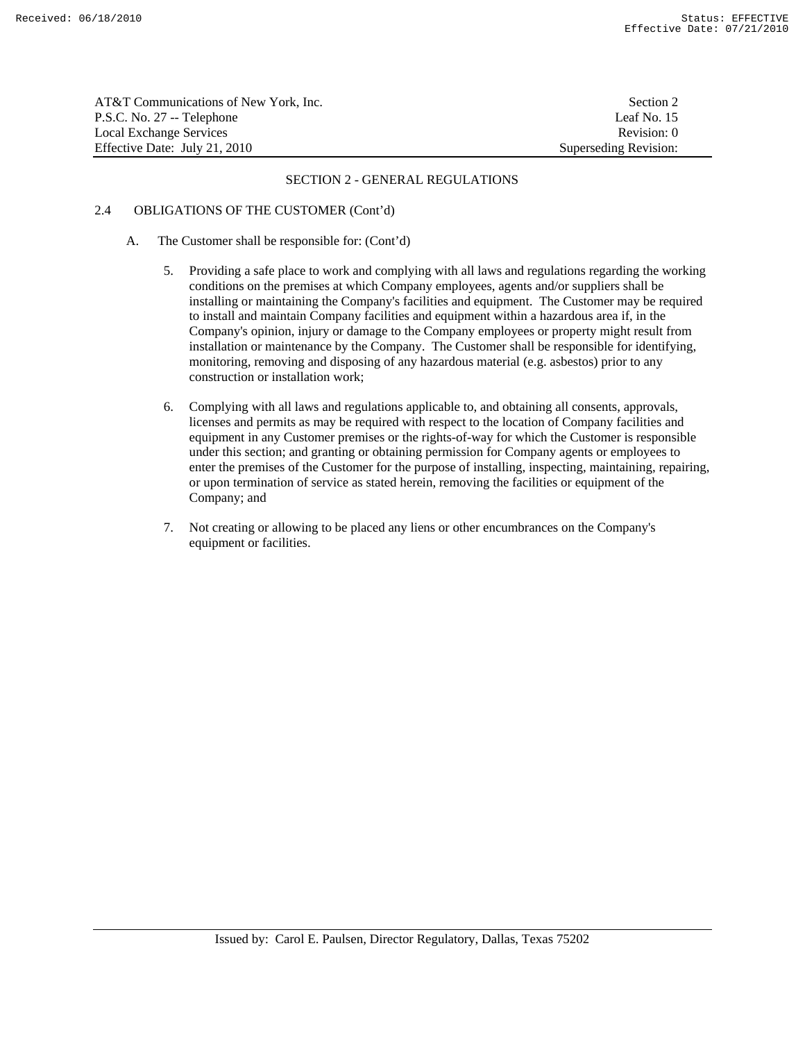## SECTION 2 - GENERAL REGULATIONS

### 2.4 OBLIGATIONS OF THE CUSTOMER (Cont'd)

A. The Customer shall be responsible for: (Cont'd)

5. Providing a safe place to work and complying with all laws and regulations regarding the working conditions on the premises at which Company employees, agents and/or suppliers shall be installing or maintaining the Company's facilities and equipment. The Customer may be required to install and maintain Company facilities and equipment within a hazardous area if, in the Company's opinion, injury or damage to the Company employees or property might result from installation or maintenance by the Company. The Customer shall be responsible for identifying, monitoring, removing and disposing of any hazardous material (e.g. asbestos) prior to any construction or installation work;

6. Complying with all laws and regulations applicable to, and obtaining all consents, approvals, licenses and permits as may be required with respect to the location of Company facilities and equipment in any Customer premises or the rights-of-way for which the Customer is responsible under this section; and granting or obtaining permission for Company agents or employees to enter the premises of the Customer for the purpose of installing, inspecting, maintaining, repairing, or upon termination of service as stated herein, removing the facilities or equipment of the Company; and

7. Not creating or allowing to be placed any liens or other encumbrances on the Company's equipment or facilities.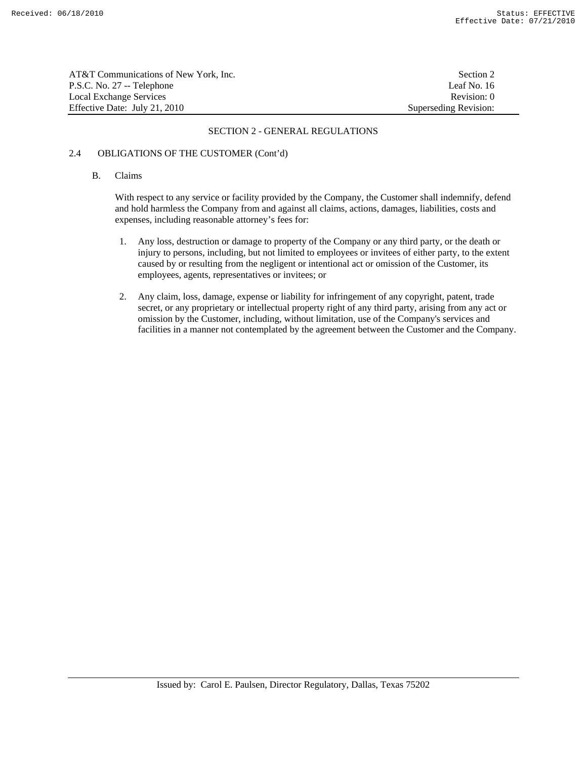## SECTION 2 - GENERAL REGULATIONS

### 2.4 OBLIGATIONS OF THE CUSTOMER (Cont'd)

B. Claims

With respect to any service or facility provided by the Company, the Customer shall indemnify, defend and hold harmless the Company from and against all claims, actions, damages, liabilities, costs and expenses, including reasonable attorney's fees for:

1. Any loss, destruction or damage to property of the Company or any third party, or the death or injury to persons, including, but not limited to employees or invitees of either party, to the extent caused by or resulting from the negligent or intentional act or omission of the Customer, its employees, agents, representatives or invitees; or

2. Any claim, loss, damage, expense or liability for infringement of any copyright, patent, trade secret, or any proprietary or intellectual property right of any third party, arising from any act or omission by the Customer, including, without limitation, use of the Company's services and facilities in a manner not contemplated by the agreement between the Customer and the Company.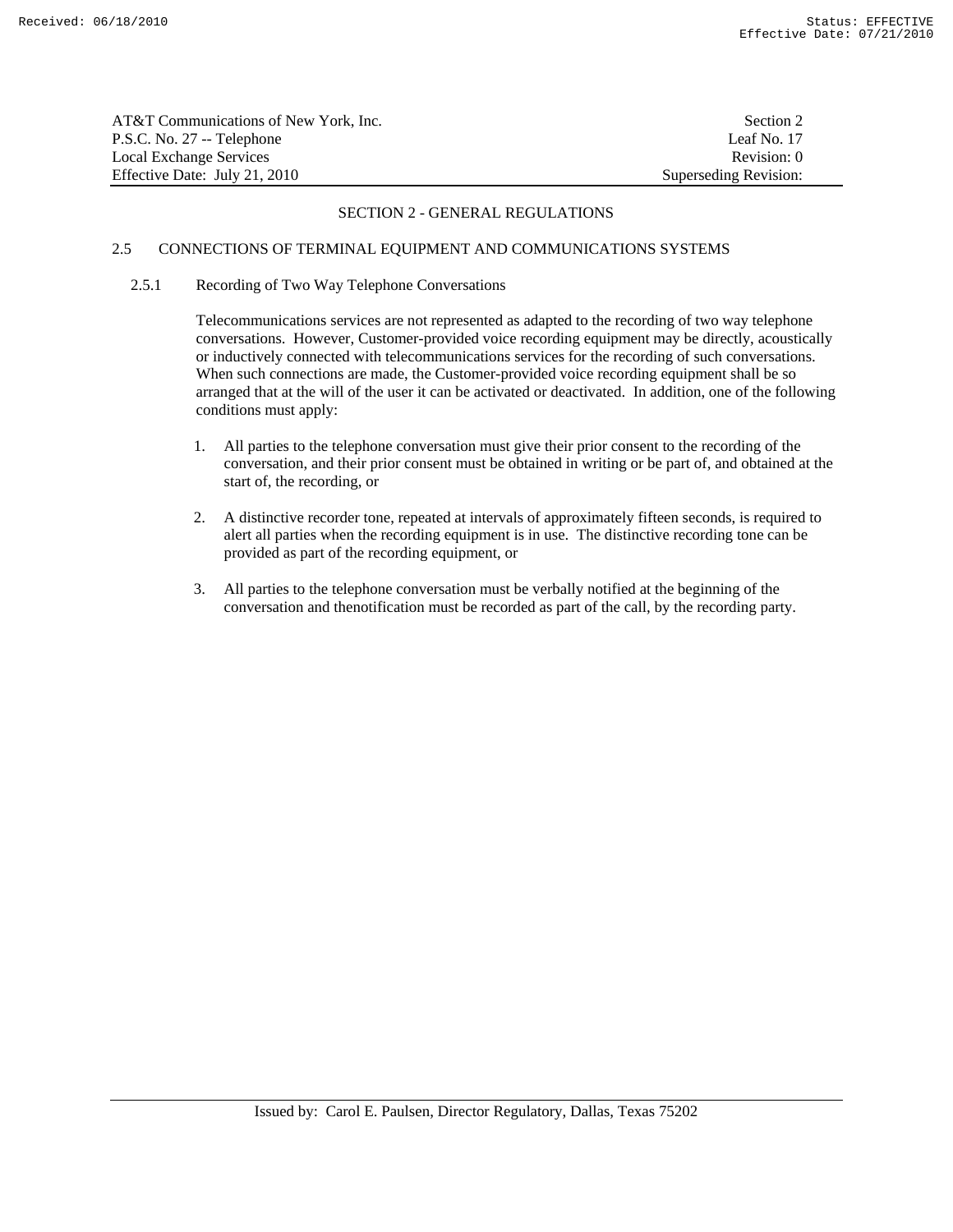## SECTION 2 - GENERAL REGULATIONS

### 2.5 CONNECTIONS OF TERMINAL EQUIPMENT AND COMMUNICATIONS SYSTEMS

#### 2.5.1 Recording of Two Way Telephone Conversations

Telecommunications services are not represented as adapted to the recording of two way telephone conversations. However, Customer-provided voice recording equipment may be directly, acoustically or inductively connected with telecommunications services for the recording of such conversations. When such connections are made, the Customer-provided voice recording equipment shall be so arranged that at the will of the user it can be activated or deactivated. In addition, one of the following conditions must apply:

1. All parties to the telephone conversation must give their prior consent to the recording of the conversation, and their prior consent must be obtained in writing or be part of, and obtained at the start of, the recording, or

2. A distinctive recorder tone, repeated at intervals of approximately fifteen seconds, is required to alert all parties when the recording equipment is in use. The distinctive recording tone can be provided as part of the recording equipment, or

3. All parties to the telephone conversation must be verbally notified at the beginning of the conversation and thenotification must be recorded as part of the call, by the recording party.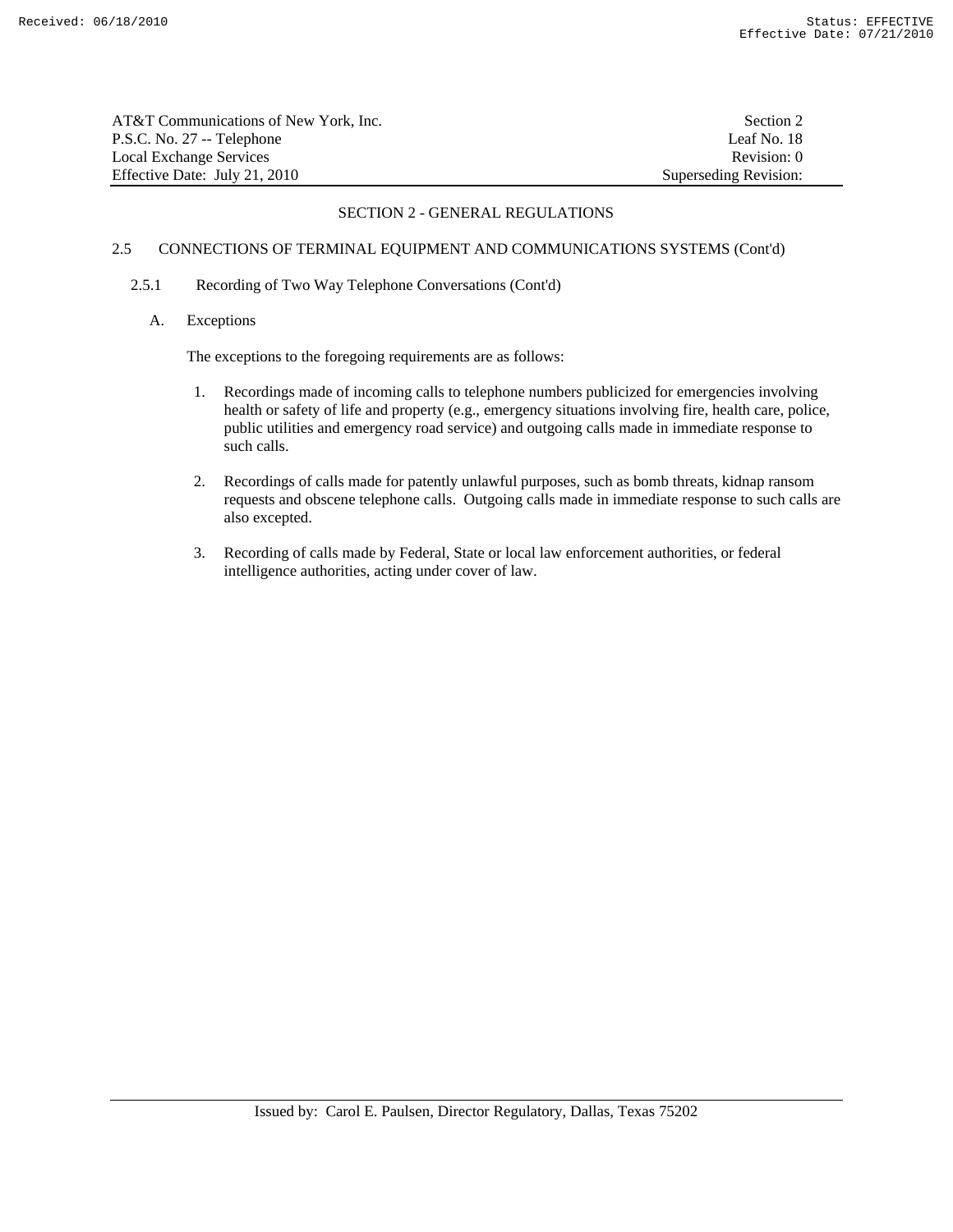## SECTION 2 - GENERAL REGULATIONS

### 2.5 CONNECTIONS OF TERMINAL EQUIPMENT AND COMMUNICATIONS SYSTEMS (Cont'd)

#### 2.5.1 Recording of Two Way Telephone Conversations (Cont'd)

A. Exceptions

The exceptions to the foregoing requirements are as follows:

1. Recordings made of incoming calls to telephone numbers publicized for emergencies involving health or safety of life and property (e.g., emergency situations involving fire, health care, police, public utilities and emergency road service) and outgoing calls made in immediate response to such calls.

2. Recordings of calls made for patently unlawful purposes, such as bomb threats, kidnap ransom requests and obscene telephone calls. Outgoing calls made in immediate response to such calls are also excepted.

3. Recording of calls made by Federal, State or local law enforcement authorities, or federal intelligence authorities, acting under cover of law.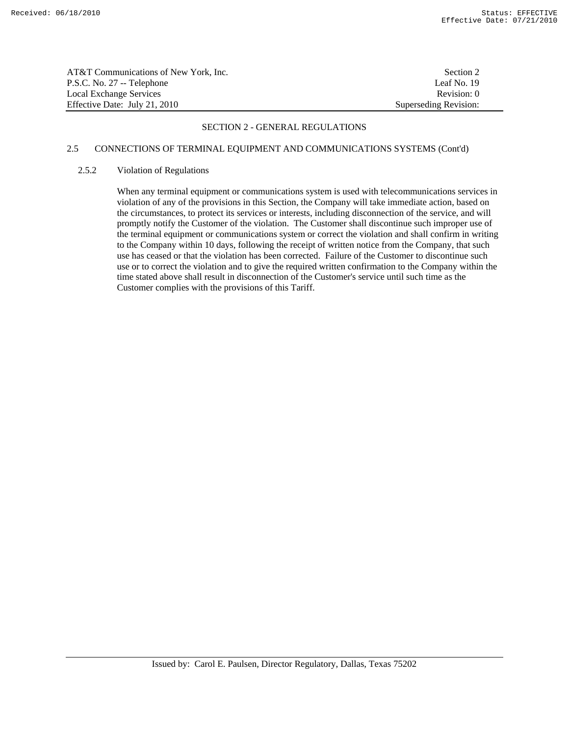## SECTION 2 - GENERAL REGULATIONS

### 2.5 CONNECTIONS OF TERMINAL EQUIPMENT AND COMMUNICATIONS SYSTEMS (Cont'd)

#### 2.5.2 Violation of Regulations

When any terminal equipment or communications system is used with telecommunications services in violation of any of the provisions in this Section, the Company will take immediate action, based on the circumstances, to protect its services or interests, including disconnection of the service, and will promptly notify the Customer of the violation. The Customer shall discontinue such improper use of the terminal equipment or communications system or correct the violation and shall confirm in writing to the Company within 10 days, following the receipt of written notice from the Company, that such use has ceased or that the violation has been corrected. Failure of the Customer to discontinue such use or to correct the violation and to give the required written confirmation to the Company within the time stated above shall result in disconnection of the Customer's service until such time as the Customer complies with the provisions of this Tariff.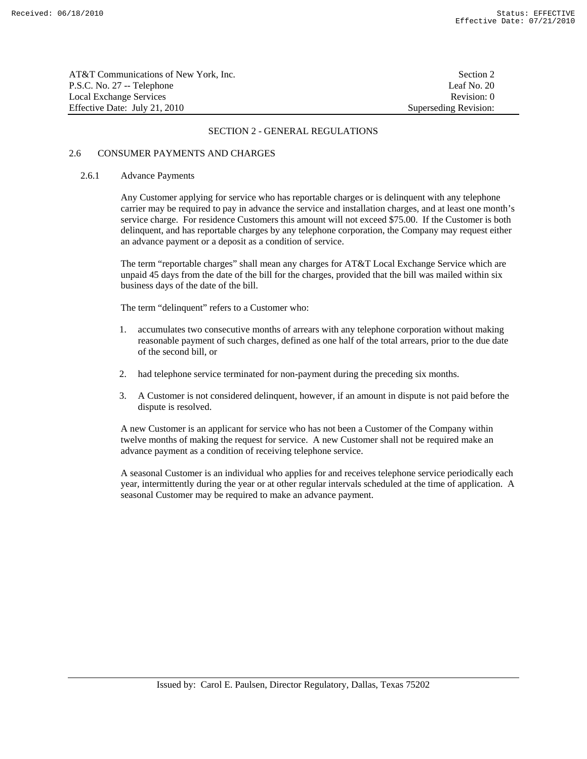## SECTION 2 - GENERAL REGULATIONS

### 2.6 CONSUMER PAYMENTS AND CHARGES

#### 2.6.1 Advance Payments

Any Customer applying for service who has reportable charges or is delinquent with any telephone carrier may be required to pay in advance the service and installation charges, and at least one month's service charge. For residence Customers this amount will not exceed $75.00. If the Customer is both delinquent, and has reportable charges by any telephone corporation, the Company may request either an advance payment or a deposit as a condition of service.

The term "reportable charges" shall mean any charges for AT&T Local Exchange Service which are unpaid 45 days from the date of the bill for the charges, provided that the bill was mailed within six business days of the date of the bill.

The term "delinquent" refers to a Customer who:

1. accumulates two consecutive months of arrears with any telephone corporation without making reasonable payment of such charges, defined as one half of the total arrears, prior to the due date of the second bill, or
2. had telephone service terminated for non-payment during the preceding six months.
3. A Customer is not considered delinquent, however, if an amount in dispute is not paid before the dispute is resolved.

A new Customer is an applicant for service who has not been a Customer of the Company within twelve months of making the request for service. A new Customer shall not be required make an advance payment as a condition of receiving telephone service.

A seasonal Customer is an individual who applies for and receives telephone service periodically each year, intermittently during the year or at other regular intervals scheduled at the time of application. A seasonal Customer may be required to make an advance payment.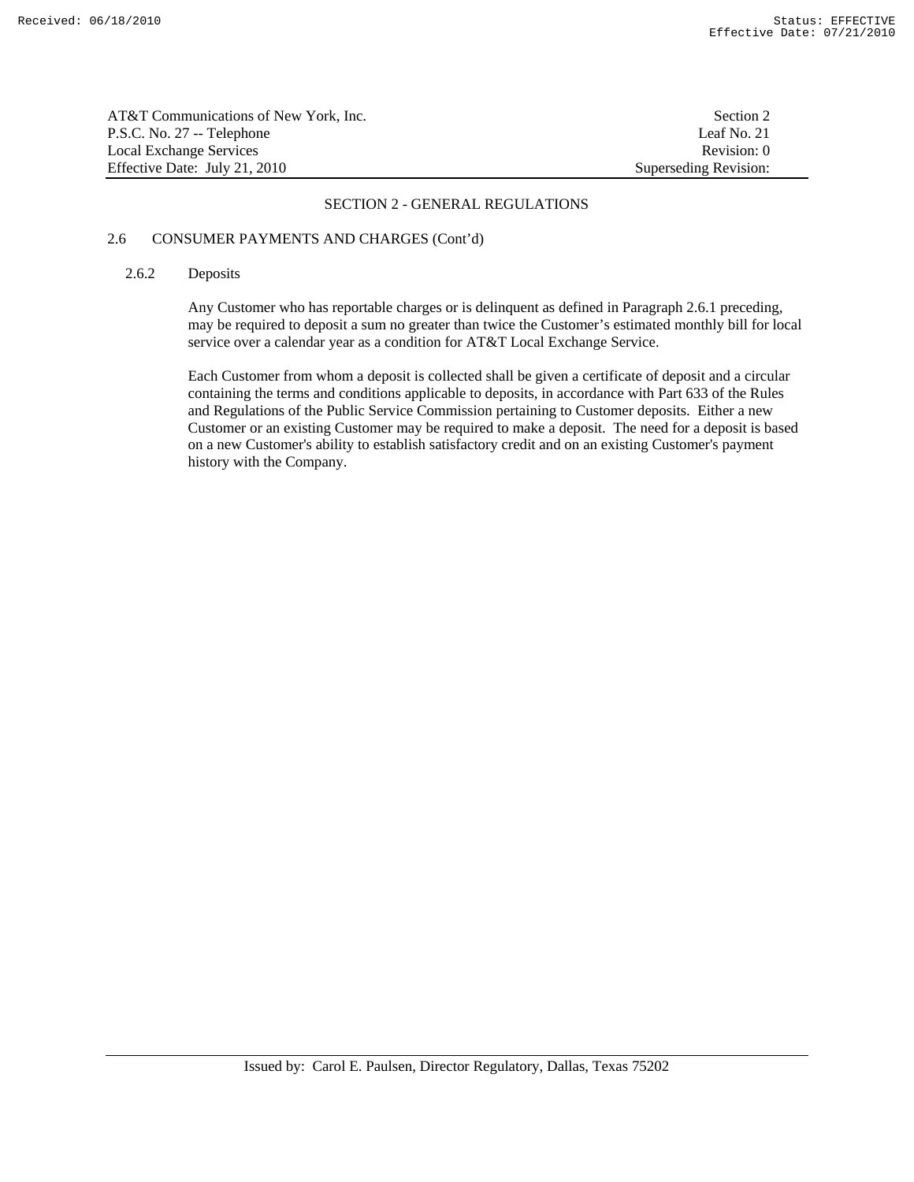## SECTION 2 - GENERAL REGULATIONS

### 2.6 CONSUMER PAYMENTS AND CHARGES (Cont'd)

#### 2.6.2 Deposits

Any Customer who has reportable charges or is delinquent as defined in Paragraph 2.6.1 preceding, may be required to deposit a sum no greater than twice the Customer's estimated monthly bill for local service over a calendar year as a condition for AT&T Local Exchange Service.

Each Customer from whom a deposit is collected shall be given a certificate of deposit and a circular containing the terms and conditions applicable to deposits, in accordance with Part 633 of the Rules and Regulations of the Public Service Commission pertaining to Customer deposits. Either a new Customer or an existing Customer may be required to make a deposit. The need for a deposit is based on a new Customer's ability to establish satisfactory credit and on an existing Customer's payment history with the Company.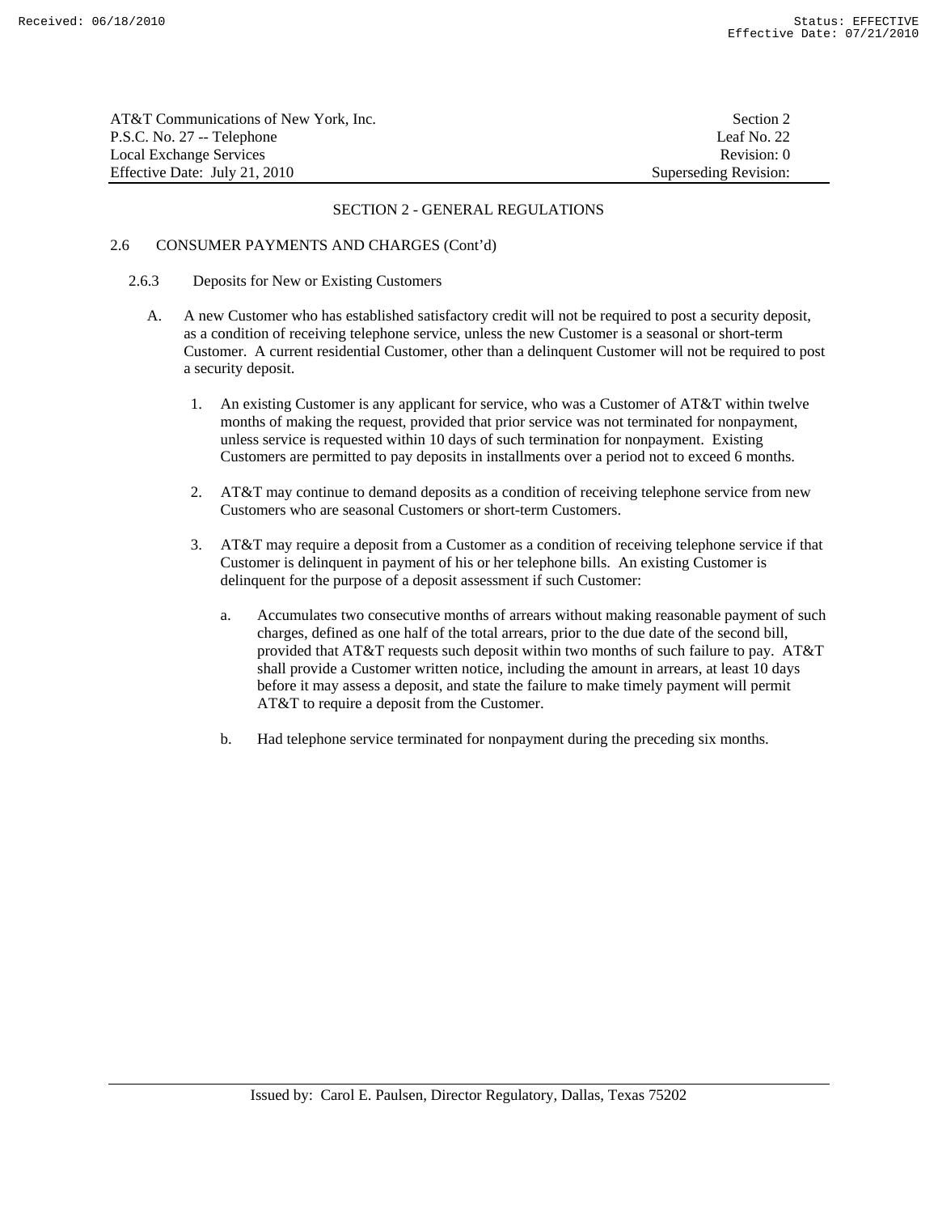## SECTION 2 - GENERAL REGULATIONS

### 2.6 CONSUMER PAYMENTS AND CHARGES (Cont'd)

#### 2.6.3 Deposits for New or Existing Customers

A. A new Customer who has established satisfactory credit will not be required to post a security deposit, as a condition of receiving telephone service, unless the new Customer is a seasonal or short-term Customer. A current residential Customer, other than a delinquent Customer will not be required to post a security deposit.

1. An existing Customer is any applicant for service, who was a Customer of AT&T within twelve months of making the request, provided that prior service was not terminated for nonpayment, unless service is requested within 10 days of such termination for nonpayment. Existing Customers are permitted to pay deposits in installments over a period not to exceed 6 months.

2. AT&T may continue to demand deposits as a condition of receiving telephone service from new Customers who are seasonal Customers or short-term Customers.

3. AT&T may require a deposit from a Customer as a condition of receiving telephone service if that Customer is delinquent in payment of his or her telephone bills. An existing Customer is delinquent for the purpose of a deposit assessment if such Customer:

   a. Accumulates two consecutive months of arrears without making reasonable payment of such charges, defined as one half of the total arrears, prior to the due date of the second bill, provided that AT&T requests such deposit within two months of such failure to pay. AT&T shall provide a Customer written notice, including the amount in arrears, at least 10 days before it may assess a deposit, and state the failure to make timely payment will permit AT&T to require a deposit from the Customer.

   b. Had telephone service terminated for nonpayment during the preceding six months.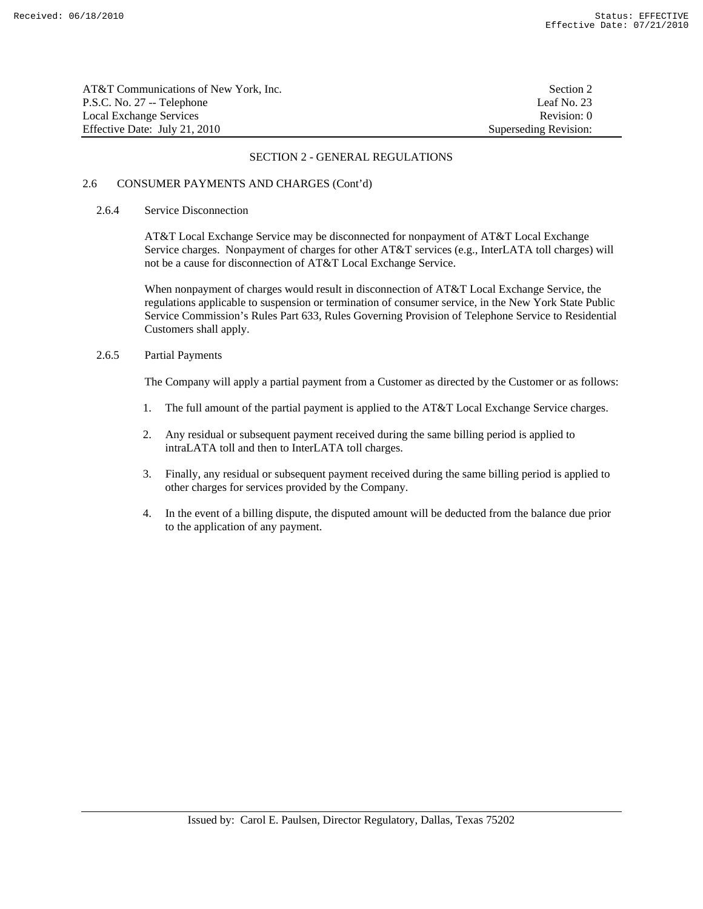## SECTION 2 - GENERAL REGULATIONS

### 2.6 CONSUMER PAYMENTS AND CHARGES (Cont'd)

#### 2.6.4 Service Disconnection

AT&T Local Exchange Service may be disconnected for nonpayment of AT&T Local Exchange Service charges. Nonpayment of charges for other AT&T services (e.g., InterLATA toll charges) will not be a cause for disconnection of AT&T Local Exchange Service.

When nonpayment of charges would result in disconnection of AT&T Local Exchange Service, the regulations applicable to suspension or termination of consumer service, in the New York State Public Service Commission's Rules Part 633, Rules Governing Provision of Telephone Service to Residential Customers shall apply.

#### 2.6.5 Partial Payments

The Company will apply a partial payment from a Customer as directed by the Customer or as follows:

1. The full amount of the partial payment is applied to the AT&T Local Exchange Service charges.

2. Any residual or subsequent payment received during the same billing period is applied to intraLATA toll and then to InterLATA toll charges.

3. Finally, any residual or subsequent payment received during the same billing period is applied to other charges for services provided by the Company.

4. In the event of a billing dispute, the disputed amount will be deducted from the balance due prior to the application of any payment.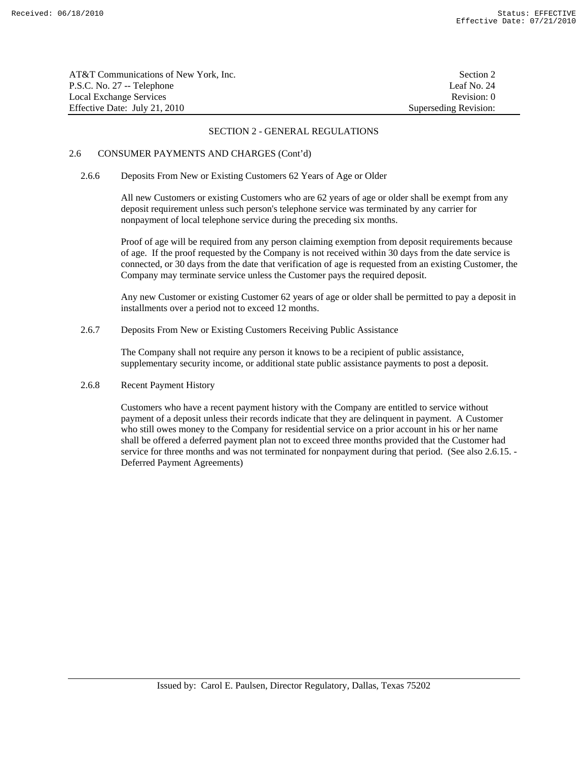## SECTION 2 - GENERAL REGULATIONS

### 2.6 CONSUMER PAYMENTS AND CHARGES (Cont'd)

#### 2.6.6 Deposits From New or Existing Customers 62 Years of Age or Older

All new Customers or existing Customers who are 62 years of age or older shall be exempt from any deposit requirement unless such person's telephone service was terminated by any carrier for nonpayment of local telephone service during the preceding six months.

Proof of age will be required from any person claiming exemption from deposit requirements because of age. If the proof requested by the Company is not received within 30 days from the date service is connected, or 30 days from the date that verification of age is requested from an existing Customer, the Company may terminate service unless the Customer pays the required deposit.

Any new Customer or existing Customer 62 years of age or older shall be permitted to pay a deposit in installments over a period not to exceed 12 months.

#### 2.6.7 Deposits From New or Existing Customers Receiving Public Assistance

The Company shall not require any person it knows to be a recipient of public assistance, supplementary security income, or additional state public assistance payments to post a deposit.

#### 2.6.8 Recent Payment History

Customers who have a recent payment history with the Company are entitled to service without payment of a deposit unless their records indicate that they are delinquent in payment. A Customer who still owes money to the Company for residential service on a prior account in his or her name shall be offered a deferred payment plan not to exceed three months provided that the Customer had service for three months and was not terminated for nonpayment during that period. (See also 2.6.15. - Deferred Payment Agreements)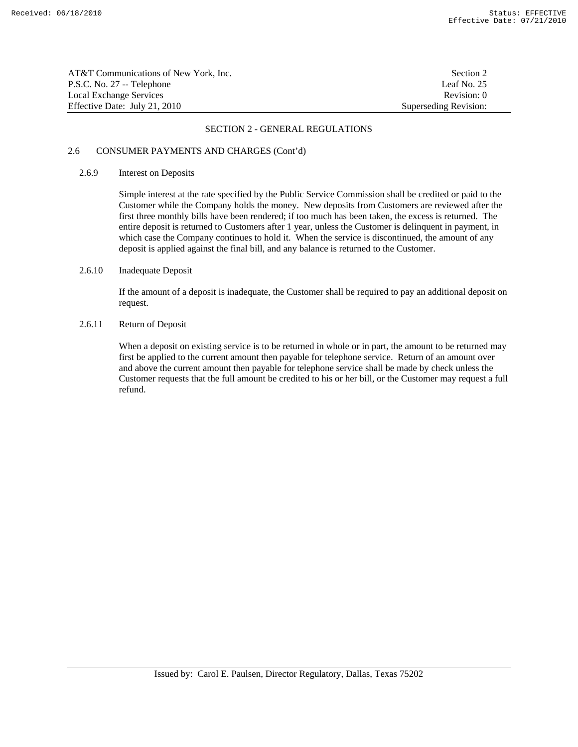## SECTION 2 - GENERAL REGULATIONS

### 2.6 CONSUMER PAYMENTS AND CHARGES (Cont'd)

#### 2.6.9 Interest on Deposits

Simple interest at the rate specified by the Public Service Commission shall be credited or paid to the Customer while the Company holds the money. New deposits from Customers are reviewed after the first three monthly bills have been rendered; if too much has been taken, the excess is returned. The entire deposit is returned to Customers after 1 year, unless the Customer is delinquent in payment, in which case the Company continues to hold it. When the service is discontinued, the amount of any deposit is applied against the final bill, and any balance is returned to the Customer.

#### 2.6.10 Inadequate Deposit

If the amount of a deposit is inadequate, the Customer shall be required to pay an additional deposit on request.

#### 2.6.11 Return of Deposit

When a deposit on existing service is to be returned in whole or in part, the amount to be returned may first be applied to the current amount then payable for telephone service. Return of an amount over and above the current amount then payable for telephone service shall be made by check unless the Customer requests that the full amount be credited to his or her bill, or the Customer may request a full refund.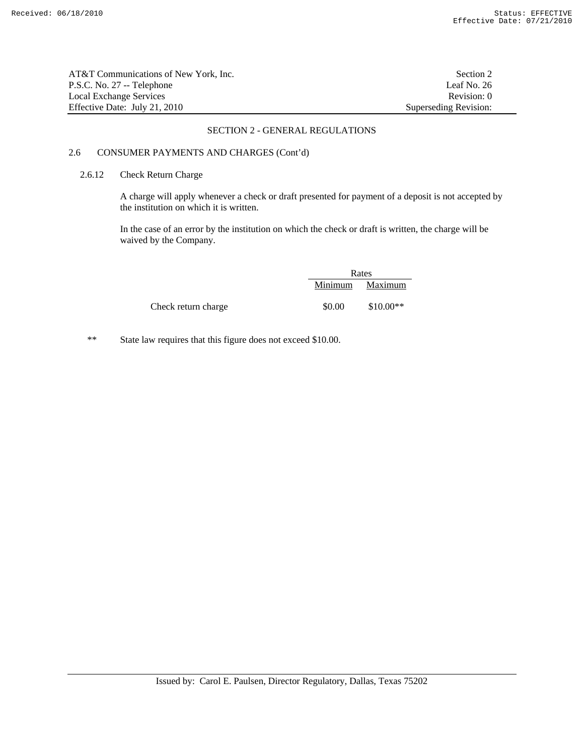AT&T Communications of New York, Inc. — Section 2
P.S.C. No. 27 -- Telephone — Leaf No. 26
Local Exchange Services — Revision: 0
Effective Date: July 21, 2010 — Superseding Revision:

## SECTION 2 - GENERAL REGULATIONS

### 2.6 CONSUMER PAYMENTS AND CHARGES (Cont'd)

#### 2.6.12 Check Return Charge

A charge will apply whenever a check or draft presented for payment of a deposit is not accepted by the institution on which it is written.

In the case of an error by the institution on which the check or draft is written, the charge will be waived by the Company.

| | Rates | |
|---|---|---|
| | Minimum | Maximum |
| Check return charge | $0.00 | $10.00** |

** State law requires that this figure does not exceed $10.00.

Issued by: Carol E. Paulsen, Director Regulatory, Dallas, Texas 75202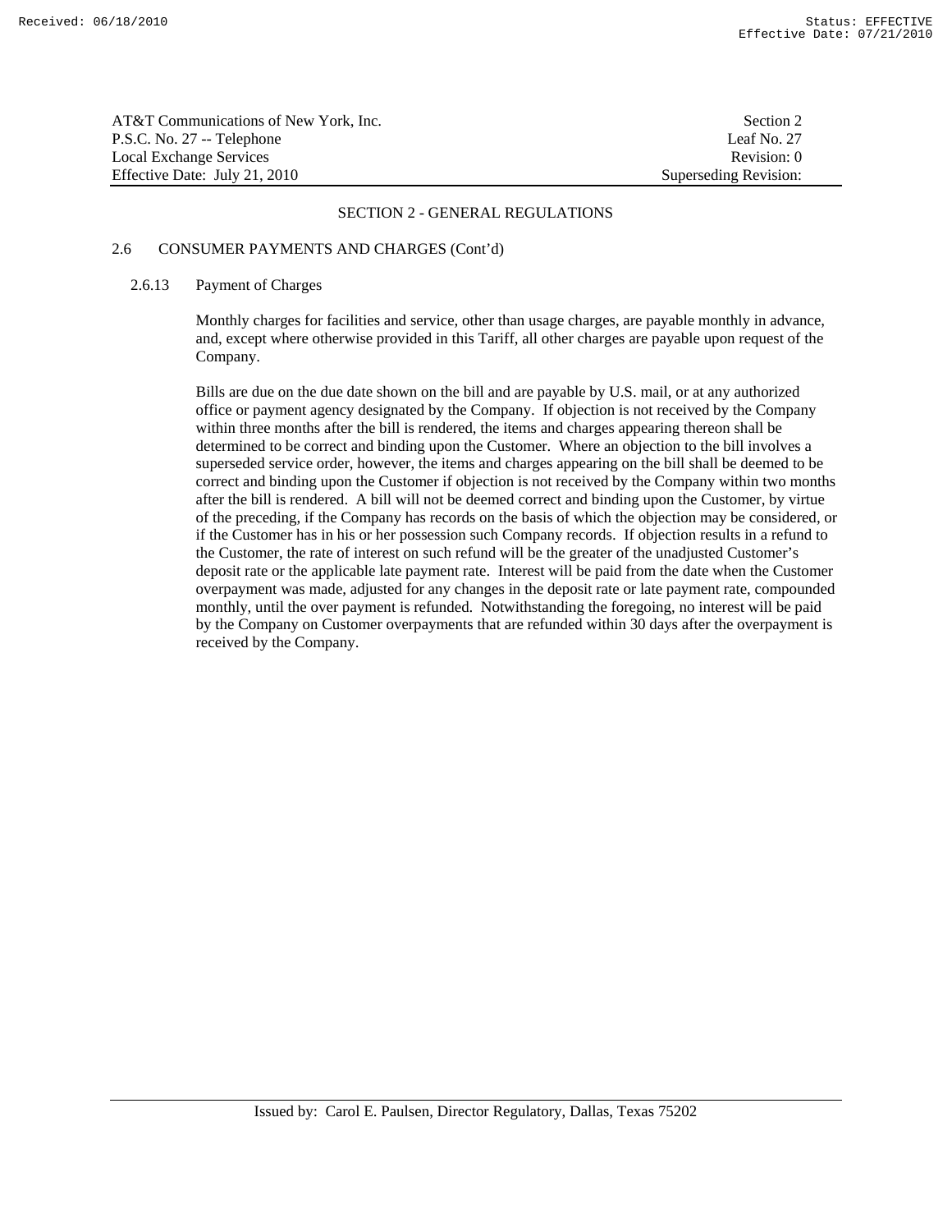## SECTION 2 - GENERAL REGULATIONS

### 2.6 CONSUMER PAYMENTS AND CHARGES (Cont'd)

#### 2.6.13 Payment of Charges

Monthly charges for facilities and service, other than usage charges, are payable monthly in advance, and, except where otherwise provided in this Tariff, all other charges are payable upon request of the Company.

Bills are due on the due date shown on the bill and are payable by U.S. mail, or at any authorized office or payment agency designated by the Company. If objection is not received by the Company within three months after the bill is rendered, the items and charges appearing thereon shall be determined to be correct and binding upon the Customer. Where an objection to the bill involves a superseded service order, however, the items and charges appearing on the bill shall be deemed to be correct and binding upon the Customer if objection is not received by the Company within two months after the bill is rendered. A bill will not be deemed correct and binding upon the Customer, by virtue of the preceding, if the Company has records on the basis of which the objection may be considered, or if the Customer has in his or her possession such Company records. If objection results in a refund to the Customer, the rate of interest on such refund will be the greater of the unadjusted Customer's deposit rate or the applicable late payment rate. Interest will be paid from the date when the Customer overpayment was made, adjusted for any changes in the deposit rate or late payment rate, compounded monthly, until the over payment is refunded. Notwithstanding the foregoing, no interest will be paid by the Company on Customer overpayments that are refunded within 30 days after the overpayment is received by the Company.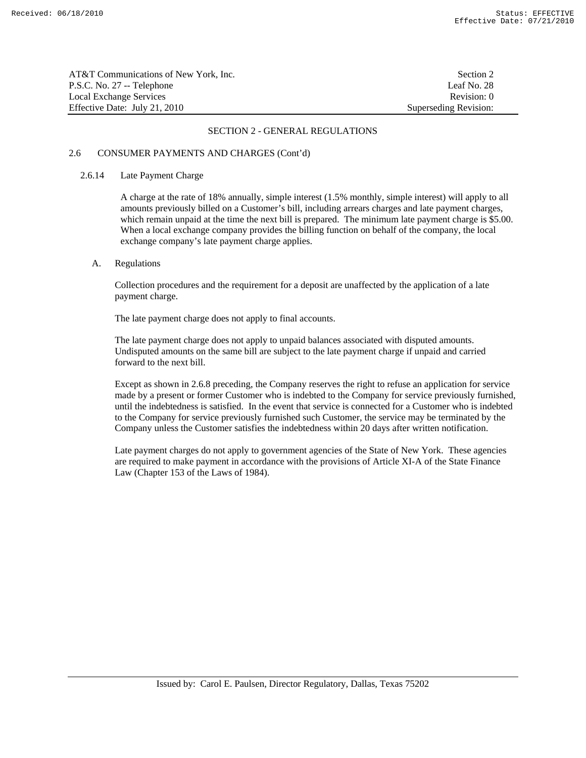## SECTION 2 - GENERAL REGULATIONS

### 2.6 CONSUMER PAYMENTS AND CHARGES (Cont'd)

#### 2.6.14 Late Payment Charge

A charge at the rate of 18% annually, simple interest (1.5% monthly, simple interest) will apply to all amounts previously billed on a Customer's bill, including arrears charges and late payment charges, which remain unpaid at the time the next bill is prepared. The minimum late payment charge is $5.00. When a local exchange company provides the billing function on behalf of the company, the local exchange company's late payment charge applies.

A. Regulations

Collection procedures and the requirement for a deposit are unaffected by the application of a late payment charge.

The late payment charge does not apply to final accounts.

The late payment charge does not apply to unpaid balances associated with disputed amounts. Undisputed amounts on the same bill are subject to the late payment charge if unpaid and carried forward to the next bill.

Except as shown in 2.6.8 preceding, the Company reserves the right to refuse an application for service made by a present or former Customer who is indebted to the Company for service previously furnished, until the indebtedness is satisfied. In the event that service is connected for a Customer who is indebted to the Company for service previously furnished such Customer, the service may be terminated by the Company unless the Customer satisfies the indebtedness within 20 days after written notification.

Late payment charges do not apply to government agencies of the State of New York. These agencies are required to make payment in accordance with the provisions of Article XI-A of the State Finance Law (Chapter 153 of the Laws of 1984).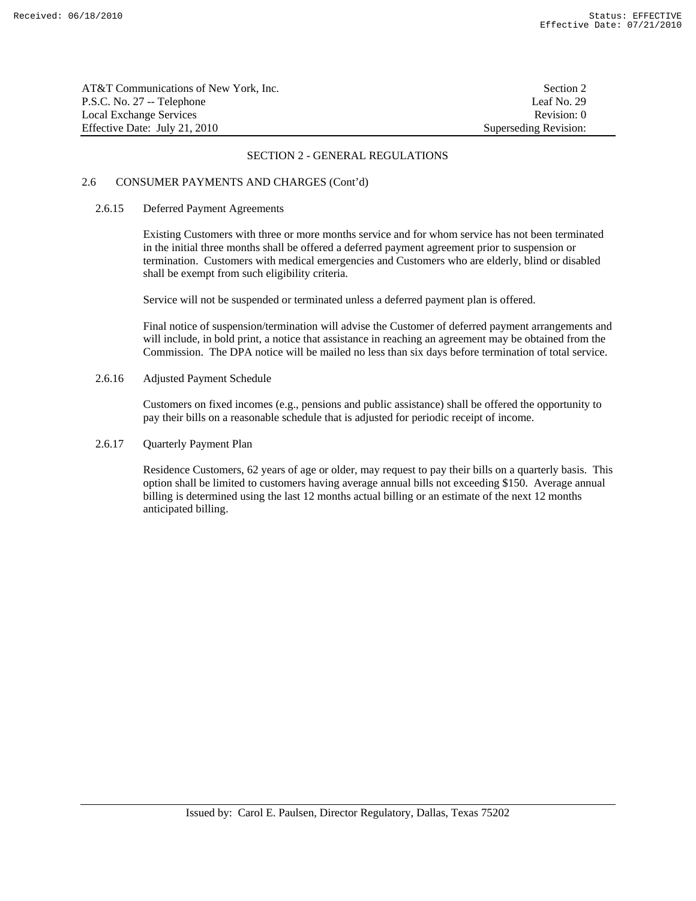## SECTION 2 - GENERAL REGULATIONS

### 2.6 CONSUMER PAYMENTS AND CHARGES (Cont'd)

#### 2.6.15 Deferred Payment Agreements

Existing Customers with three or more months service and for whom service has not been terminated in the initial three months shall be offered a deferred payment agreement prior to suspension or termination. Customers with medical emergencies and Customers who are elderly, blind or disabled shall be exempt from such eligibility criteria.

Service will not be suspended or terminated unless a deferred payment plan is offered.

Final notice of suspension/termination will advise the Customer of deferred payment arrangements and will include, in bold print, a notice that assistance in reaching an agreement may be obtained from the Commission. The DPA notice will be mailed no less than six days before termination of total service.

#### 2.6.16 Adjusted Payment Schedule

Customers on fixed incomes (e.g., pensions and public assistance) shall be offered the opportunity to pay their bills on a reasonable schedule that is adjusted for periodic receipt of income.

#### 2.6.17 Quarterly Payment Plan

Residence Customers, 62 years of age or older, may request to pay their bills on a quarterly basis. This option shall be limited to customers having average annual bills not exceeding $150. Average annual billing is determined using the last 12 months actual billing or an estimate of the next 12 months anticipated billing.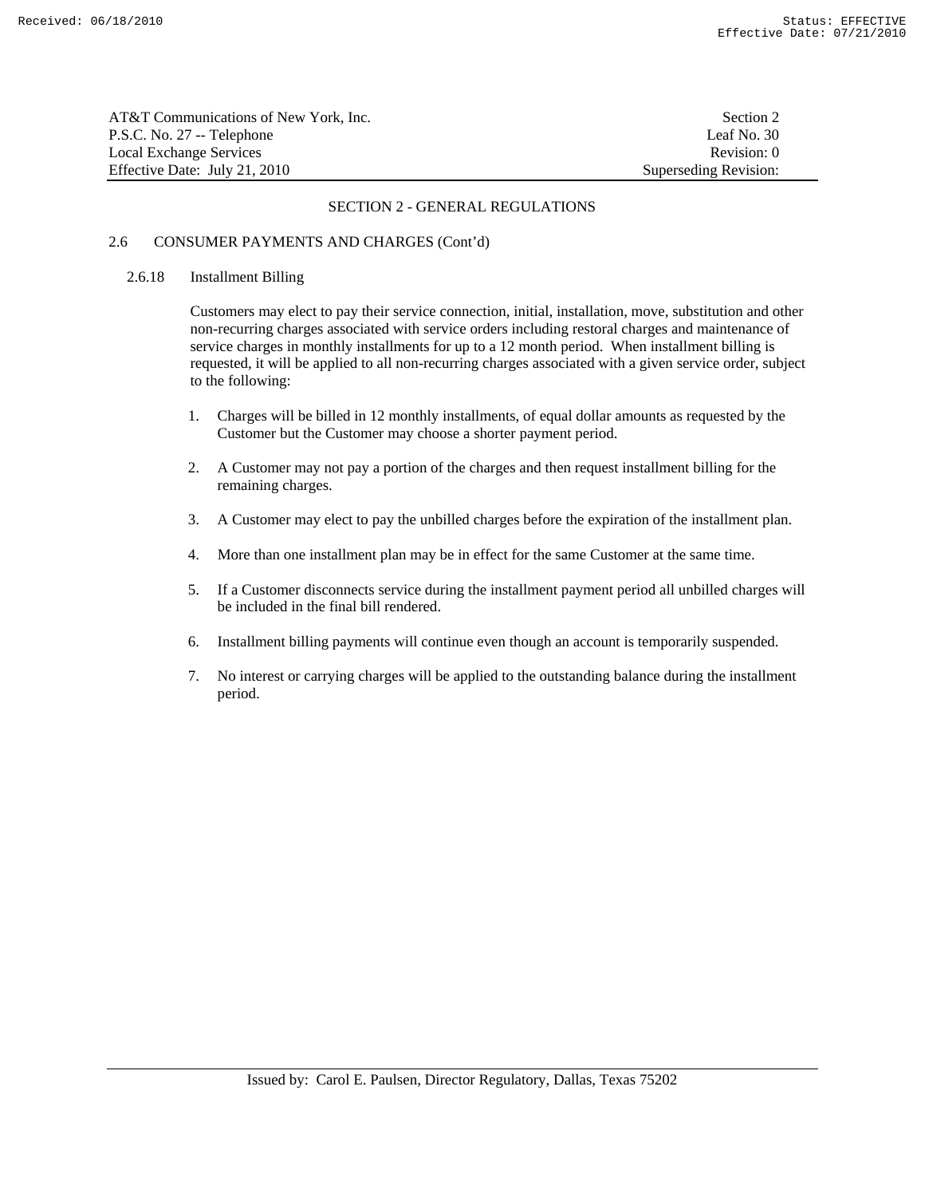## SECTION 2 - GENERAL REGULATIONS

### 2.6 CONSUMER PAYMENTS AND CHARGES (Cont'd)

#### 2.6.18 Installment Billing

Customers may elect to pay their service connection, initial, installation, move, substitution and other non-recurring charges associated with service orders including restoral charges and maintenance of service charges in monthly installments for up to a 12 month period. When installment billing is requested, it will be applied to all non-recurring charges associated with a given service order, subject to the following:

1. Charges will be billed in 12 monthly installments, of equal dollar amounts as requested by the Customer but the Customer may choose a shorter payment period.
2. A Customer may not pay a portion of the charges and then request installment billing for the remaining charges.
3. A Customer may elect to pay the unbilled charges before the expiration of the installment plan.
4. More than one installment plan may be in effect for the same Customer at the same time.
5. If a Customer disconnects service during the installment payment period all unbilled charges will be included in the final bill rendered.
6. Installment billing payments will continue even though an account is temporarily suspended.
7. No interest or carrying charges will be applied to the outstanding balance during the installment period.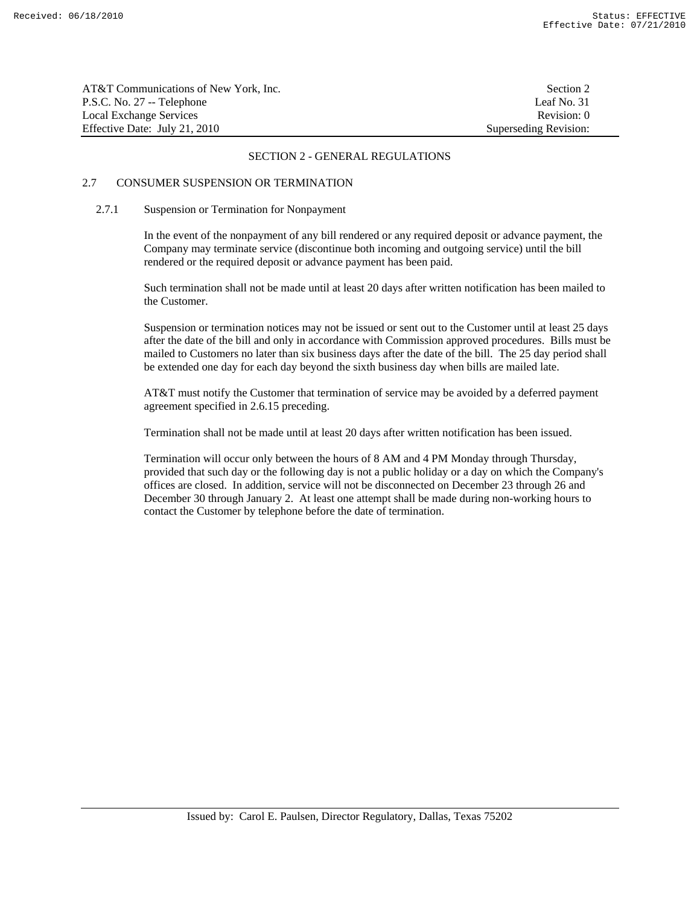## SECTION 2 - GENERAL REGULATIONS

### 2.7 CONSUMER SUSPENSION OR TERMINATION

#### 2.7.1 Suspension or Termination for Nonpayment

In the event of the nonpayment of any bill rendered or any required deposit or advance payment, the Company may terminate service (discontinue both incoming and outgoing service) until the bill rendered or the required deposit or advance payment has been paid.

Such termination shall not be made until at least 20 days after written notification has been mailed to the Customer.

Suspension or termination notices may not be issued or sent out to the Customer until at least 25 days after the date of the bill and only in accordance with Commission approved procedures. Bills must be mailed to Customers no later than six business days after the date of the bill. The 25 day period shall be extended one day for each day beyond the sixth business day when bills are mailed late.

AT&T must notify the Customer that termination of service may be avoided by a deferred payment agreement specified in 2.6.15 preceding.

Termination shall not be made until at least 20 days after written notification has been issued.

Termination will occur only between the hours of 8 AM and 4 PM Monday through Thursday, provided that such day or the following day is not a public holiday or a day on which the Company's offices are closed. In addition, service will not be disconnected on December 23 through 26 and December 30 through January 2. At least one attempt shall be made during non-working hours to contact the Customer by telephone before the date of termination.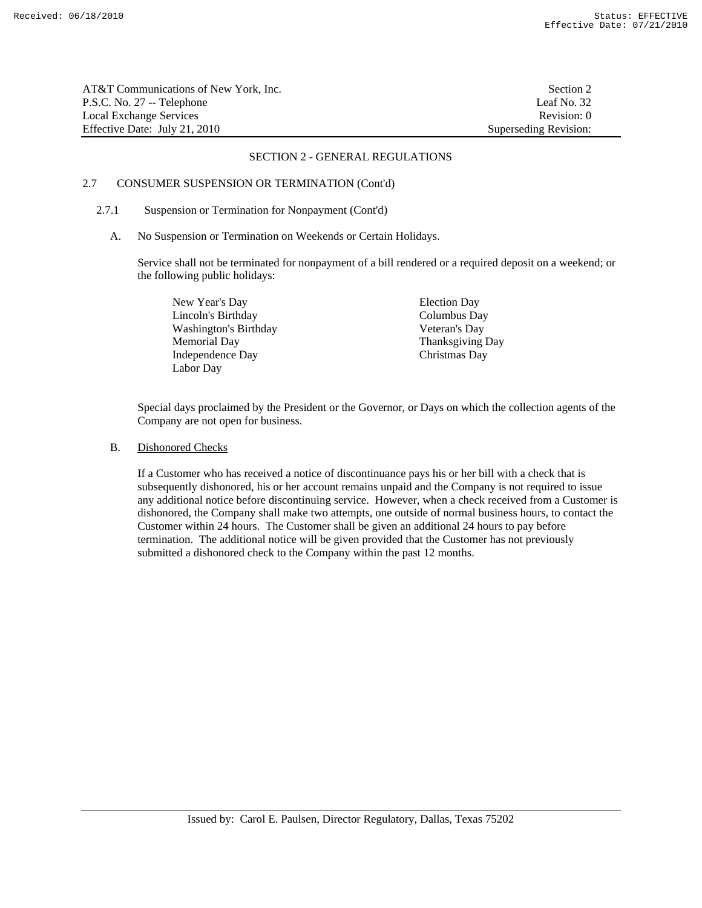## SECTION 2 - GENERAL REGULATIONS

### 2.7 CONSUMER SUSPENSION OR TERMINATION (Cont'd)

#### 2.7.1 Suspension or Termination for Nonpayment (Cont'd)

A. No Suspension or Termination on Weekends or Certain Holidays.

Service shall not be terminated for nonpayment of a bill rendered or a required deposit on a weekend; or the following public holidays:

- New Year's Day
- Lincoln's Birthday
- Washington's Birthday
- Memorial Day
- Independence Day
- Labor Day
- Election Day
- Columbus Day
- Veteran's Day
- Thanksgiving Day
- Christmas Day

Special days proclaimed by the President or the Governor, or Days on which the collection agents of the Company are not open for business.

B. Dishonored Checks

If a Customer who has received a notice of discontinuance pays his or her bill with a check that is subsequently dishonored, his or her account remains unpaid and the Company is not required to issue any additional notice before discontinuing service. However, when a check received from a Customer is dishonored, the Company shall make two attempts, one outside of normal business hours, to contact the Customer within 24 hours. The Customer shall be given an additional 24 hours to pay before termination. The additional notice will be given provided that the Customer has not previously submitted a dishonored check to the Company within the past 12 months.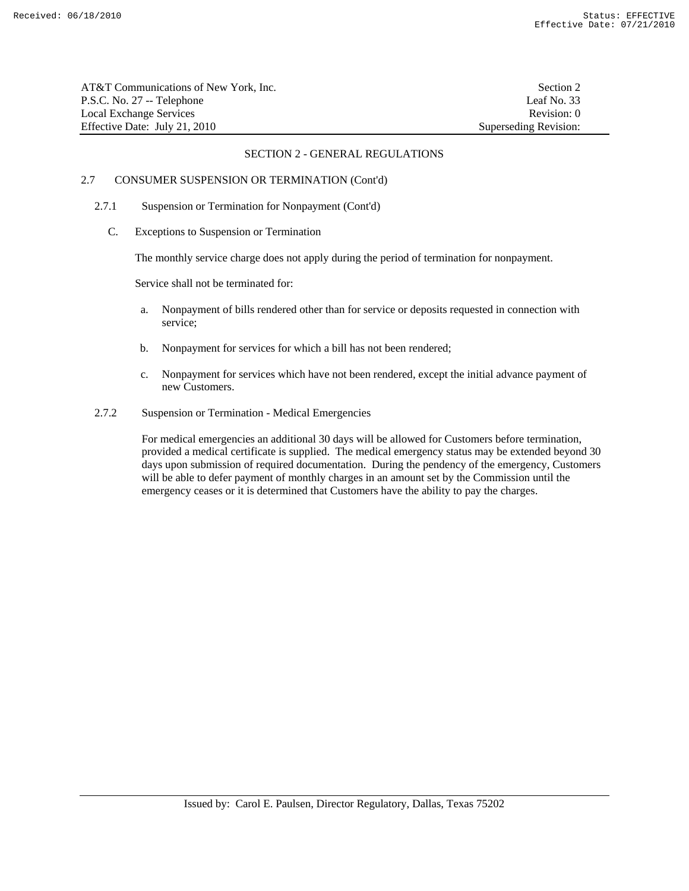## SECTION 2 - GENERAL REGULATIONS

### 2.7 CONSUMER SUSPENSION OR TERMINATION (Cont'd)

#### 2.7.1 Suspension or Termination for Nonpayment (Cont'd)

C. Exceptions to Suspension or Termination

The monthly service charge does not apply during the period of termination for nonpayment.

Service shall not be terminated for:

a. Nonpayment of bills rendered other than for service or deposits requested in connection with service;

b. Nonpayment for services for which a bill has not been rendered;

c. Nonpayment for services which have not been rendered, except the initial advance payment of new Customers.

#### 2.7.2 Suspension or Termination - Medical Emergencies

For medical emergencies an additional 30 days will be allowed for Customers before termination, provided a medical certificate is supplied. The medical emergency status may be extended beyond 30 days upon submission of required documentation. During the pendency of the emergency, Customers will be able to defer payment of monthly charges in an amount set by the Commission until the emergency ceases or it is determined that Customers have the ability to pay the charges.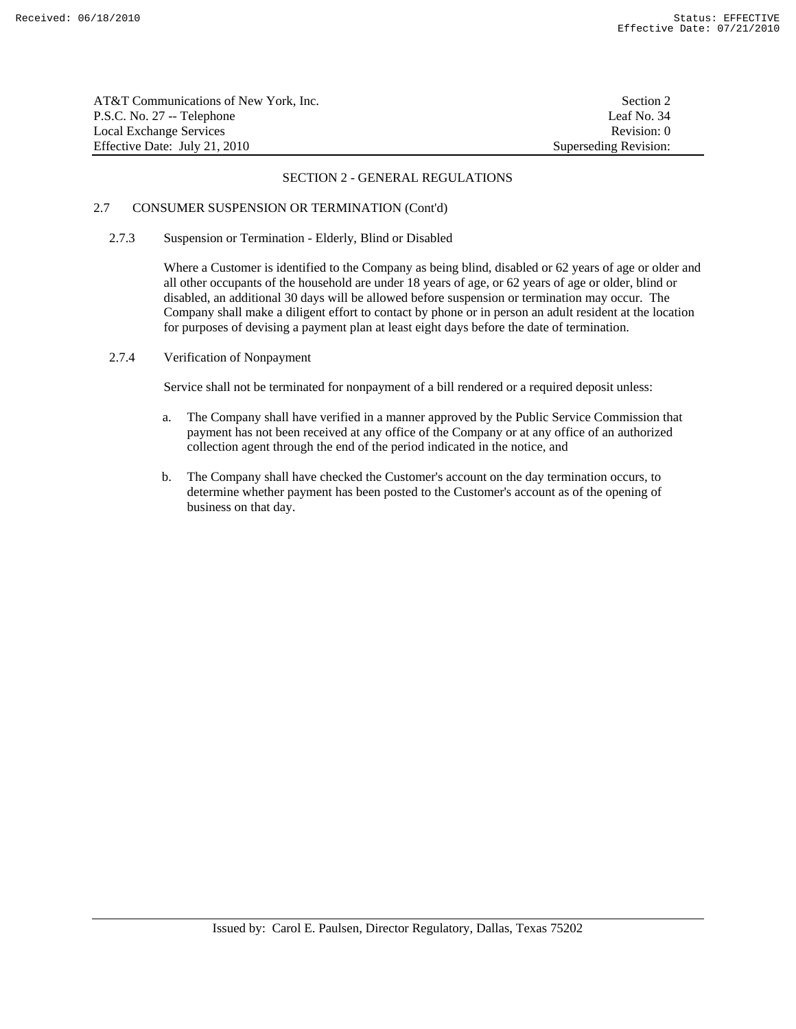## SECTION 2 - GENERAL REGULATIONS

### 2.7 CONSUMER SUSPENSION OR TERMINATION (Cont'd)

#### 2.7.3 Suspension or Termination - Elderly, Blind or Disabled

Where a Customer is identified to the Company as being blind, disabled or 62 years of age or older and all other occupants of the household are under 18 years of age, or 62 years of age or older, blind or disabled, an additional 30 days will be allowed before suspension or termination may occur. The Company shall make a diligent effort to contact by phone or in person an adult resident at the location for purposes of devising a payment plan at least eight days before the date of termination.

#### 2.7.4 Verification of Nonpayment

Service shall not be terminated for nonpayment of a bill rendered or a required deposit unless:

a. The Company shall have verified in a manner approved by the Public Service Commission that payment has not been received at any office of the Company or at any office of an authorized collection agent through the end of the period indicated in the notice, and

b. The Company shall have checked the Customer's account on the day termination occurs, to determine whether payment has been posted to the Customer's account as of the opening of business on that day.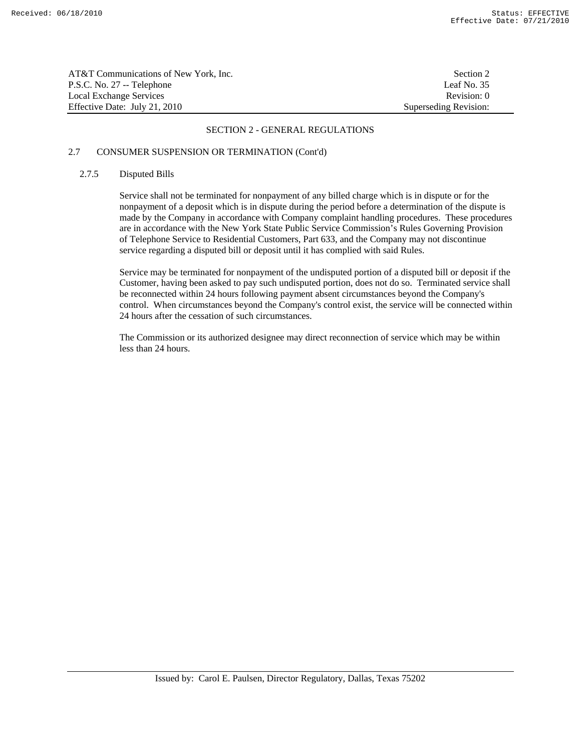## SECTION 2 - GENERAL REGULATIONS

### 2.7 CONSUMER SUSPENSION OR TERMINATION (Cont'd)

#### 2.7.5 Disputed Bills

Service shall not be terminated for nonpayment of any billed charge which is in dispute or for the nonpayment of a deposit which is in dispute during the period before a determination of the dispute is made by the Company in accordance with Company complaint handling procedures. These procedures are in accordance with the New York State Public Service Commission's Rules Governing Provision of Telephone Service to Residential Customers, Part 633, and the Company may not discontinue service regarding a disputed bill or deposit until it has complied with said Rules.

Service may be terminated for nonpayment of the undisputed portion of a disputed bill or deposit if the Customer, having been asked to pay such undisputed portion, does not do so. Terminated service shall be reconnected within 24 hours following payment absent circumstances beyond the Company's control. When circumstances beyond the Company's control exist, the service will be connected within 24 hours after the cessation of such circumstances.

The Commission or its authorized designee may direct reconnection of service which may be within less than 24 hours.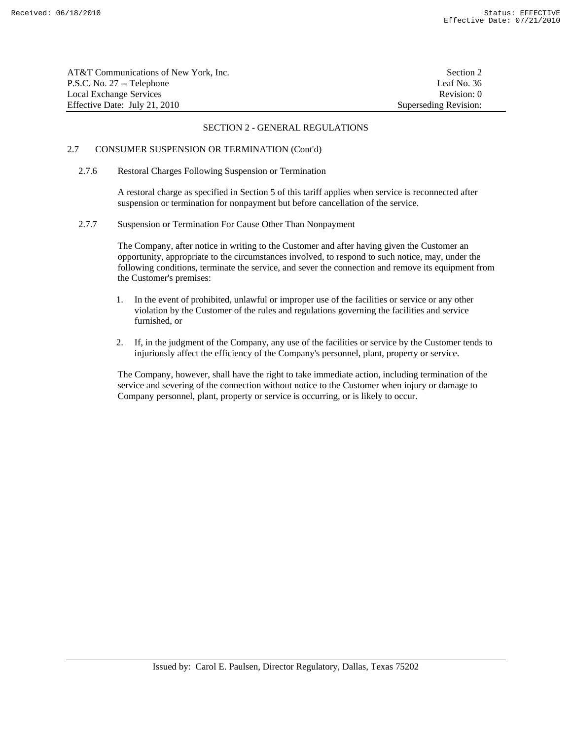## SECTION 2 - GENERAL REGULATIONS

### 2.7 CONSUMER SUSPENSION OR TERMINATION (Cont'd)

#### 2.7.6 Restoral Charges Following Suspension or Termination

A restoral charge as specified in Section 5 of this tariff applies when service is reconnected after suspension or termination for nonpayment but before cancellation of the service.

#### 2.7.7 Suspension or Termination For Cause Other Than Nonpayment

The Company, after notice in writing to the Customer and after having given the Customer an opportunity, appropriate to the circumstances involved, to respond to such notice, may, under the following conditions, terminate the service, and sever the connection and remove its equipment from the Customer's premises:

1. In the event of prohibited, unlawful or improper use of the facilities or service or any other violation by the Customer of the rules and regulations governing the facilities and service furnished, or

2. If, in the judgment of the Company, any use of the facilities or service by the Customer tends to injuriously affect the efficiency of the Company's personnel, plant, property or service.

The Company, however, shall have the right to take immediate action, including termination of the service and severing of the connection without notice to the Customer when injury or damage to Company personnel, plant, property or service is occurring, or is likely to occur.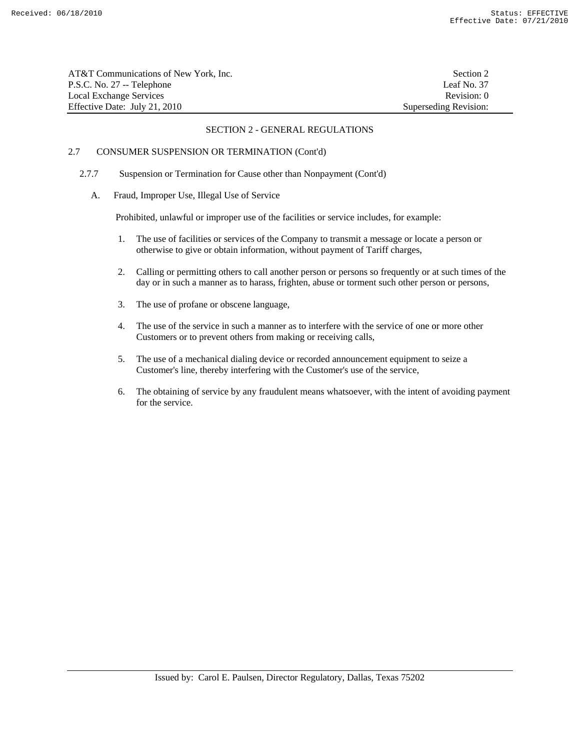## SECTION 2 - GENERAL REGULATIONS

### 2.7 CONSUMER SUSPENSION OR TERMINATION (Cont'd)

#### 2.7.7 Suspension or Termination for Cause other than Nonpayment (Cont'd)

A. Fraud, Improper Use, Illegal Use of Service

Prohibited, unlawful or improper use of the facilities or service includes, for example:

1. The use of facilities or services of the Company to transmit a message or locate a person or otherwise to give or obtain information, without payment of Tariff charges,

2. Calling or permitting others to call another person or persons so frequently or at such times of the day or in such a manner as to harass, frighten, abuse or torment such other person or persons,

3. The use of profane or obscene language,

4. The use of the service in such a manner as to interfere with the service of one or more other Customers or to prevent others from making or receiving calls,

5. The use of a mechanical dialing device or recorded announcement equipment to seize a Customer's line, thereby interfering with the Customer's use of the service,

6. The obtaining of service by any fraudulent means whatsoever, with the intent of avoiding payment for the service.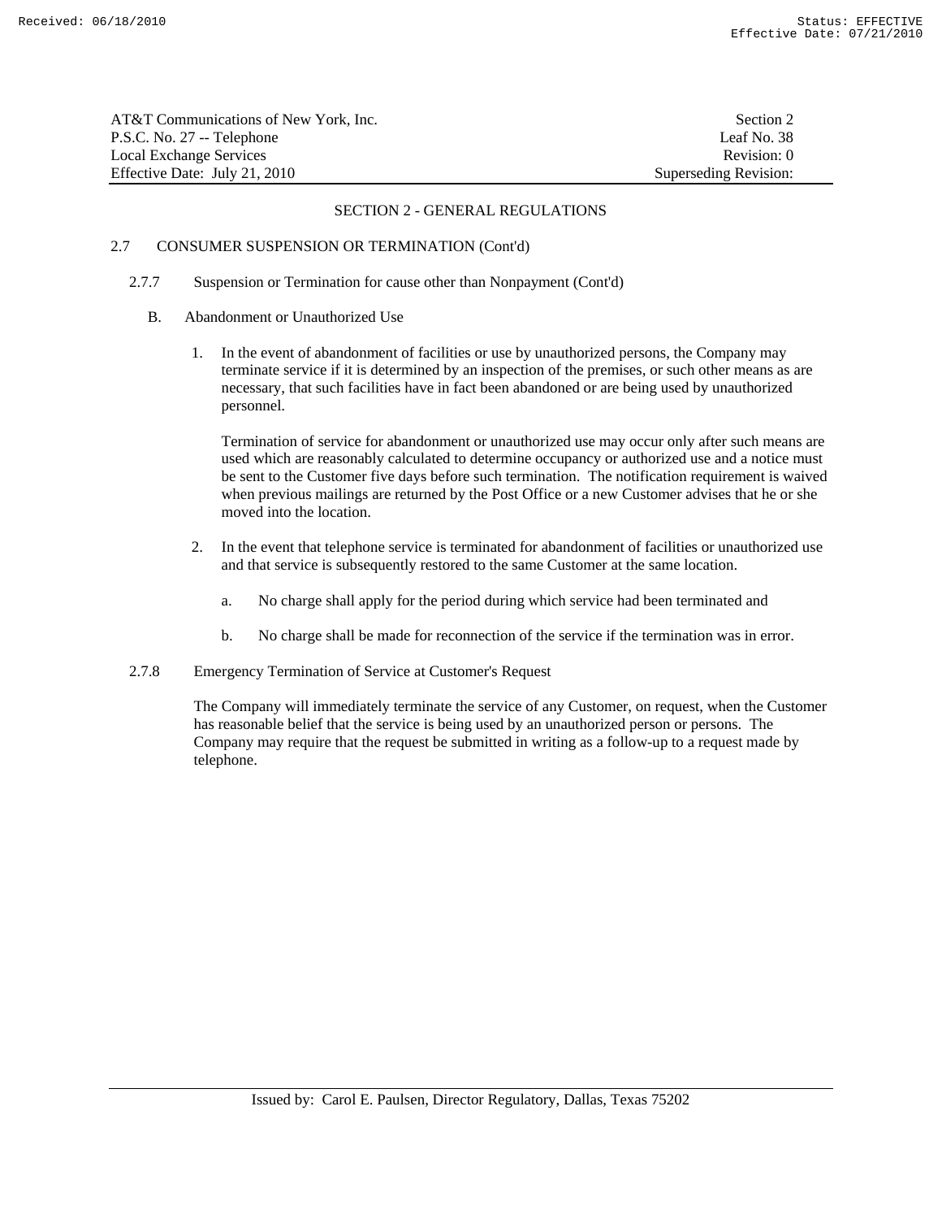## SECTION 2 - GENERAL REGULATIONS

### 2.7 CONSUMER SUSPENSION OR TERMINATION (Cont'd)

#### 2.7.7 Suspension or Termination for cause other than Nonpayment (Cont'd)

B. Abandonment or Unauthorized Use

1. In the event of abandonment of facilities or use by unauthorized persons, the Company may terminate service if it is determined by an inspection of the premises, or such other means as are necessary, that such facilities have in fact been abandoned or are being used by unauthorized personnel.

   Termination of service for abandonment or unauthorized use may occur only after such means are used which are reasonably calculated to determine occupancy or authorized use and a notice must be sent to the Customer five days before such termination. The notification requirement is waived when previous mailings are returned by the Post Office or a new Customer advises that he or she moved into the location.

2. In the event that telephone service is terminated for abandonment of facilities or unauthorized use and that service is subsequently restored to the same Customer at the same location.

   a. No charge shall apply for the period during which service had been terminated and

   b. No charge shall be made for reconnection of the service if the termination was in error.

#### 2.7.8 Emergency Termination of Service at Customer's Request

The Company will immediately terminate the service of any Customer, on request, when the Customer has reasonable belief that the service is being used by an unauthorized person or persons. The Company may require that the request be submitted in writing as a follow-up to a request made by telephone.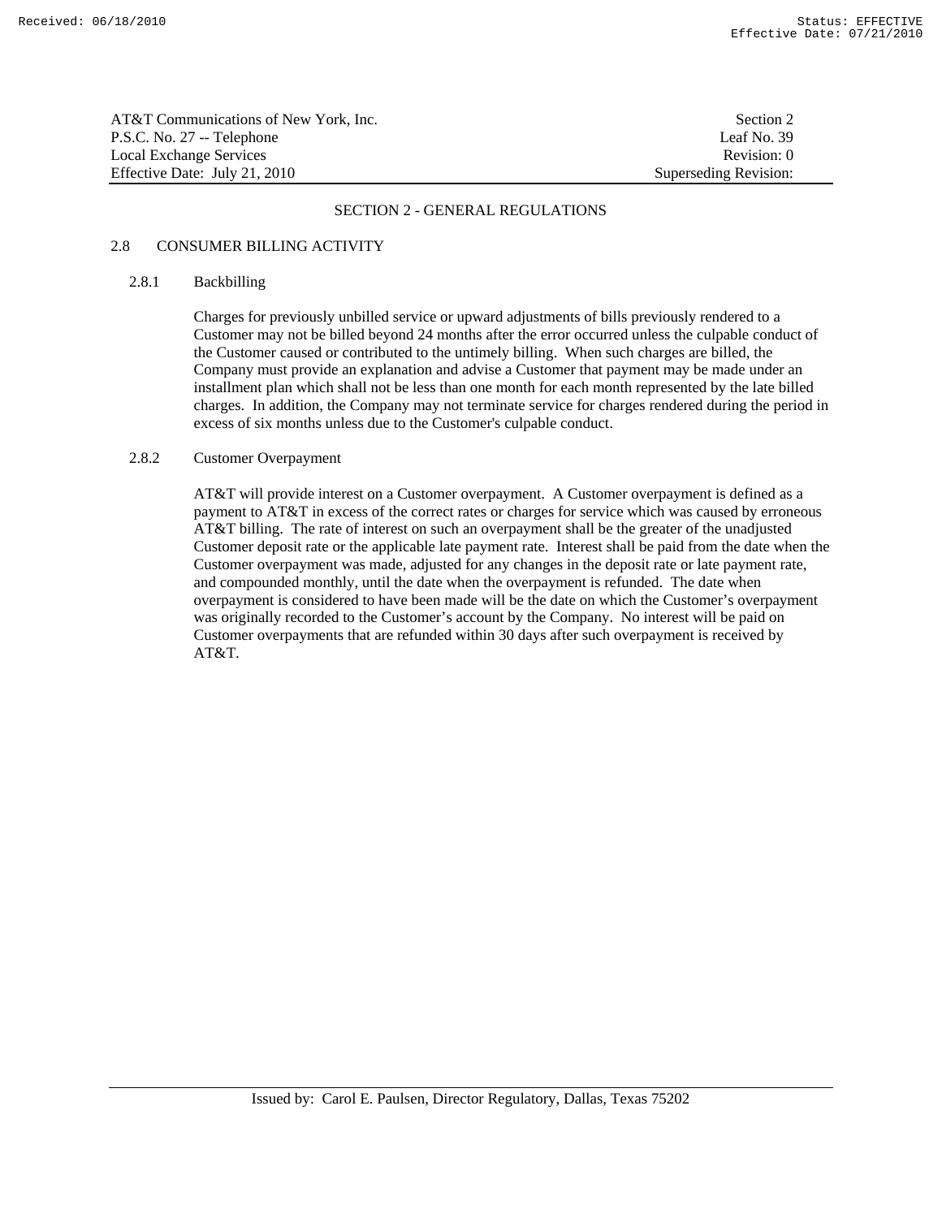## SECTION 2 - GENERAL REGULATIONS

### 2.8 CONSUMER BILLING ACTIVITY

#### 2.8.1 Backbilling

Charges for previously unbilled service or upward adjustments of bills previously rendered to a Customer may not be billed beyond 24 months after the error occurred unless the culpable conduct of the Customer caused or contributed to the untimely billing. When such charges are billed, the Company must provide an explanation and advise a Customer that payment may be made under an installment plan which shall not be less than one month for each month represented by the late billed charges. In addition, the Company may not terminate service for charges rendered during the period in excess of six months unless due to the Customer's culpable conduct.

#### 2.8.2 Customer Overpayment

AT&T will provide interest on a Customer overpayment. A Customer overpayment is defined as a payment to AT&T in excess of the correct rates or charges for service which was caused by erroneous AT&T billing. The rate of interest on such an overpayment shall be the greater of the unadjusted Customer deposit rate or the applicable late payment rate. Interest shall be paid from the date when the Customer overpayment was made, adjusted for any changes in the deposit rate or late payment rate, and compounded monthly, until the date when the overpayment is refunded. The date when overpayment is considered to have been made will be the date on which the Customer's overpayment was originally recorded to the Customer's account by the Company. No interest will be paid on Customer overpayments that are refunded within 30 days after such overpayment is received by AT&T.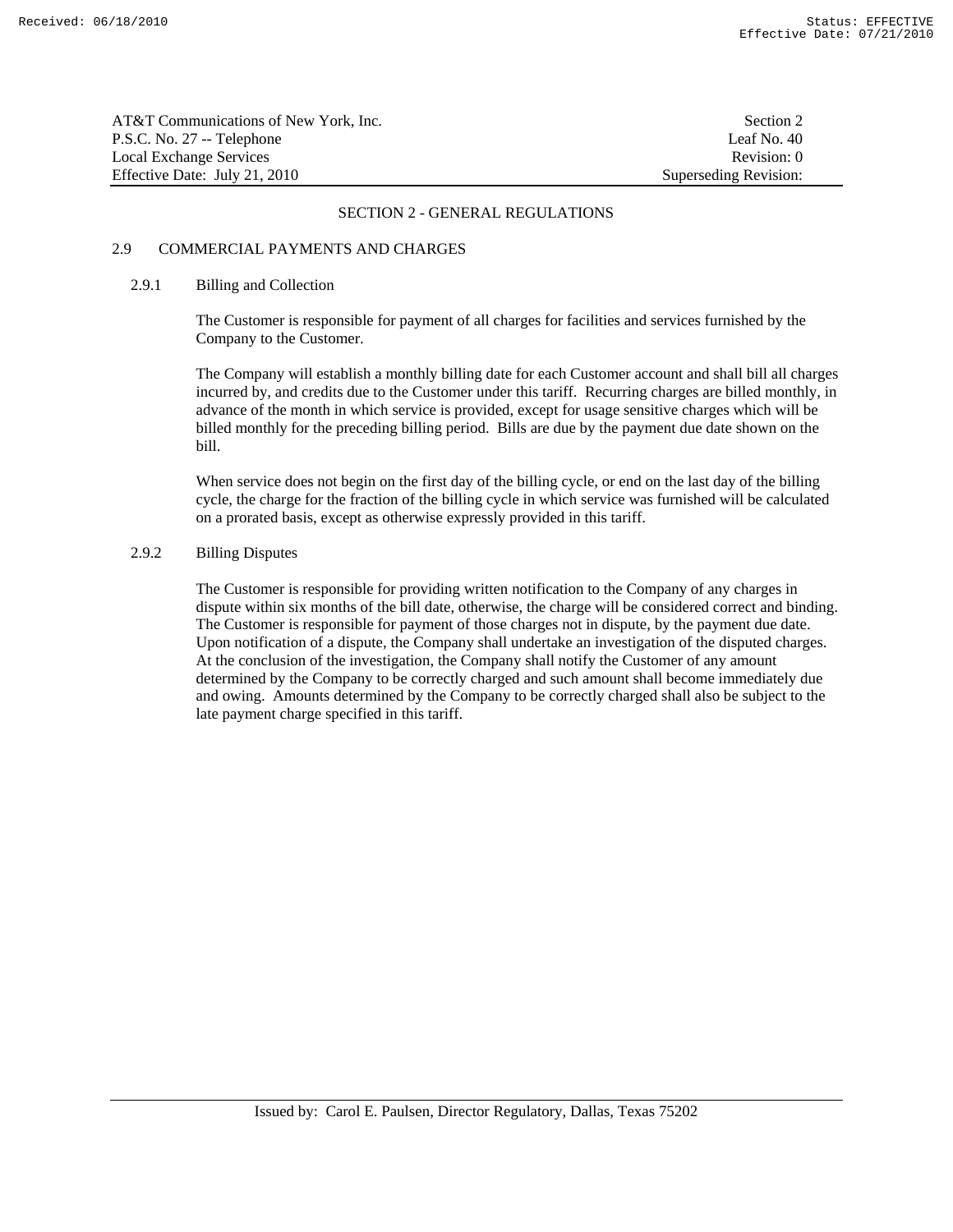## SECTION 2 - GENERAL REGULATIONS

### 2.9 COMMERCIAL PAYMENTS AND CHARGES

#### 2.9.1 Billing and Collection

The Customer is responsible for payment of all charges for facilities and services furnished by the Company to the Customer.

The Company will establish a monthly billing date for each Customer account and shall bill all charges incurred by, and credits due to the Customer under this tariff. Recurring charges are billed monthly, in advance of the month in which service is provided, except for usage sensitive charges which will be billed monthly for the preceding billing period. Bills are due by the payment due date shown on the bill.

When service does not begin on the first day of the billing cycle, or end on the last day of the billing cycle, the charge for the fraction of the billing cycle in which service was furnished will be calculated on a prorated basis, except as otherwise expressly provided in this tariff.

#### 2.9.2 Billing Disputes

The Customer is responsible for providing written notification to the Company of any charges in dispute within six months of the bill date, otherwise, the charge will be considered correct and binding. The Customer is responsible for payment of those charges not in dispute, by the payment due date. Upon notification of a dispute, the Company shall undertake an investigation of the disputed charges. At the conclusion of the investigation, the Company shall notify the Customer of any amount determined by the Company to be correctly charged and such amount shall become immediately due and owing. Amounts determined by the Company to be correctly charged shall also be subject to the late payment charge specified in this tariff.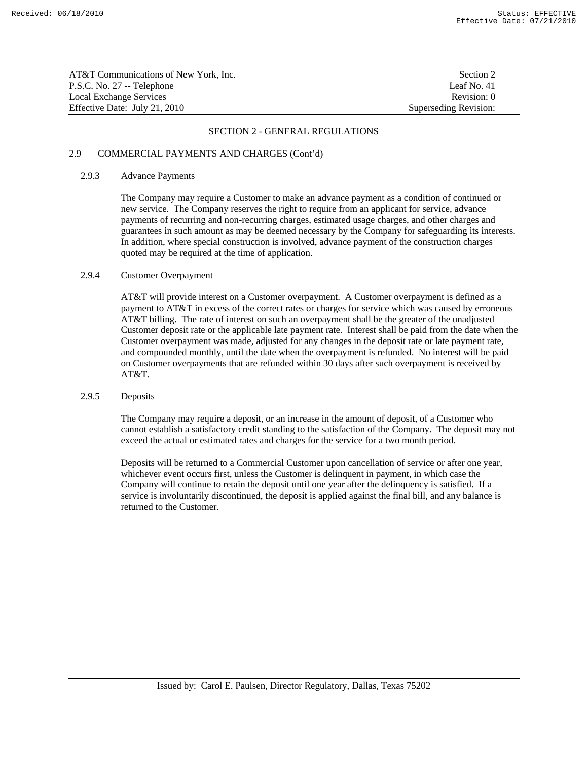## SECTION 2 - GENERAL REGULATIONS

### 2.9 COMMERCIAL PAYMENTS AND CHARGES (Cont'd)

#### 2.9.3 Advance Payments

The Company may require a Customer to make an advance payment as a condition of continued or new service. The Company reserves the right to require from an applicant for service, advance payments of recurring and non-recurring charges, estimated usage charges, and other charges and guarantees in such amount as may be deemed necessary by the Company for safeguarding its interests. In addition, where special construction is involved, advance payment of the construction charges quoted may be required at the time of application.

#### 2.9.4 Customer Overpayment

AT&T will provide interest on a Customer overpayment. A Customer overpayment is defined as a payment to AT&T in excess of the correct rates or charges for service which was caused by erroneous AT&T billing. The rate of interest on such an overpayment shall be the greater of the unadjusted Customer deposit rate or the applicable late payment rate. Interest shall be paid from the date when the Customer overpayment was made, adjusted for any changes in the deposit rate or late payment rate, and compounded monthly, until the date when the overpayment is refunded. No interest will be paid on Customer overpayments that are refunded within 30 days after such overpayment is received by AT&T.

#### 2.9.5 Deposits

The Company may require a deposit, or an increase in the amount of deposit, of a Customer who cannot establish a satisfactory credit standing to the satisfaction of the Company. The deposit may not exceed the actual or estimated rates and charges for the service for a two month period.

Deposits will be returned to a Commercial Customer upon cancellation of service or after one year, whichever event occurs first, unless the Customer is delinquent in payment, in which case the Company will continue to retain the deposit until one year after the delinquency is satisfied. If a service is involuntarily discontinued, the deposit is applied against the final bill, and any balance is returned to the Customer.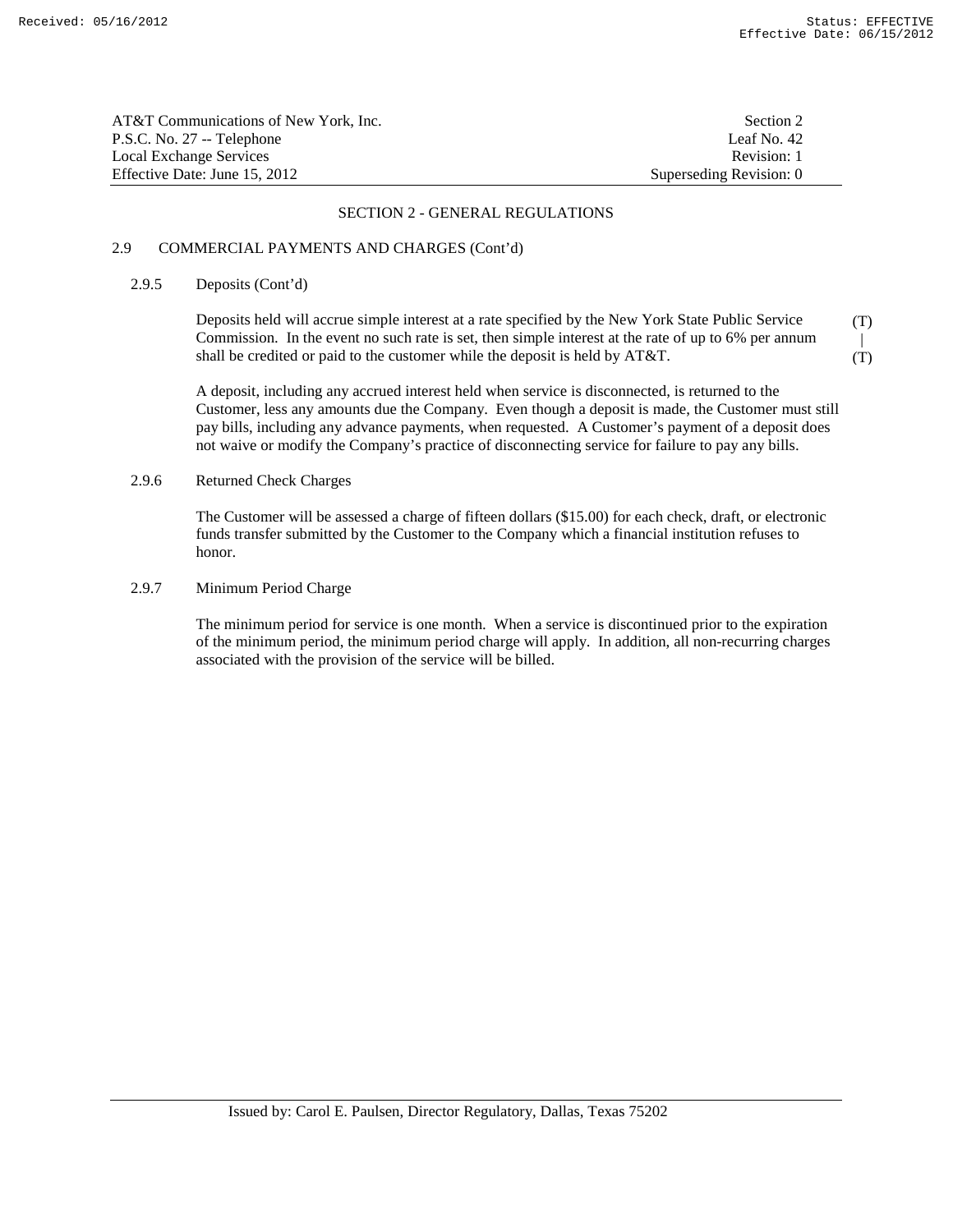## SECTION 2 - GENERAL REGULATIONS

### 2.9 COMMERCIAL PAYMENTS AND CHARGES (Cont'd)

#### 2.9.5 Deposits (Cont'd)

Deposits held will accrue simple interest at a rate specified by the New York State Public Service Commission. In the event no such rate is set, then simple interest at the rate of up to 6% per annum shall be credited or paid to the customer while the deposit is held by AT&T. (T)

A deposit, including any accrued interest held when service is disconnected, is returned to the Customer, less any amounts due the Company. Even though a deposit is made, the Customer must still pay bills, including any advance payments, when requested. A Customer's payment of a deposit does not waive or modify the Company's practice of disconnecting service for failure to pay any bills.

#### 2.9.6 Returned Check Charges

The Customer will be assessed a charge of fifteen dollars ($15.00) for each check, draft, or electronic funds transfer submitted by the Customer to the Company which a financial institution refuses to honor.

#### 2.9.7 Minimum Period Charge

The minimum period for service is one month. When a service is discontinued prior to the expiration of the minimum period, the minimum period charge will apply. In addition, all non-recurring charges associated with the provision of the service will be billed.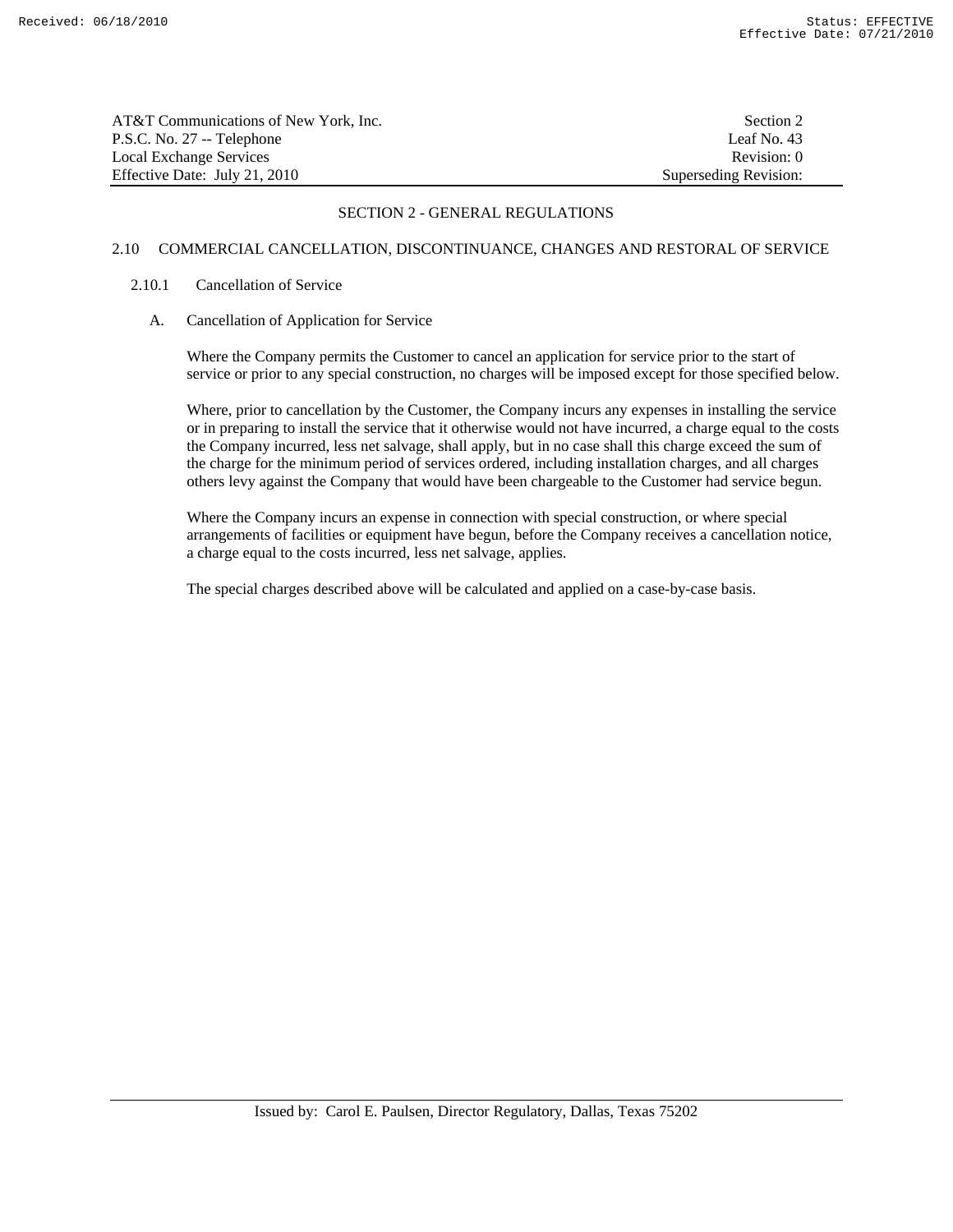## SECTION 2 - GENERAL REGULATIONS

### 2.10 COMMERCIAL CANCELLATION, DISCONTINUANCE, CHANGES AND RESTORAL OF SERVICE

#### 2.10.1 Cancellation of Service

A. Cancellation of Application for Service

Where the Company permits the Customer to cancel an application for service prior to the start of service or prior to any special construction, no charges will be imposed except for those specified below.

Where, prior to cancellation by the Customer, the Company incurs any expenses in installing the service or in preparing to install the service that it otherwise would not have incurred, a charge equal to the costs the Company incurred, less net salvage, shall apply, but in no case shall this charge exceed the sum of the charge for the minimum period of services ordered, including installation charges, and all charges others levy against the Company that would have been chargeable to the Customer had service begun.

Where the Company incurs an expense in connection with special construction, or where special arrangements of facilities or equipment have begun, before the Company receives a cancellation notice, a charge equal to the costs incurred, less net salvage, applies.

The special charges described above will be calculated and applied on a case-by-case basis.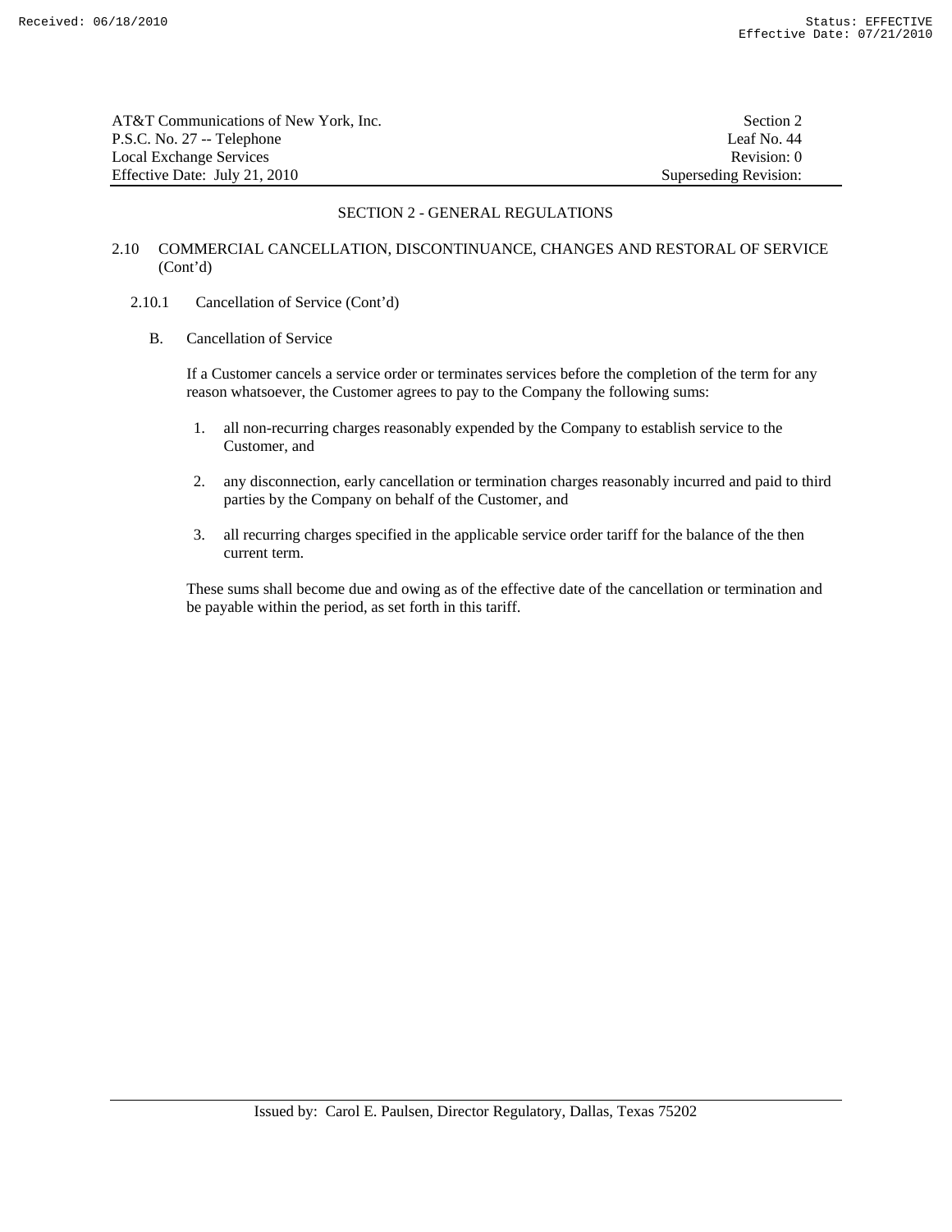## SECTION 2 - GENERAL REGULATIONS

### 2.10 COMMERCIAL CANCELLATION, DISCONTINUANCE, CHANGES AND RESTORAL OF SERVICE (Cont'd)

#### 2.10.1 Cancellation of Service (Cont'd)

B. Cancellation of Service

If a Customer cancels a service order or terminates services before the completion of the term for any reason whatsoever, the Customer agrees to pay to the Company the following sums:

1. all non-recurring charges reasonably expended by the Company to establish service to the Customer, and

2. any disconnection, early cancellation or termination charges reasonably incurred and paid to third parties by the Company on behalf of the Customer, and

3. all recurring charges specified in the applicable service order tariff for the balance of the then current term.

These sums shall become due and owing as of the effective date of the cancellation or termination and be payable within the period, as set forth in this tariff.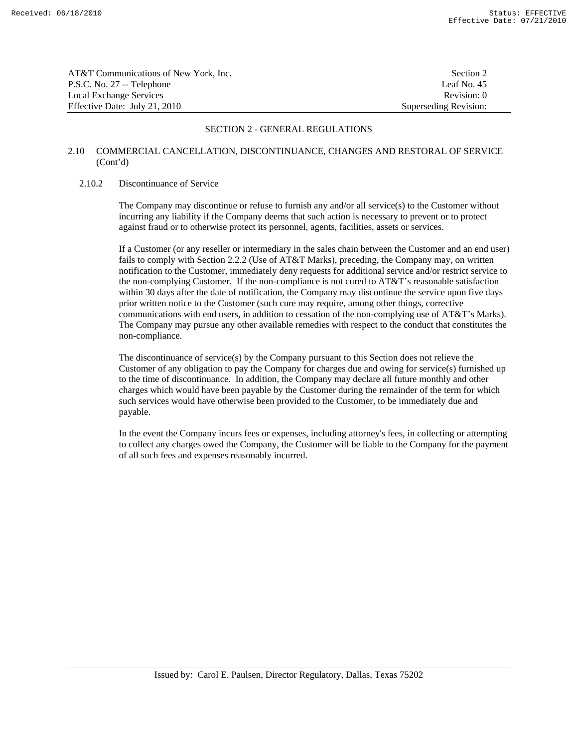## SECTION 2 - GENERAL REGULATIONS

### 2.10 COMMERCIAL CANCELLATION, DISCONTINUANCE, CHANGES AND RESTORAL OF SERVICE (Cont'd)

#### 2.10.2 Discontinuance of Service

The Company may discontinue or refuse to furnish any and/or all service(s) to the Customer without incurring any liability if the Company deems that such action is necessary to prevent or to protect against fraud or to otherwise protect its personnel, agents, facilities, assets or services.

If a Customer (or any reseller or intermediary in the sales chain between the Customer and an end user) fails to comply with Section 2.2.2 (Use of AT&T Marks), preceding, the Company may, on written notification to the Customer, immediately deny requests for additional service and/or restrict service to the non-complying Customer. If the non-compliance is not cured to AT&T's reasonable satisfaction within 30 days after the date of notification, the Company may discontinue the service upon five days prior written notice to the Customer (such cure may require, among other things, corrective communications with end users, in addition to cessation of the non-complying use of AT&T's Marks). The Company may pursue any other available remedies with respect to the conduct that constitutes the non-compliance.

The discontinuance of service(s) by the Company pursuant to this Section does not relieve the Customer of any obligation to pay the Company for charges due and owing for service(s) furnished up to the time of discontinuance. In addition, the Company may declare all future monthly and other charges which would have been payable by the Customer during the remainder of the term for which such services would have otherwise been provided to the Customer, to be immediately due and payable.

In the event the Company incurs fees or expenses, including attorney's fees, in collecting or attempting to collect any charges owed the Company, the Customer will be liable to the Company for the payment of all such fees and expenses reasonably incurred.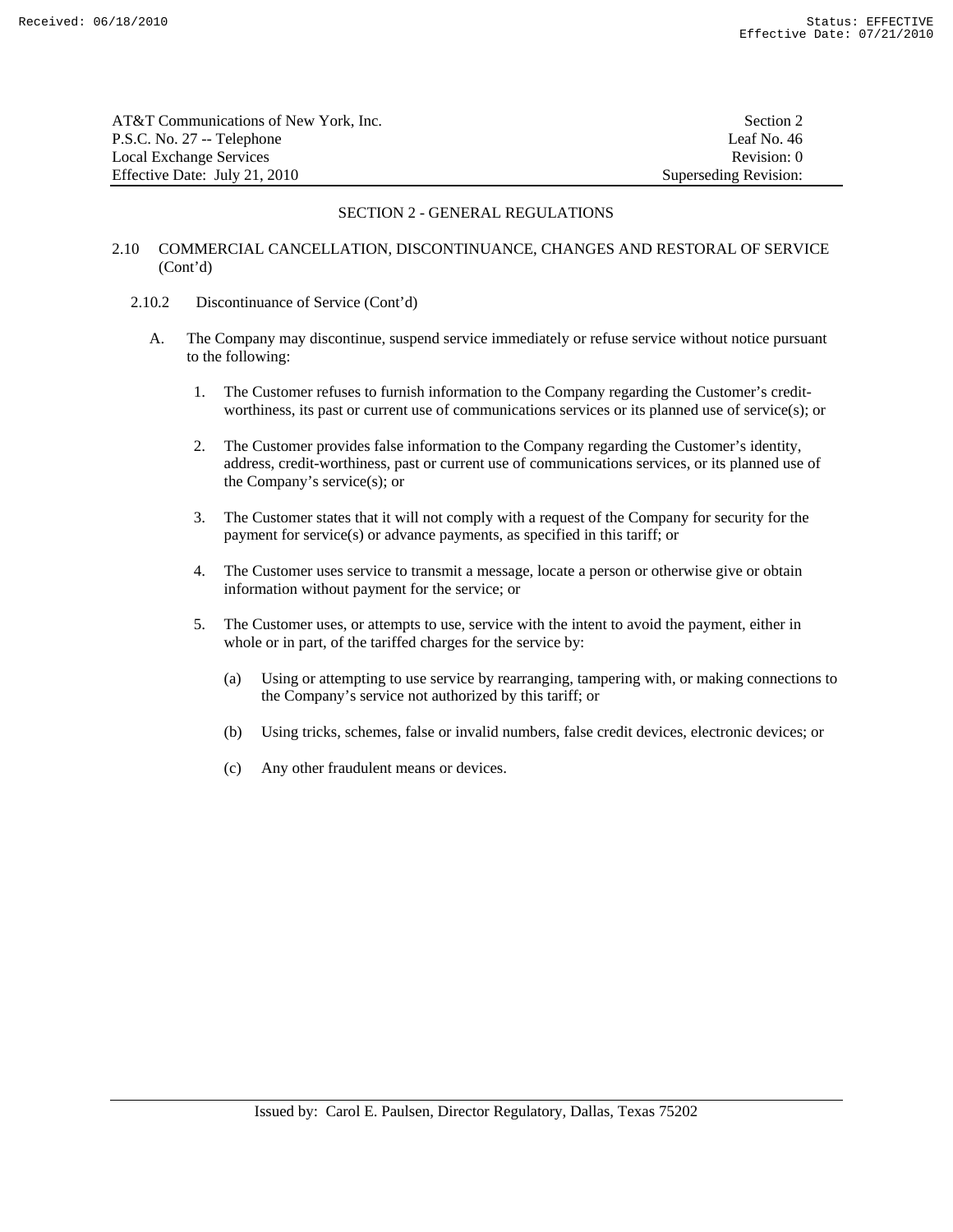## SECTION 2 - GENERAL REGULATIONS

2.10 COMMERCIAL CANCELLATION, DISCONTINUANCE, CHANGES AND RESTORAL OF SERVICE (Cont'd)

2.10.2 Discontinuance of Service (Cont'd)

A. The Company may discontinue, suspend service immediately or refuse service without notice pursuant to the following:

1. The Customer refuses to furnish information to the Company regarding the Customer's credit-worthiness, its past or current use of communications services or its planned use of service(s); or

2. The Customer provides false information to the Company regarding the Customer's identity, address, credit-worthiness, past or current use of communications services, or its planned use of the Company's service(s); or

3. The Customer states that it will not comply with a request of the Company for security for the payment for service(s) or advance payments, as specified in this tariff; or

4. The Customer uses service to transmit a message, locate a person or otherwise give or obtain information without payment for the service; or

5. The Customer uses, or attempts to use, service with the intent to avoid the payment, either in whole or in part, of the tariffed charges for the service by:

   (a) Using or attempting to use service by rearranging, tampering with, or making connections to the Company's service not authorized by this tariff; or

   (b) Using tricks, schemes, false or invalid numbers, false credit devices, electronic devices; or

   (c) Any other fraudulent means or devices.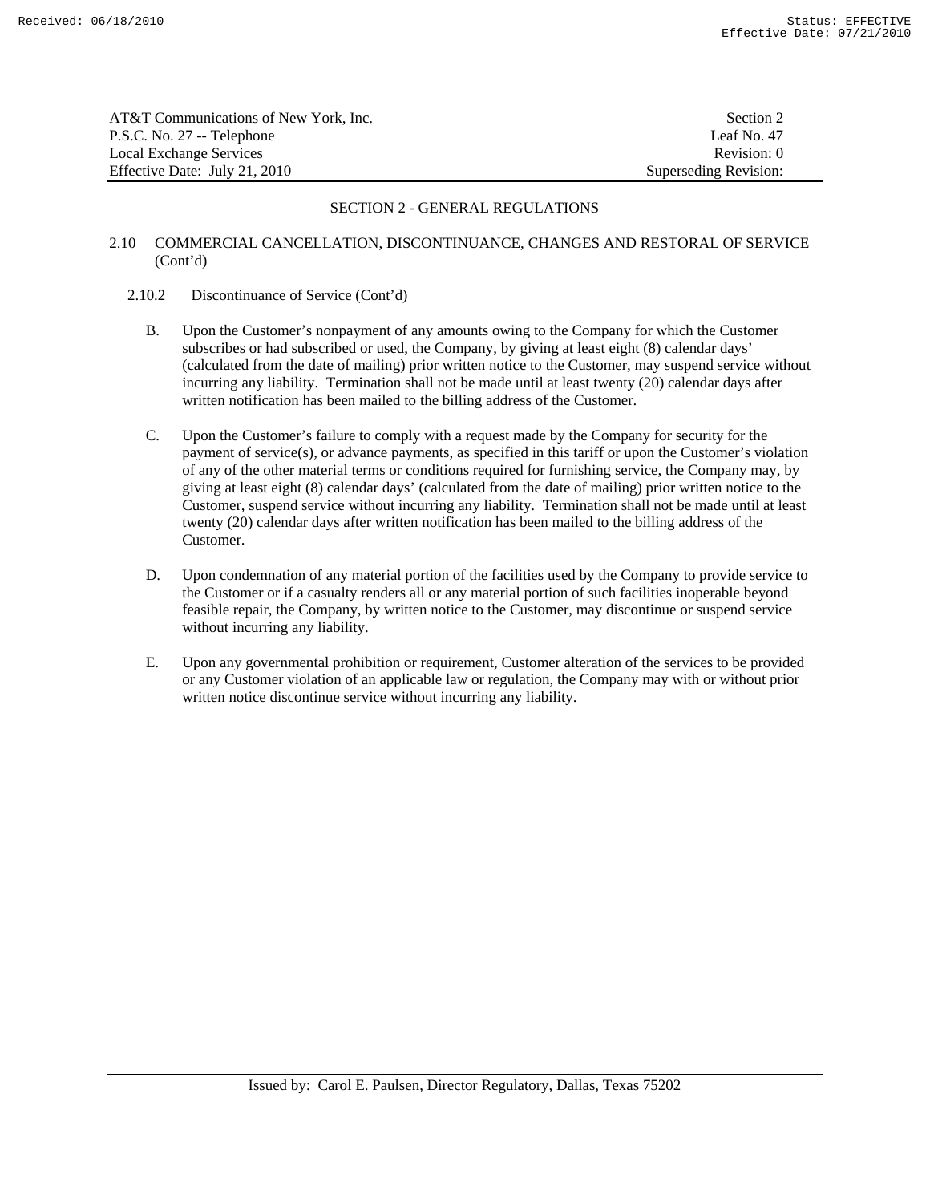## SECTION 2 - GENERAL REGULATIONS

### 2.10 COMMERCIAL CANCELLATION, DISCONTINUANCE, CHANGES AND RESTORAL OF SERVICE (Cont'd)

#### 2.10.2 Discontinuance of Service (Cont'd)

B. Upon the Customer's nonpayment of any amounts owing to the Company for which the Customer subscribes or had subscribed or used, the Company, by giving at least eight (8) calendar days' (calculated from the date of mailing) prior written notice to the Customer, may suspend service without incurring any liability. Termination shall not be made until at least twenty (20) calendar days after written notification has been mailed to the billing address of the Customer.

C. Upon the Customer's failure to comply with a request made by the Company for security for the payment of service(s), or advance payments, as specified in this tariff or upon the Customer's violation of any of the other material terms or conditions required for furnishing service, the Company may, by giving at least eight (8) calendar days' (calculated from the date of mailing) prior written notice to the Customer, suspend service without incurring any liability. Termination shall not be made until at least twenty (20) calendar days after written notification has been mailed to the billing address of the Customer.

D. Upon condemnation of any material portion of the facilities used by the Company to provide service to the Customer or if a casualty renders all or any material portion of such facilities inoperable beyond feasible repair, the Company, by written notice to the Customer, may discontinue or suspend service without incurring any liability.

E. Upon any governmental prohibition or requirement, Customer alteration of the services to be provided or any Customer violation of an applicable law or regulation, the Company may with or without prior written notice discontinue service without incurring any liability.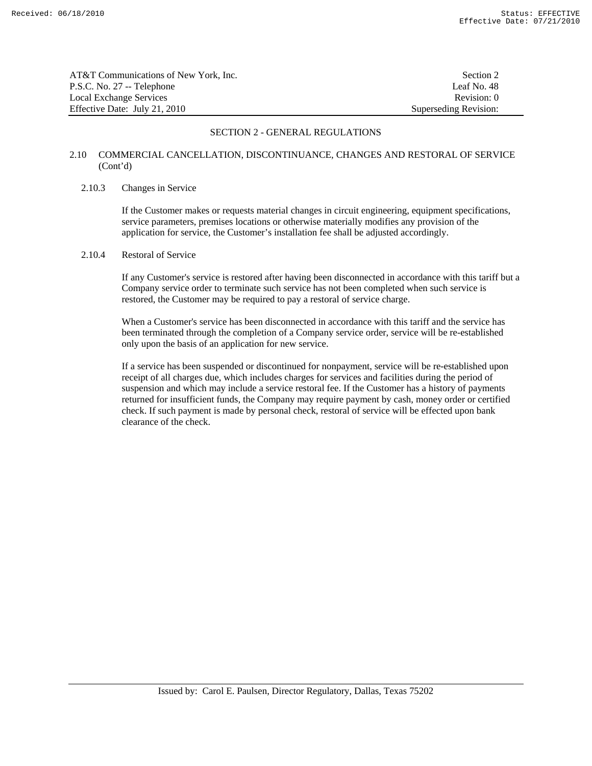## SECTION 2 - GENERAL REGULATIONS

### 2.10 COMMERCIAL CANCELLATION, DISCONTINUANCE, CHANGES AND RESTORAL OF SERVICE (Cont'd)

#### 2.10.3 Changes in Service

If the Customer makes or requests material changes in circuit engineering, equipment specifications, service parameters, premises locations or otherwise materially modifies any provision of the application for service, the Customer's installation fee shall be adjusted accordingly.

#### 2.10.4 Restoral of Service

If any Customer's service is restored after having been disconnected in accordance with this tariff but a Company service order to terminate such service has not been completed when such service is restored, the Customer may be required to pay a restoral of service charge.

When a Customer's service has been disconnected in accordance with this tariff and the service has been terminated through the completion of a Company service order, service will be re-established only upon the basis of an application for new service.

If a service has been suspended or discontinued for nonpayment, service will be re-established upon receipt of all charges due, which includes charges for services and facilities during the period of suspension and which may include a service restoral fee. If the Customer has a history of payments returned for insufficient funds, the Company may require payment by cash, money order or certified check. If such payment is made by personal check, restoral of service will be effected upon bank clearance of the check.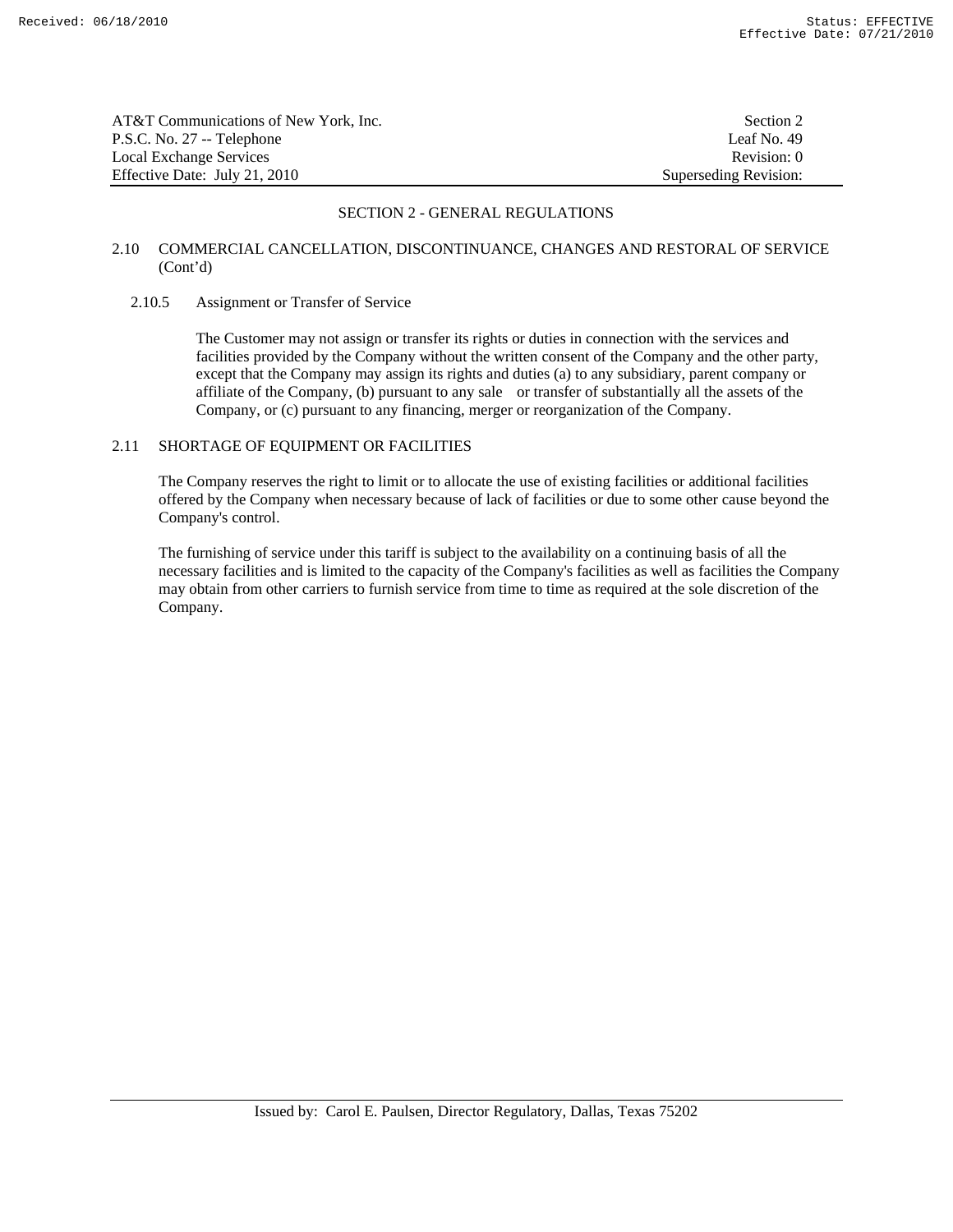## SECTION 2 - GENERAL REGULATIONS

### 2.10 COMMERCIAL CANCELLATION, DISCONTINUANCE, CHANGES AND RESTORAL OF SERVICE (Cont'd)

#### 2.10.5 Assignment or Transfer of Service

The Customer may not assign or transfer its rights or duties in connection with the services and facilities provided by the Company without the written consent of the Company and the other party, except that the Company may assign its rights and duties (a) to any subsidiary, parent company or affiliate of the Company, (b) pursuant to any sale or transfer of substantially all the assets of the Company, or (c) pursuant to any financing, merger or reorganization of the Company.

### 2.11 SHORTAGE OF EQUIPMENT OR FACILITIES

The Company reserves the right to limit or to allocate the use of existing facilities or additional facilities offered by the Company when necessary because of lack of facilities or due to some other cause beyond the Company's control.

The furnishing of service under this tariff is subject to the availability on a continuing basis of all the necessary facilities and is limited to the capacity of the Company's facilities as well as facilities the Company may obtain from other carriers to furnish service from time to time as required at the sole discretion of the Company.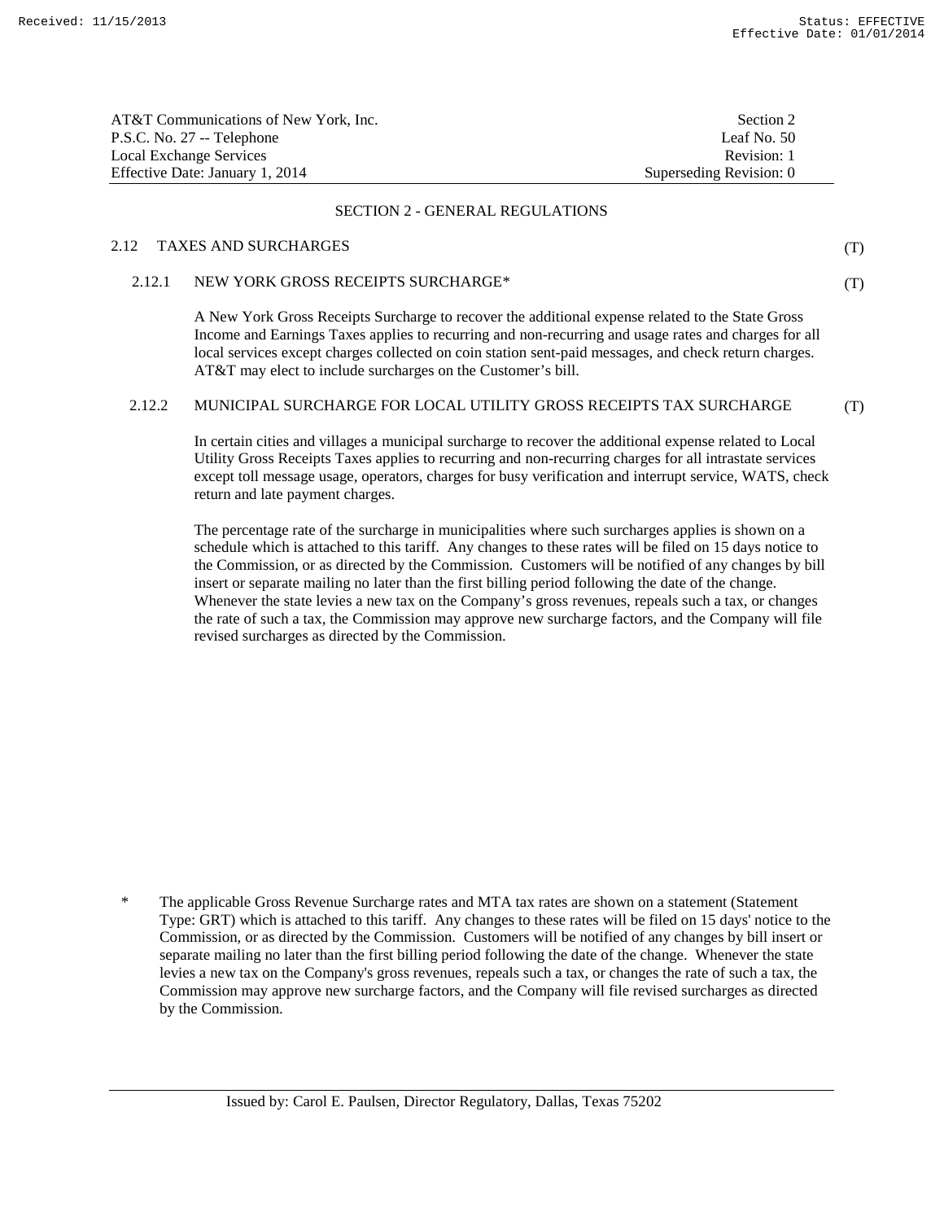## SECTION 2 - GENERAL REGULATIONS

### 2.12 TAXES AND SURCHARGES (T)

#### 2.12.1 NEW YORK GROSS RECEIPTS SURCHARGE* (T)

A New York Gross Receipts Surcharge to recover the additional expense related to the State Gross Income and Earnings Taxes applies to recurring and non-recurring and usage rates and charges for all local services except charges collected on coin station sent-paid messages, and check return charges. AT&T may elect to include surcharges on the Customer's bill.

#### 2.12.2 MUNICIPAL SURCHARGE FOR LOCAL UTILITY GROSS RECEIPTS TAX SURCHARGE (T)

In certain cities and villages a municipal surcharge to recover the additional expense related to Local Utility Gross Receipts Taxes applies to recurring and non-recurring charges for all intrastate services except toll message usage, operators, charges for busy verification and interrupt service, WATS, check return and late payment charges.

The percentage rate of the surcharge in municipalities where such surcharges applies is shown on a schedule which is attached to this tariff. Any changes to these rates will be filed on 15 days notice to the Commission, or as directed by the Commission. Customers will be notified of any changes by bill insert or separate mailing no later than the first billing period following the date of the change. Whenever the state levies a new tax on the Company's gross revenues, repeals such a tax, or changes the rate of such a tax, the Commission may approve new surcharge factors, and the Company will file revised surcharges as directed by the Commission.

\* The applicable Gross Revenue Surcharge rates and MTA tax rates are shown on a statement (Statement Type: GRT) which is attached to this tariff. Any changes to these rates will be filed on 15 days' notice to the Commission, or as directed by the Commission. Customers will be notified of any changes by bill insert or separate mailing no later than the first billing period following the date of the change. Whenever the state levies a new tax on the Company's gross revenues, repeals such a tax, or changes the rate of such a tax, the Commission may approve new surcharge factors, and the Company will file revised surcharges as directed by the Commission.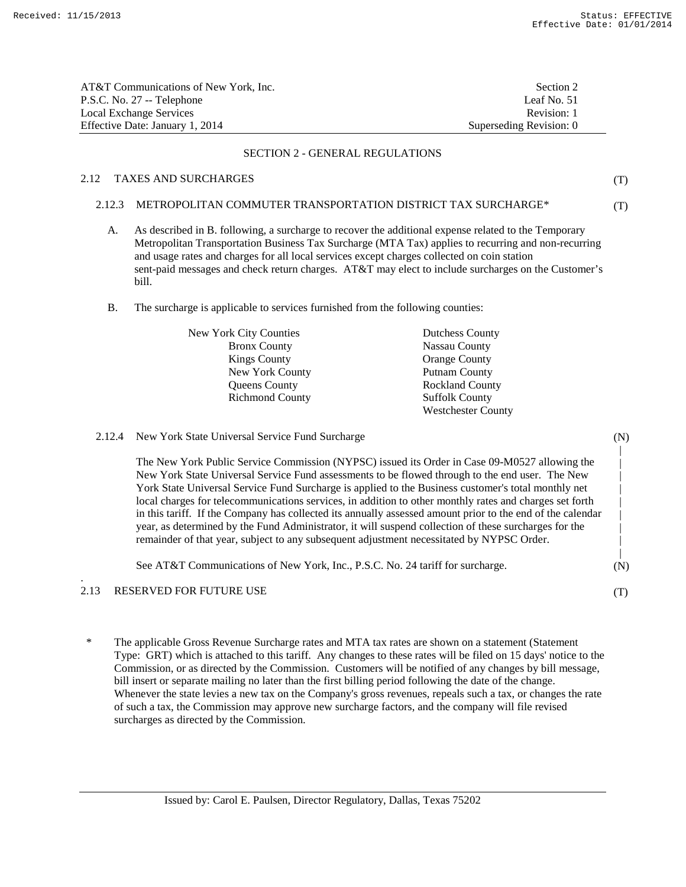AT&T Communications of New York, Inc. | Section 2
P.S.C. No. 27 -- Telephone | Leaf No. 51
Local Exchange Services | Revision: 1
Effective Date: January 1, 2014 | Superseding Revision: 0

## SECTION 2 - GENERAL REGULATIONS

### 2.12 TAXES AND SURCHARGES (T)

#### 2.12.3 METROPOLITAN COMMUTER TRANSPORTATION DISTRICT TAX SURCHARGE* (T)

A. As described in B. following, a surcharge to recover the additional expense related to the Temporary Metropolitan Transportation Business Tax Surcharge (MTA Tax) applies to recurring and non-recurring and usage rates and charges for all local services except charges collected on coin station sent-paid messages and check return charges. AT&T may elect to include surcharges on the Customer's bill.

B. The surcharge is applicable to services furnished from the following counties:

| New York City Counties | |
|---|---|
| Bronx County | Dutchess County |
| Kings County | Nassau County |
| New York County | Orange County |
| Queens County | Putnam County |
| Richmond County | Rockland County |
| | Suffolk County |
| | Westchester County |

#### 2.12.4 New York State Universal Service Fund Surcharge (N)

The New York Public Service Commission (NYPSC) issued its Order in Case 09-M0527 allowing the New York State Universal Service Fund assessments to be flowed through to the end user. The New York State Universal Service Fund Surcharge is applied to the Business customer's total monthly net local charges for telecommunications services, in addition to other monthly rates and charges set forth in this tariff. If the Company has collected its annually assessed amount prior to the end of the calendar year, as determined by the Fund Administrator, it will suspend collection of these surcharges for the remainder of that year, subject to any subsequent adjustment necessitated by NYPSC Order.

See AT&T Communications of New York, Inc., P.S.C. No. 24 tariff for surcharge. (N)

### 2.13 RESERVED FOR FUTURE USE (T)

\* The applicable Gross Revenue Surcharge rates and MTA tax rates are shown on a statement (Statement Type: GRT) which is attached to this tariff. Any changes to these rates will be filed on 15 days' notice to the Commission, or as directed by the Commission. Customers will be notified of any changes by bill message, bill insert or separate mailing no later than the first billing period following the date of the change. Whenever the state levies a new tax on the Company's gross revenues, repeals such a tax, or changes the rate of such a tax, the Commission may approve new surcharge factors, and the company will file revised surcharges as directed by the Commission.

Issued by: Carol E. Paulsen, Director Regulatory, Dallas, Texas 75202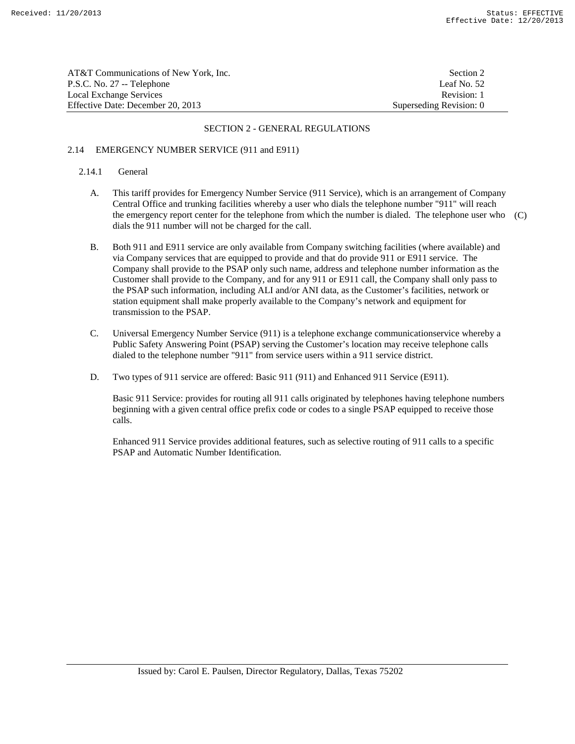## SECTION 2 - GENERAL REGULATIONS

### 2.14 EMERGENCY NUMBER SERVICE (911 and E911)

#### 2.14.1 General

A. This tariff provides for Emergency Number Service (911 Service), which is an arrangement of Company Central Office and trunking facilities whereby a user who dials the telephone number "911" will reach the emergency report center for the telephone from which the number is dialed. The telephone user who dials the 911 number will not be charged for the call. (C)

B. Both 911 and E911 service are only available from Company switching facilities (where available) and via Company services that are equipped to provide and that do provide 911 or E911 service. The Company shall provide to the PSAP only such name, address and telephone number information as the Customer shall provide to the Company, and for any 911 or E911 call, the Company shall only pass to the PSAP such information, including ALI and/or ANI data, as the Customer's facilities, network or station equipment shall make properly available to the Company's network and equipment for transmission to the PSAP.

C. Universal Emergency Number Service (911) is a telephone exchange communicationservice whereby a Public Safety Answering Point (PSAP) serving the Customer's location may receive telephone calls dialed to the telephone number "911" from service users within a 911 service district.

D. Two types of 911 service are offered: Basic 911 (911) and Enhanced 911 Service (E911).

Basic 911 Service: provides for routing all 911 calls originated by telephones having telephone numbers beginning with a given central office prefix code or codes to a single PSAP equipped to receive those calls.

Enhanced 911 Service provides additional features, such as selective routing of 911 calls to a specific PSAP and Automatic Number Identification.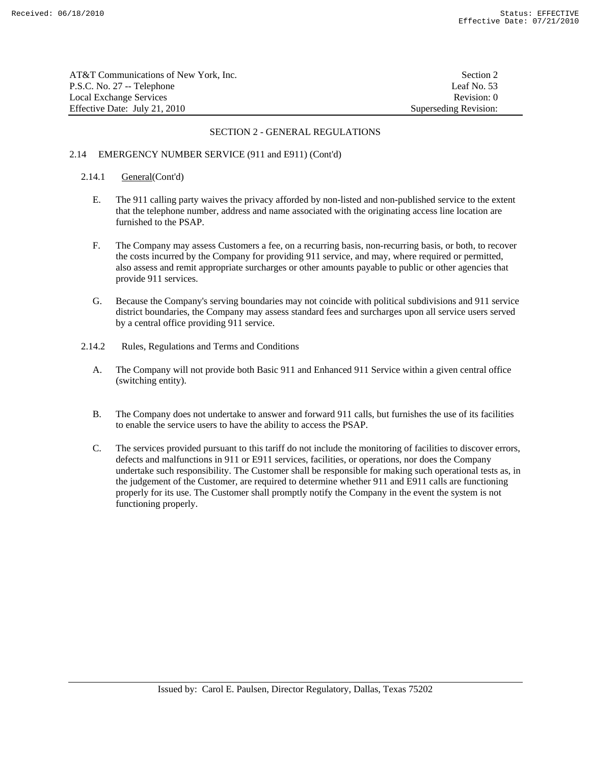## SECTION 2 - GENERAL REGULATIONS

### 2.14 EMERGENCY NUMBER SERVICE (911 and E911) (Cont'd)

#### 2.14.1 General(Cont'd)

E. The 911 calling party waives the privacy afforded by non-listed and non-published service to the extent that the telephone number, address and name associated with the originating access line location are furnished to the PSAP.

F. The Company may assess Customers a fee, on a recurring basis, non-recurring basis, or both, to recover the costs incurred by the Company for providing 911 service, and may, where required or permitted, also assess and remit appropriate surcharges or other amounts payable to public or other agencies that provide 911 services.

G. Because the Company's serving boundaries may not coincide with political subdivisions and 911 service district boundaries, the Company may assess standard fees and surcharges upon all service users served by a central office providing 911 service.

#### 2.14.2 Rules, Regulations and Terms and Conditions

A. The Company will not provide both Basic 911 and Enhanced 911 Service within a given central office (switching entity).

B. The Company does not undertake to answer and forward 911 calls, but furnishes the use of its facilities to enable the service users to have the ability to access the PSAP.

C. The services provided pursuant to this tariff do not include the monitoring of facilities to discover errors, defects and malfunctions in 911 or E911 services, facilities, or operations, nor does the Company undertake such responsibility. The Customer shall be responsible for making such operational tests as, in the judgement of the Customer, are required to determine whether 911 and E911 calls are functioning properly for its use. The Customer shall promptly notify the Company in the event the system is not functioning properly.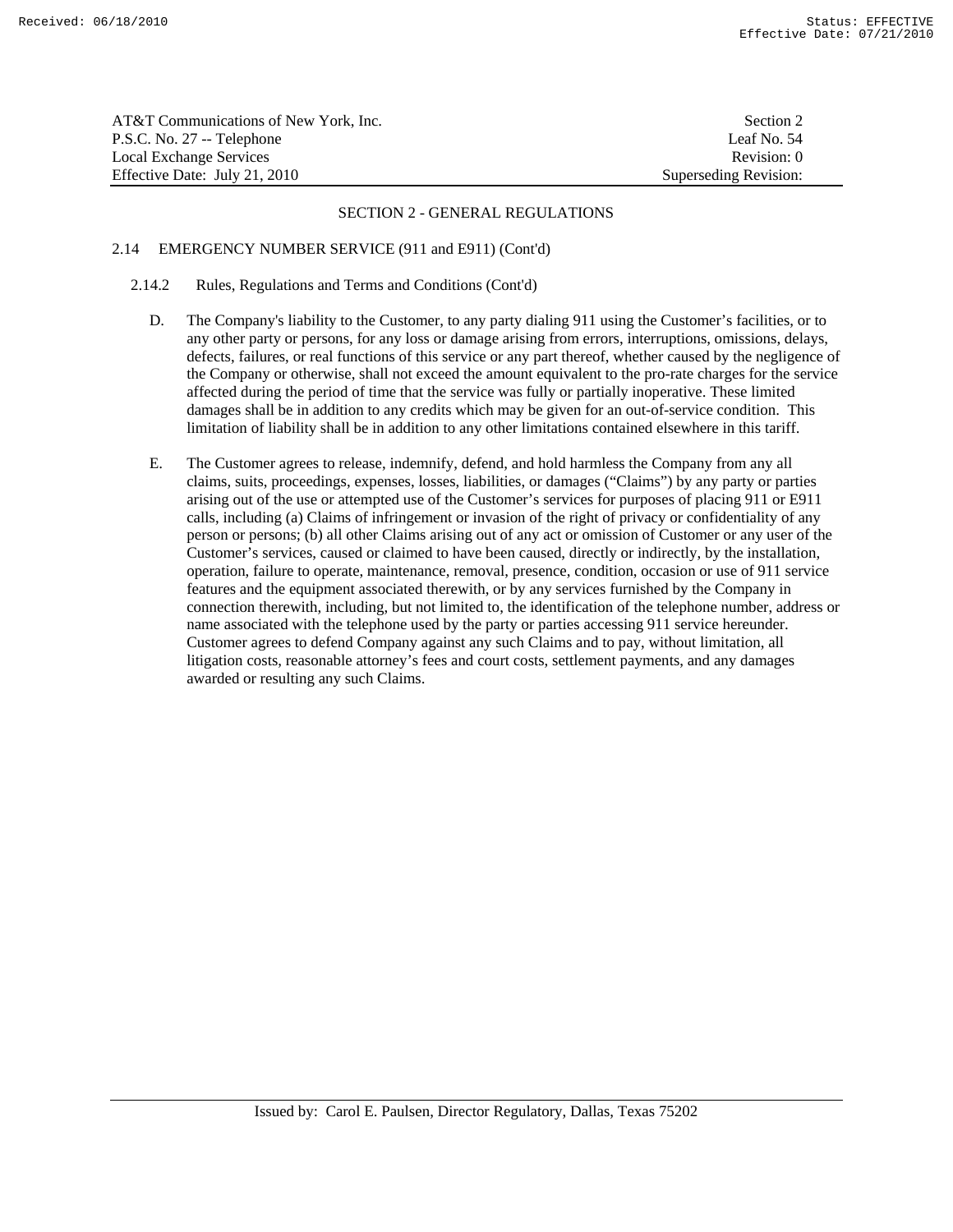## SECTION 2 - GENERAL REGULATIONS

### 2.14 EMERGENCY NUMBER SERVICE (911 and E911) (Cont'd)

#### 2.14.2 Rules, Regulations and Terms and Conditions (Cont'd)

D. The Company's liability to the Customer, to any party dialing 911 using the Customer's facilities, or to any other party or persons, for any loss or damage arising from errors, interruptions, omissions, delays, defects, failures, or real functions of this service or any part thereof, whether caused by the negligence of the Company or otherwise, shall not exceed the amount equivalent to the pro-rate charges for the service affected during the period of time that the service was fully or partially inoperative. These limited damages shall be in addition to any credits which may be given for an out-of-service condition. This limitation of liability shall be in addition to any other limitations contained elsewhere in this tariff.

E. The Customer agrees to release, indemnify, defend, and hold harmless the Company from any all claims, suits, proceedings, expenses, losses, liabilities, or damages ("Claims") by any party or parties arising out of the use or attempted use of the Customer's services for purposes of placing 911 or E911 calls, including (a) Claims of infringement or invasion of the right of privacy or confidentiality of any person or persons; (b) all other Claims arising out of any act or omission of Customer or any user of the Customer's services, caused or claimed to have been caused, directly or indirectly, by the installation, operation, failure to operate, maintenance, removal, presence, condition, occasion or use of 911 service features and the equipment associated therewith, or by any services furnished by the Company in connection therewith, including, but not limited to, the identification of the telephone number, address or name associated with the telephone used by the party or parties accessing 911 service hereunder. Customer agrees to defend Company against any such Claims and to pay, without limitation, all litigation costs, reasonable attorney's fees and court costs, settlement payments, and any damages awarded or resulting any such Claims.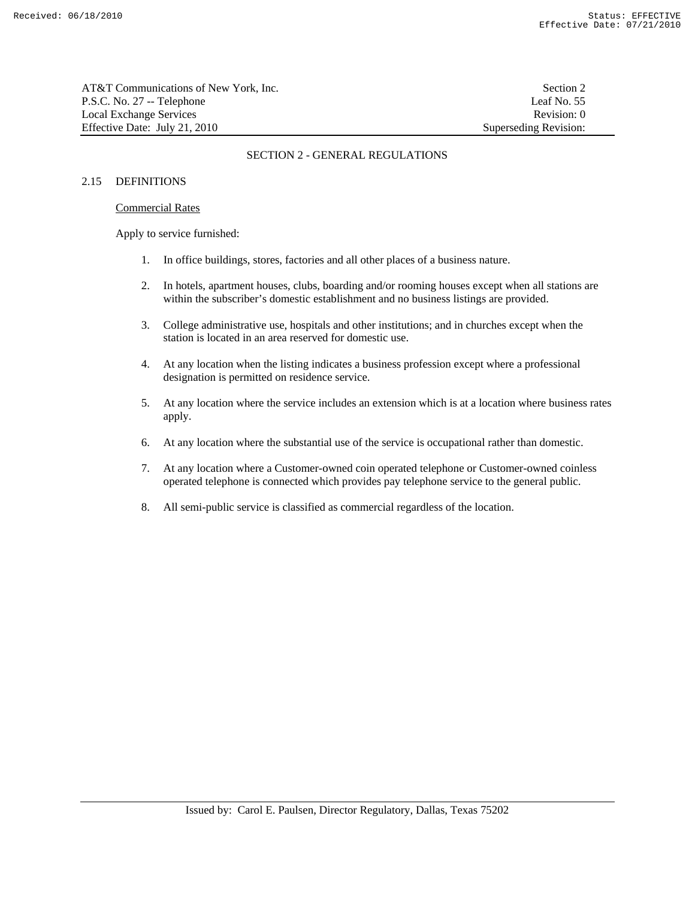## SECTION 2 - GENERAL REGULATIONS

### 2.15 DEFINITIONS

Commercial Rates

Apply to service furnished:

1. In office buildings, stores, factories and all other places of a business nature.

2. In hotels, apartment houses, clubs, boarding and/or rooming houses except when all stations are within the subscriber's domestic establishment and no business listings are provided.

3. College administrative use, hospitals and other institutions; and in churches except when the station is located in an area reserved for domestic use.

4. At any location when the listing indicates a business profession except where a professional designation is permitted on residence service.

5. At any location where the service includes an extension which is at a location where business rates apply.

6. At any location where the substantial use of the service is occupational rather than domestic.

7. At any location where a Customer-owned coin operated telephone or Customer-owned coinless operated telephone is connected which provides pay telephone service to the general public.

8. All semi-public service is classified as commercial regardless of the location.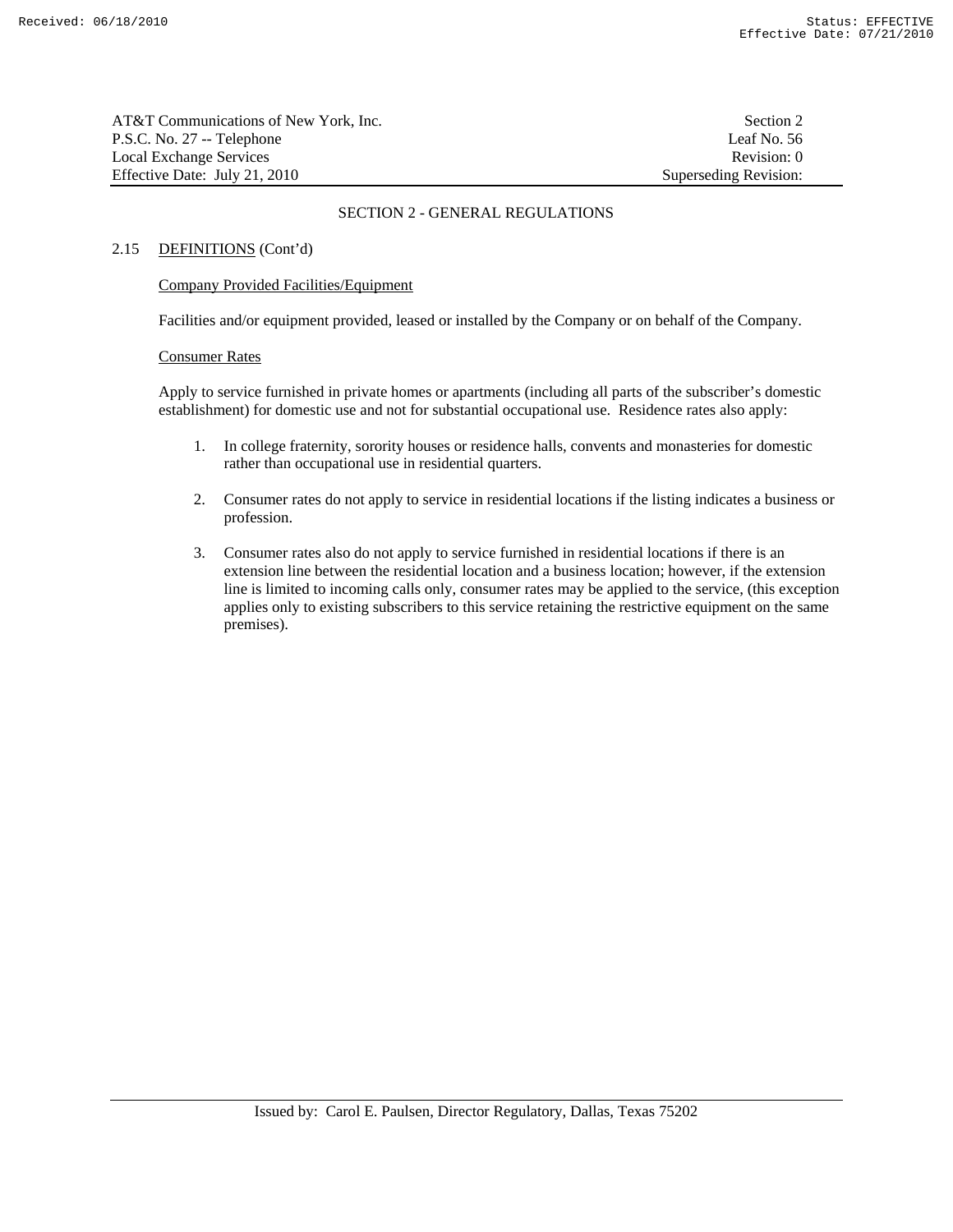## SECTION 2 - GENERAL REGULATIONS

### 2.15 DEFINITIONS (Cont'd)

Company Provided Facilities/Equipment

Facilities and/or equipment provided, leased or installed by the Company or on behalf of the Company.

Consumer Rates

Apply to service furnished in private homes or apartments (including all parts of the subscriber's domestic establishment) for domestic use and not for substantial occupational use. Residence rates also apply:

1. In college fraternity, sorority houses or residence halls, convents and monasteries for domestic rather than occupational use in residential quarters.

2. Consumer rates do not apply to service in residential locations if the listing indicates a business or profession.

3. Consumer rates also do not apply to service furnished in residential locations if there is an extension line between the residential location and a business location; however, if the extension line is limited to incoming calls only, consumer rates may be applied to the service, (this exception applies only to existing subscribers to this service retaining the restrictive equipment on the same premises).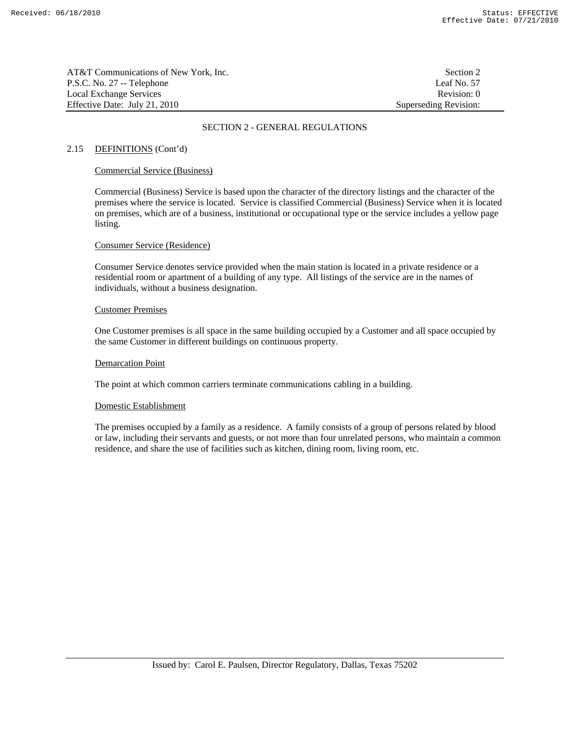## SECTION 2 - GENERAL REGULATIONS

### 2.15 DEFINITIONS (Cont'd)

Commercial Service (Business)

Commercial (Business) Service is based upon the character of the directory listings and the character of the premises where the service is located. Service is classified Commercial (Business) Service when it is located on premises, which are of a business, institutional or occupational type or the service includes a yellow page listing.

Consumer Service (Residence)

Consumer Service denotes service provided when the main station is located in a private residence or a residential room or apartment of a building of any type. All listings of the service are in the names of individuals, without a business designation.

Customer Premises

One Customer premises is all space in the same building occupied by a Customer and all space occupied by the same Customer in different buildings on continuous property.

Demarcation Point

The point at which common carriers terminate communications cabling in a building.

Domestic Establishment

The premises occupied by a family as a residence. A family consists of a group of persons related by blood or law, including their servants and guests, or not more than four unrelated persons, who maintain a common residence, and share the use of facilities such as kitchen, dining room, living room, etc.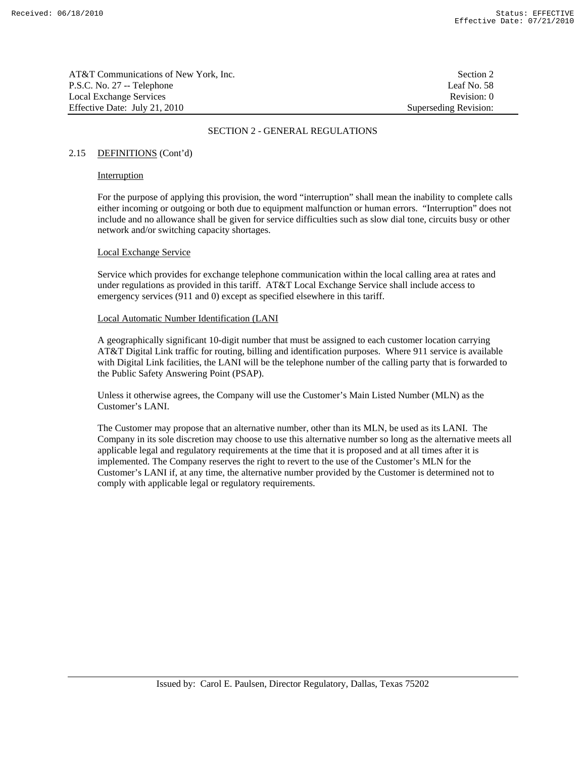## SECTION 2 - GENERAL REGULATIONS

### 2.15 DEFINITIONS (Cont'd)

Interruption

For the purpose of applying this provision, the word "interruption" shall mean the inability to complete calls either incoming or outgoing or both due to equipment malfunction or human errors. "Interruption" does not include and no allowance shall be given for service difficulties such as slow dial tone, circuits busy or other network and/or switching capacity shortages.

Local Exchange Service

Service which provides for exchange telephone communication within the local calling area at rates and under regulations as provided in this tariff. AT&T Local Exchange Service shall include access to emergency services (911 and 0) except as specified elsewhere in this tariff.

Local Automatic Number Identification (LANI

A geographically significant 10-digit number that must be assigned to each customer location carrying AT&T Digital Link traffic for routing, billing and identification purposes. Where 911 service is available with Digital Link facilities, the LANI will be the telephone number of the calling party that is forwarded to the Public Safety Answering Point (PSAP).

Unless it otherwise agrees, the Company will use the Customer's Main Listed Number (MLN) as the Customer's LANI.

The Customer may propose that an alternative number, other than its MLN, be used as its LANI. The Company in its sole discretion may choose to use this alternative number so long as the alternative meets all applicable legal and regulatory requirements at the time that it is proposed and at all times after it is implemented. The Company reserves the right to revert to the use of the Customer's MLN for the Customer's LANI if, at any time, the alternative number provided by the Customer is determined not to comply with applicable legal or regulatory requirements.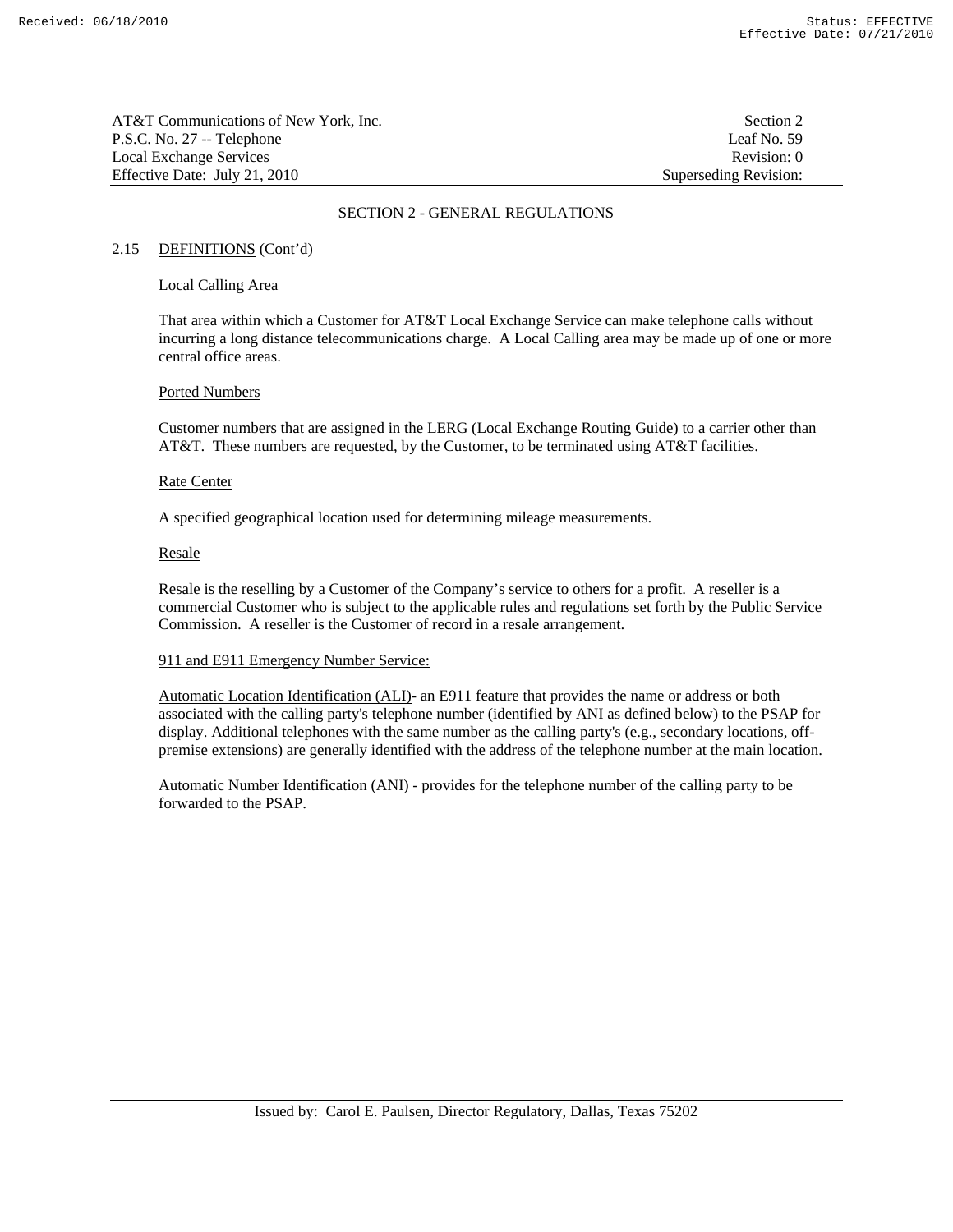## SECTION 2 - GENERAL REGULATIONS

### 2.15 DEFINITIONS (Cont'd)

Local Calling Area

That area within which a Customer for AT&T Local Exchange Service can make telephone calls without incurring a long distance telecommunications charge. A Local Calling area may be made up of one or more central office areas.

Ported Numbers

Customer numbers that are assigned in the LERG (Local Exchange Routing Guide) to a carrier other than AT&T. These numbers are requested, by the Customer, to be terminated using AT&T facilities.

Rate Center

A specified geographical location used for determining mileage measurements.

Resale

Resale is the reselling by a Customer of the Company's service to others for a profit. A reseller is a commercial Customer who is subject to the applicable rules and regulations set forth by the Public Service Commission. A reseller is the Customer of record in a resale arrangement.

911 and E911 Emergency Number Service:

Automatic Location Identification (ALI)- an E911 feature that provides the name or address or both associated with the calling party's telephone number (identified by ANI as defined below) to the PSAP for display. Additional telephones with the same number as the calling party's (e.g., secondary locations, off-premise extensions) are generally identified with the address of the telephone number at the main location.

Automatic Number Identification (ANI) - provides for the telephone number of the calling party to be forwarded to the PSAP.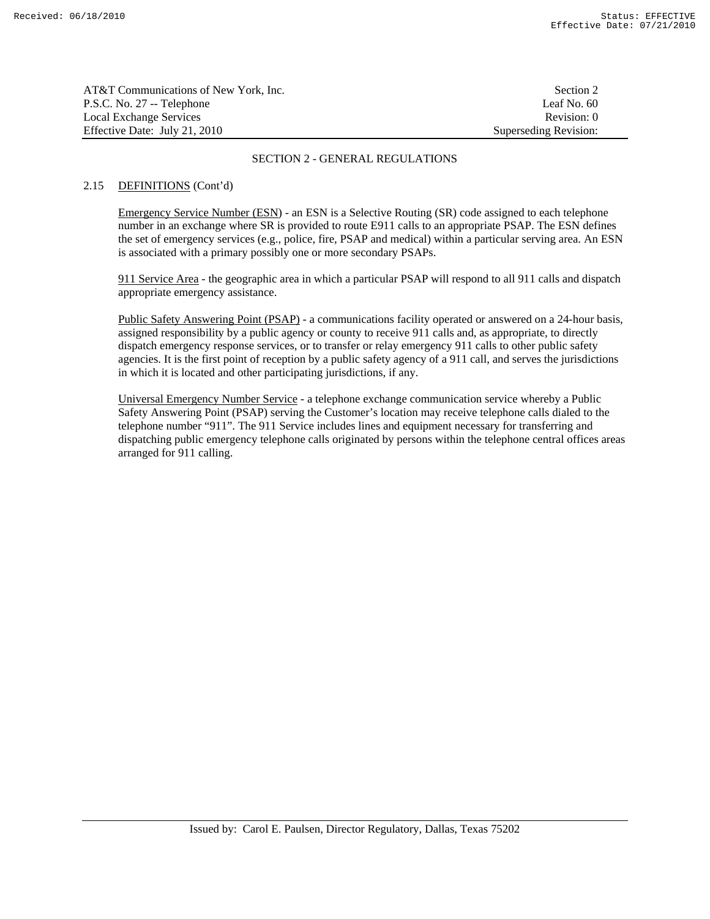## SECTION 2 - GENERAL REGULATIONS

### 2.15 DEFINITIONS (Cont'd)

Emergency Service Number (ESN) - an ESN is a Selective Routing (SR) code assigned to each telephone number in an exchange where SR is provided to route E911 calls to an appropriate PSAP. The ESN defines the set of emergency services (e.g., police, fire, PSAP and medical) within a particular serving area. An ESN is associated with a primary possibly one or more secondary PSAPs.

911 Service Area - the geographic area in which a particular PSAP will respond to all 911 calls and dispatch appropriate emergency assistance.

Public Safety Answering Point (PSAP) - a communications facility operated or answered on a 24-hour basis, assigned responsibility by a public agency or county to receive 911 calls and, as appropriate, to directly dispatch emergency response services, or to transfer or relay emergency 911 calls to other public safety agencies. It is the first point of reception by a public safety agency of a 911 call, and serves the jurisdictions in which it is located and other participating jurisdictions, if any.

Universal Emergency Number Service - a telephone exchange communication service whereby a Public Safety Answering Point (PSAP) serving the Customer's location may receive telephone calls dialed to the telephone number "911". The 911 Service includes lines and equipment necessary for transferring and dispatching public emergency telephone calls originated by persons within the telephone central offices areas arranged for 911 calling.